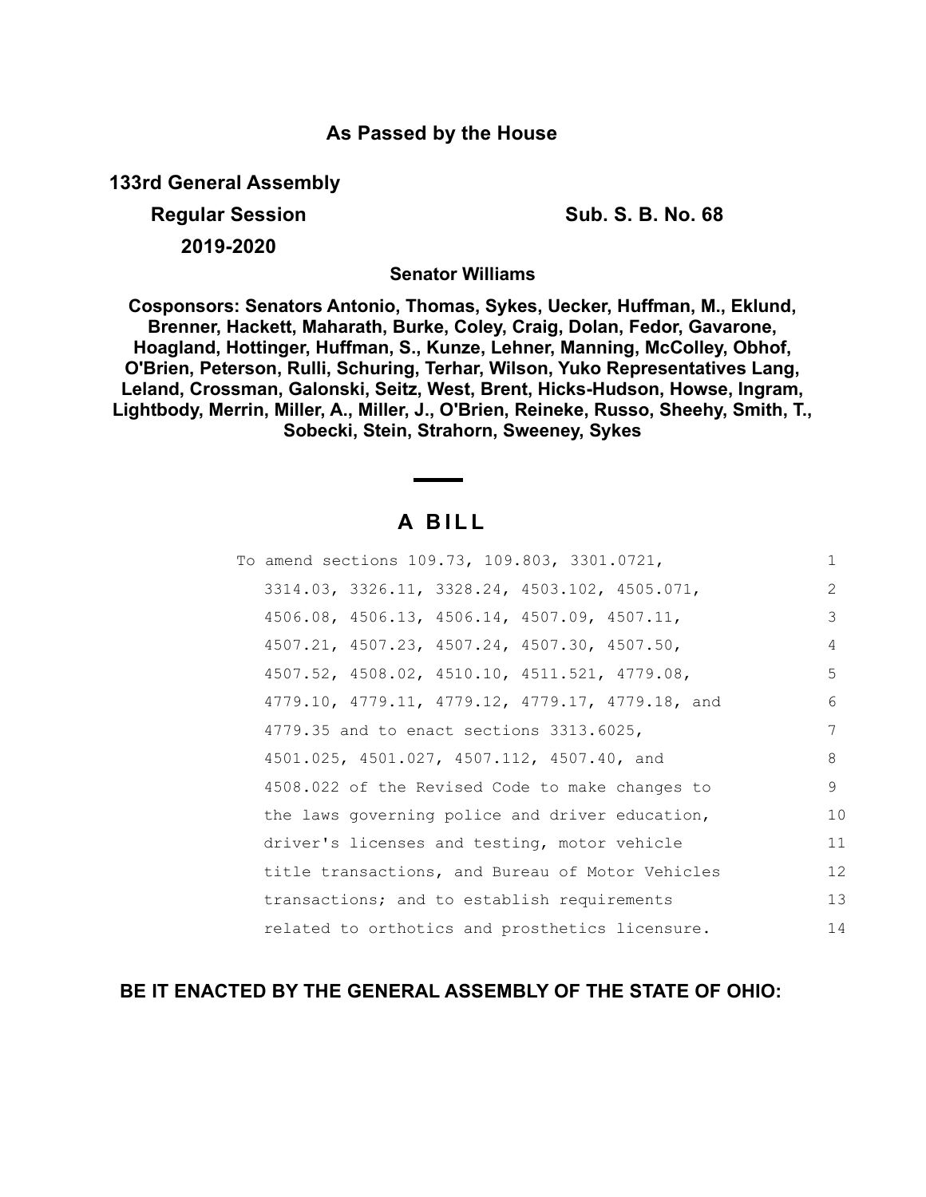**As Passed by the House**

**133rd General Assembly**

**Regular Session** **Sub. S. B. No. 68**

**2019-2020**

**Senator Williams**

**Cosponsors: Senators Antonio, Thomas, Sykes, Uecker, Huffman, M., Eklund, Brenner, Hackett, Maharath, Burke, Coley, Craig, Dolan, Fedor, Gavarone, Hoagland, Hottinger, Huffman, S., Kunze, Lehner, Manning, McColley, Obhof, O'Brien, Peterson, Rulli, Schuring, Terhar, Wilson, Yuko Representatives Lang, Leland, Crossman, Galonski, Seitz, West, Brent, Hicks-Hudson, Howse, Ingram, Lightbody, Merrin, Miller, A., Miller, J., O'Brien, Reineke, Russo, Sheehy, Smith, T., Sobecki, Stein, Strahorn, Sweeney, Sykes**

# A BILL

To amend sections 109.73, 109.803, 3301.0721, 3314.03, 3326.11, 3328.24, 4503.102, 4505.071, 4506.08, 4506.13, 4506.14, 4507.09, 4507.11, 4507.21, 4507.23, 4507.24, 4507.30, 4507.50, 4507.52, 4508.02, 4510.10, 4511.521, 4779.08, 4779.10, 4779.11, 4779.12, 4779.17, 4779.18, and 4779.35 and to enact sections 3313.6025, 4501.025, 4501.027, 4507.112, 4507.40, and 4508.022 of the Revised Code to make changes to the laws governing police and driver education, driver's licenses and testing, motor vehicle title transactions, and Bureau of Motor Vehicles transactions; and to establish requirements related to orthotics and prosthetics licensure.

**BE IT ENACTED BY THE GENERAL ASSEMBLY OF THE STATE OF OHIO:**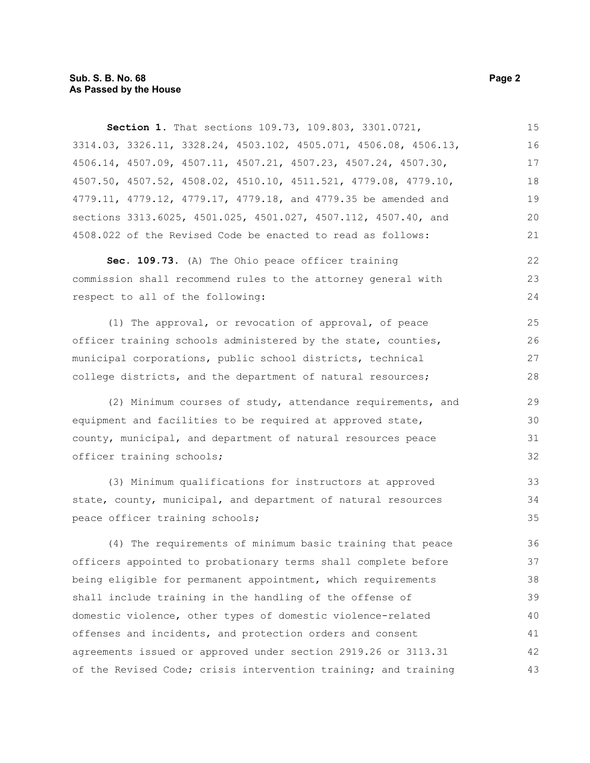**Section 1.** That sections 109.73, 109.803, 3301.0721, 3314.03, 3326.11, 3328.24, 4503.102, 4505.071, 4506.08, 4506.13, 4506.14, 4507.09, 4507.11, 4507.21, 4507.23, 4507.24, 4507.30, 4507.50, 4507.52, 4508.02, 4510.10, 4511.521, 4779.08, 4779.10, 4779.11, 4779.12, 4779.17, 4779.18, and 4779.35 be amended and sections 3313.6025, 4501.025, 4501.027, 4507.112, 4507.40, and 4508.022 of the Revised Code be enacted to read as follows:

**Sec. 109.73.** (A) The Ohio peace officer training commission shall recommend rules to the attorney general with respect to all of the following:

(1) The approval, or revocation of approval, of peace officer training schools administered by the state, counties, municipal corporations, public school districts, technical college districts, and the department of natural resources;

(2) Minimum courses of study, attendance requirements, and equipment and facilities to be required at approved state, county, municipal, and department of natural resources peace officer training schools;

(3) Minimum qualifications for instructors at approved state, county, municipal, and department of natural resources peace officer training schools;

(4) The requirements of minimum basic training that peace officers appointed to probationary terms shall complete before being eligible for permanent appointment, which requirements shall include training in the handling of the offense of domestic violence, other types of domestic violence-related offenses and incidents, and protection orders and consent agreements issued or approved under section 2919.26 or 3113.31 of the Revised Code; crisis intervention training; and training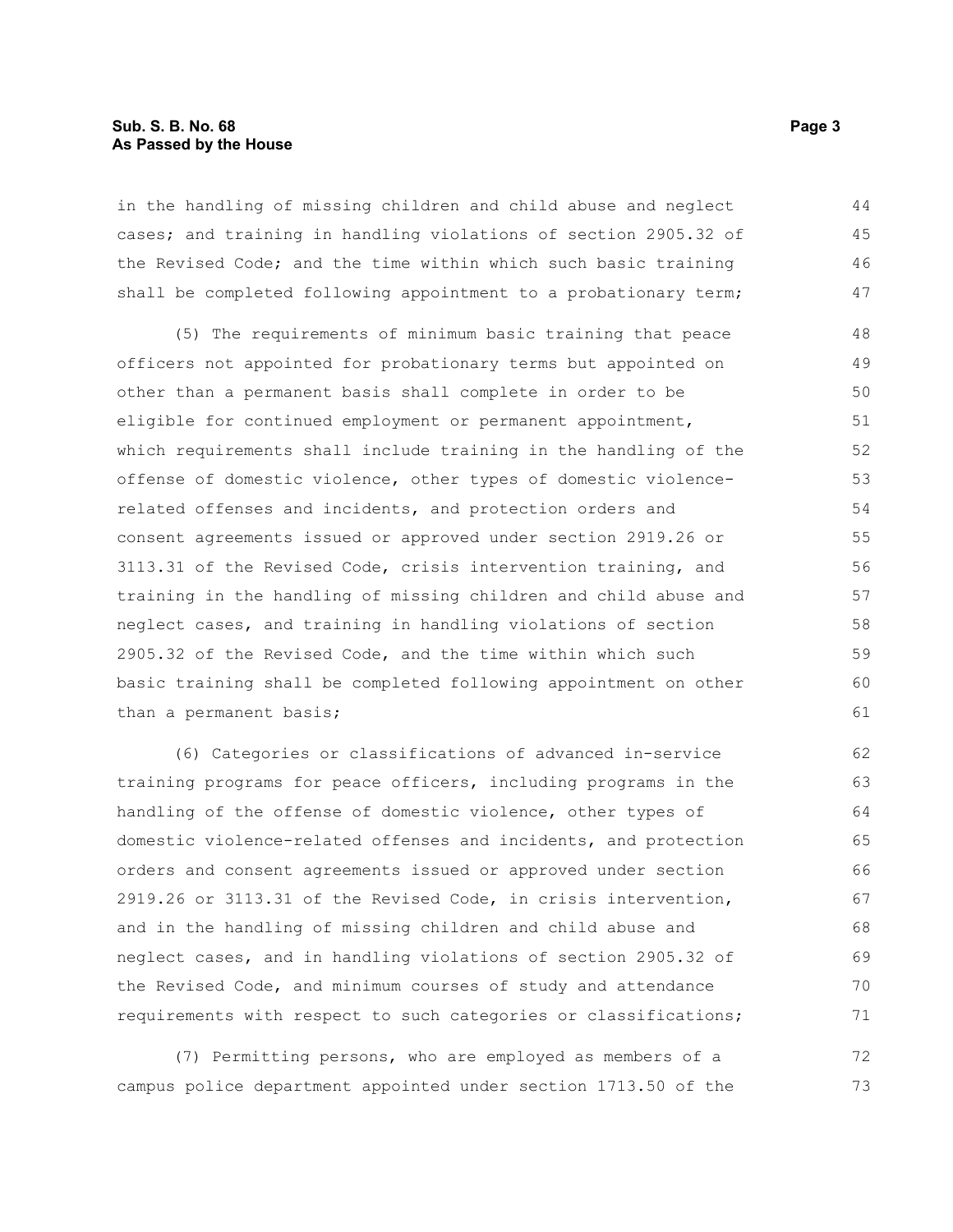in the handling of missing children and child abuse and neglect cases; and training in handling violations of section 2905.32 of the Revised Code; and the time within which such basic training shall be completed following appointment to a probationary term;

(5) The requirements of minimum basic training that peace officers not appointed for probationary terms but appointed on other than a permanent basis shall complete in order to be eligible for continued employment or permanent appointment, which requirements shall include training in the handling of the offense of domestic violence, other types of domestic violence-related offenses and incidents, and protection orders and consent agreements issued or approved under section 2919.26 or 3113.31 of the Revised Code, crisis intervention training, and training in the handling of missing children and child abuse and neglect cases, and training in handling violations of section 2905.32 of the Revised Code, and the time within which such basic training shall be completed following appointment on other than a permanent basis;

(6) Categories or classifications of advanced in-service training programs for peace officers, including programs in the handling of the offense of domestic violence, other types of domestic violence-related offenses and incidents, and protection orders and consent agreements issued or approved under section 2919.26 or 3113.31 of the Revised Code, in crisis intervention, and in the handling of missing children and child abuse and neglect cases, and in handling violations of section 2905.32 of the Revised Code, and minimum courses of study and attendance requirements with respect to such categories or classifications;

(7) Permitting persons, who are employed as members of a campus police department appointed under section 1713.50 of the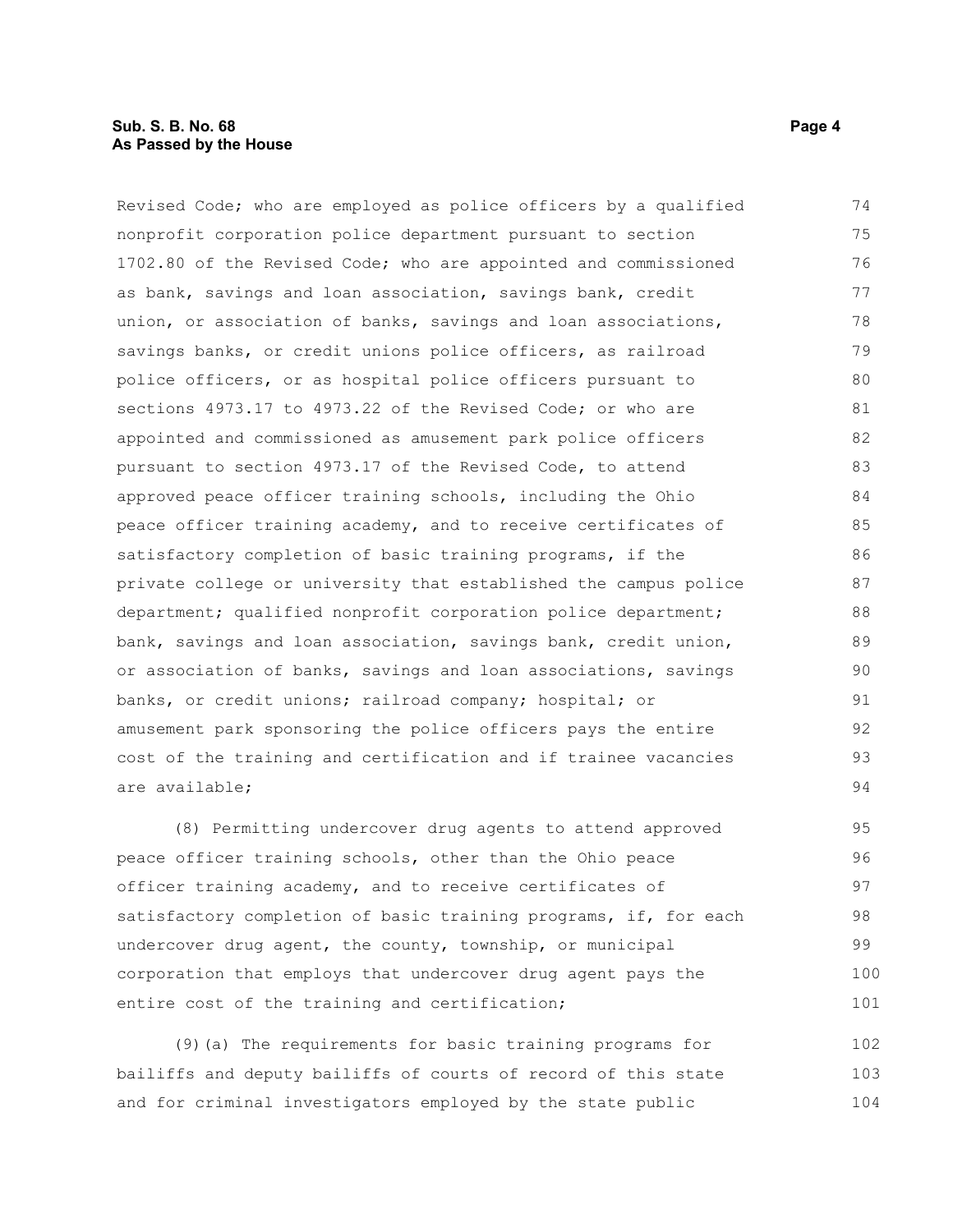Revised Code; who are employed as police officers by a qualified nonprofit corporation police department pursuant to section 1702.80 of the Revised Code; who are appointed and commissioned as bank, savings and loan association, savings bank, credit union, or association of banks, savings and loan associations, savings banks, or credit unions police officers, as railroad police officers, or as hospital police officers pursuant to sections 4973.17 to 4973.22 of the Revised Code; or who are appointed and commissioned as amusement park police officers pursuant to section 4973.17 of the Revised Code, to attend approved peace officer training schools, including the Ohio peace officer training academy, and to receive certificates of satisfactory completion of basic training programs, if the private college or university that established the campus police department; qualified nonprofit corporation police department; bank, savings and loan association, savings bank, credit union, or association of banks, savings and loan associations, savings banks, or credit unions; railroad company; hospital; or amusement park sponsoring the police officers pays the entire cost of the training and certification and if trainee vacancies are available;

(8) Permitting undercover drug agents to attend approved peace officer training schools, other than the Ohio peace officer training academy, and to receive certificates of satisfactory completion of basic training programs, if, for each undercover drug agent, the county, township, or municipal corporation that employs that undercover drug agent pays the entire cost of the training and certification;

(9)(a) The requirements for basic training programs for bailiffs and deputy bailiffs of courts of record of this state and for criminal investigators employed by the state public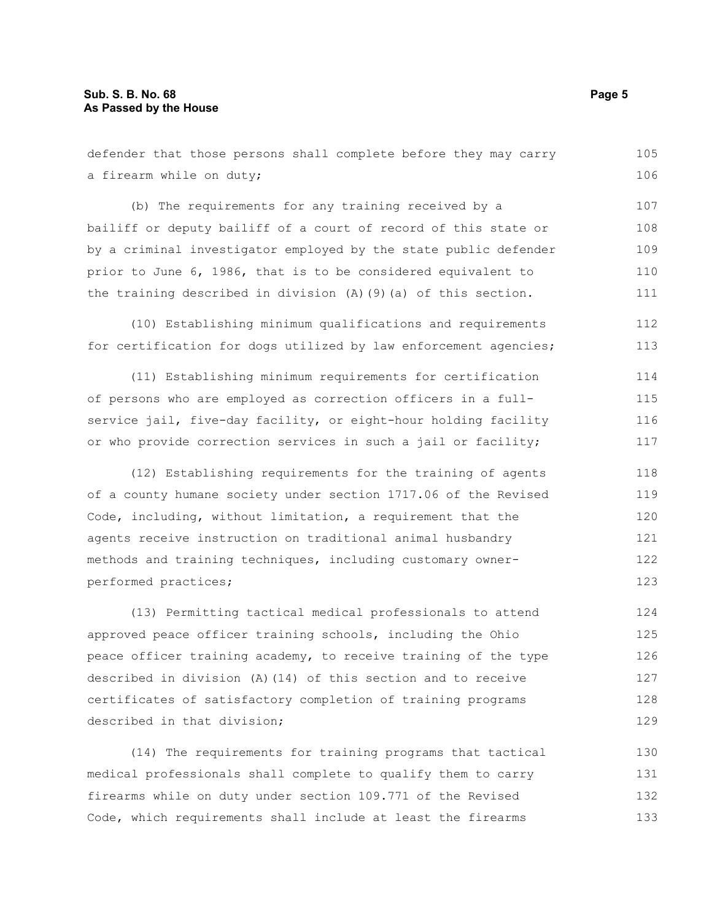defender that those persons shall complete before they may carry a firearm while on duty;

(b) The requirements for any training received by a bailiff or deputy bailiff of a court of record of this state or by a criminal investigator employed by the state public defender prior to June 6, 1986, that is to be considered equivalent to the training described in division (A)(9)(a) of this section.

(10) Establishing minimum qualifications and requirements for certification for dogs utilized by law enforcement agencies;

(11) Establishing minimum requirements for certification of persons who are employed as correction officers in a full-service jail, five-day facility, or eight-hour holding facility or who provide correction services in such a jail or facility;

(12) Establishing requirements for the training of agents of a county humane society under section 1717.06 of the Revised Code, including, without limitation, a requirement that the agents receive instruction on traditional animal husbandry methods and training techniques, including customary owner-performed practices;

(13) Permitting tactical medical professionals to attend approved peace officer training schools, including the Ohio peace officer training academy, to receive training of the type described in division (A)(14) of this section and to receive certificates of satisfactory completion of training programs described in that division;

(14) The requirements for training programs that tactical medical professionals shall complete to qualify them to carry firearms while on duty under section 109.771 of the Revised Code, which requirements shall include at least the firearms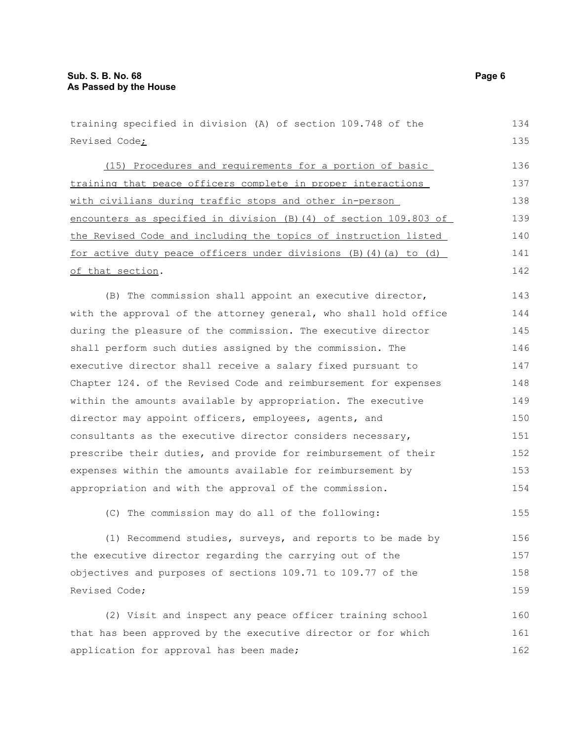training specified in division (A) of section 109.748 of the Revised Code;

(15) Procedures and requirements for a portion of basic training that peace officers complete in proper interactions with civilians during traffic stops and other in-person encounters as specified in division (B)(4) of section 109.803 of the Revised Code and including the topics of instruction listed for active duty peace officers under divisions (B)(4)(a) to (d) of that section.

(B) The commission shall appoint an executive director, with the approval of the attorney general, who shall hold office during the pleasure of the commission. The executive director shall perform such duties assigned by the commission. The executive director shall receive a salary fixed pursuant to Chapter 124. of the Revised Code and reimbursement for expenses within the amounts available by appropriation. The executive director may appoint officers, employees, agents, and consultants as the executive director considers necessary, prescribe their duties, and provide for reimbursement of their expenses within the amounts available for reimbursement by appropriation and with the approval of the commission.

(C) The commission may do all of the following:

(1) Recommend studies, surveys, and reports to be made by the executive director regarding the carrying out of the objectives and purposes of sections 109.71 to 109.77 of the Revised Code;

(2) Visit and inspect any peace officer training school that has been approved by the executive director or for which application for approval has been made;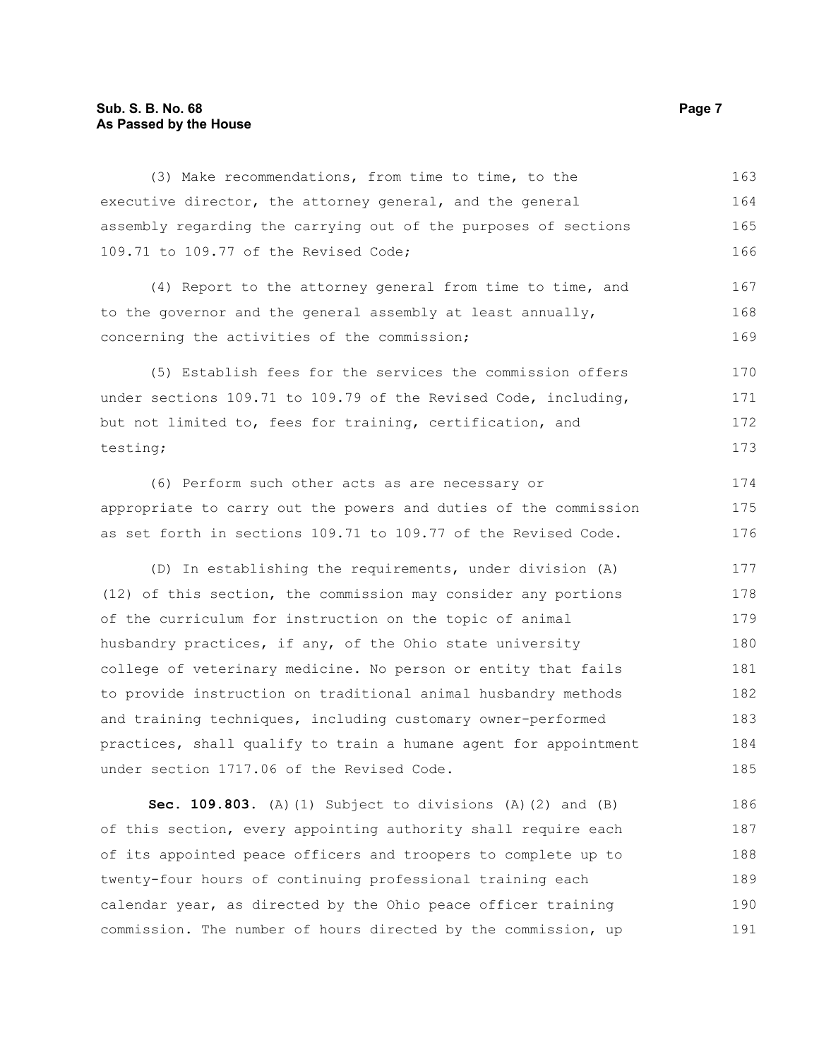(3) Make recommendations, from time to time, to the executive director, the attorney general, and the general assembly regarding the carrying out of the purposes of sections 109.71 to 109.77 of the Revised Code;

(4) Report to the attorney general from time to time, and to the governor and the general assembly at least annually, concerning the activities of the commission;

(5) Establish fees for the services the commission offers under sections 109.71 to 109.79 of the Revised Code, including, but not limited to, fees for training, certification, and testing;

(6) Perform such other acts as are necessary or appropriate to carry out the powers and duties of the commission as set forth in sections 109.71 to 109.77 of the Revised Code.

(D) In establishing the requirements, under division (A)(12) of this section, the commission may consider any portions of the curriculum for instruction on the topic of animal husbandry practices, if any, of the Ohio state university college of veterinary medicine. No person or entity that fails to provide instruction on traditional animal husbandry methods and training techniques, including customary owner-performed practices, shall qualify to train a humane agent for appointment under section 1717.06 of the Revised Code.

**Sec. 109.803.** (A)(1) Subject to divisions (A)(2) and (B) of this section, every appointing authority shall require each of its appointed peace officers and troopers to complete up to twenty-four hours of continuing professional training each calendar year, as directed by the Ohio peace officer training commission. The number of hours directed by the commission, up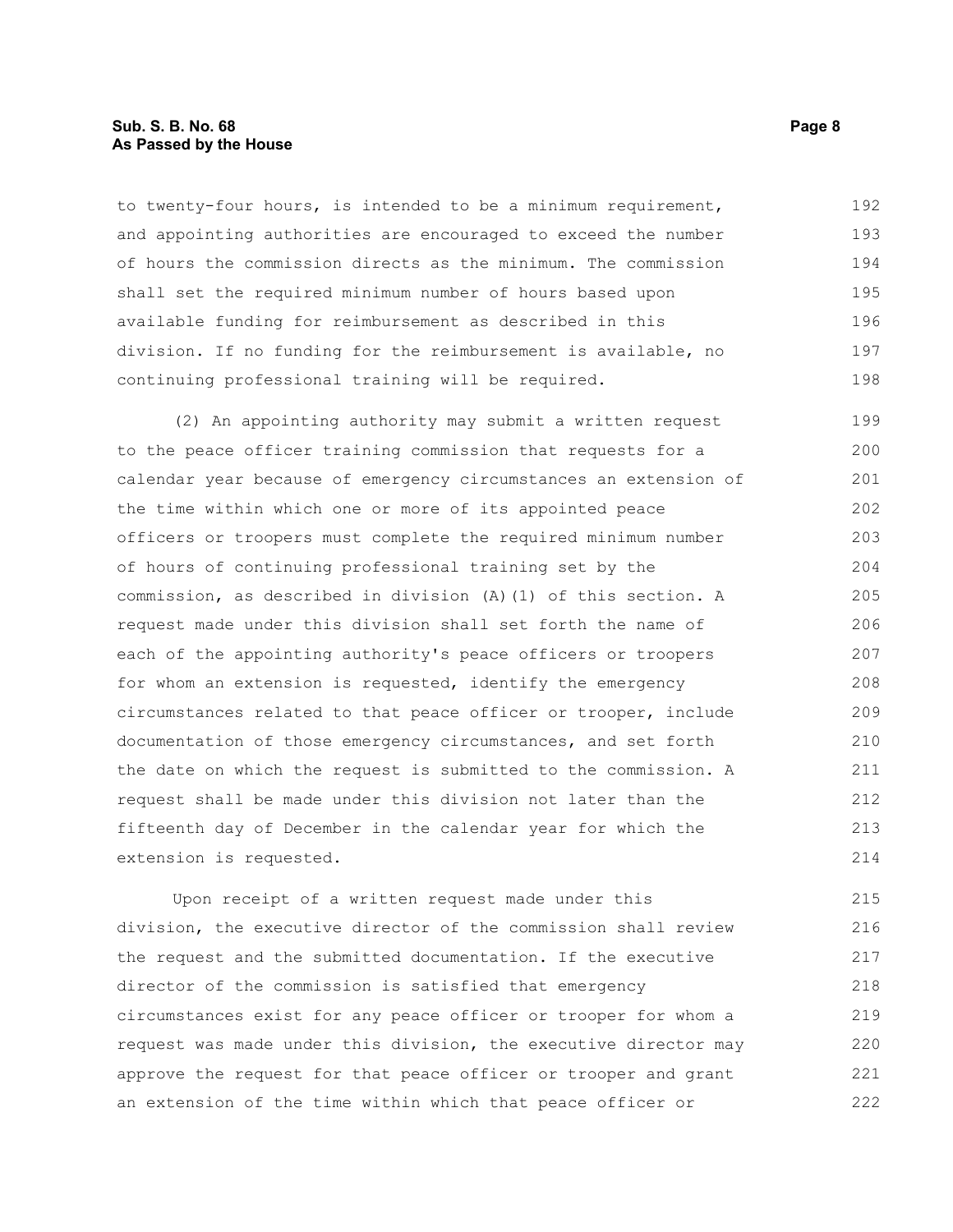to twenty-four hours, is intended to be a minimum requirement, and appointing authorities are encouraged to exceed the number of hours the commission directs as the minimum. The commission shall set the required minimum number of hours based upon available funding for reimbursement as described in this division. If no funding for the reimbursement is available, no continuing professional training will be required.

(2) An appointing authority may submit a written request to the peace officer training commission that requests for a calendar year because of emergency circumstances an extension of the time within which one or more of its appointed peace officers or troopers must complete the required minimum number of hours of continuing professional training set by the commission, as described in division (A)(1) of this section. A request made under this division shall set forth the name of each of the appointing authority's peace officers or troopers for whom an extension is requested, identify the emergency circumstances related to that peace officer or trooper, include documentation of those emergency circumstances, and set forth the date on which the request is submitted to the commission. A request shall be made under this division not later than the fifteenth day of December in the calendar year for which the extension is requested.

Upon receipt of a written request made under this division, the executive director of the commission shall review the request and the submitted documentation. If the executive director of the commission is satisfied that emergency circumstances exist for any peace officer or trooper for whom a request was made under this division, the executive director may approve the request for that peace officer or trooper and grant an extension of the time within which that peace officer or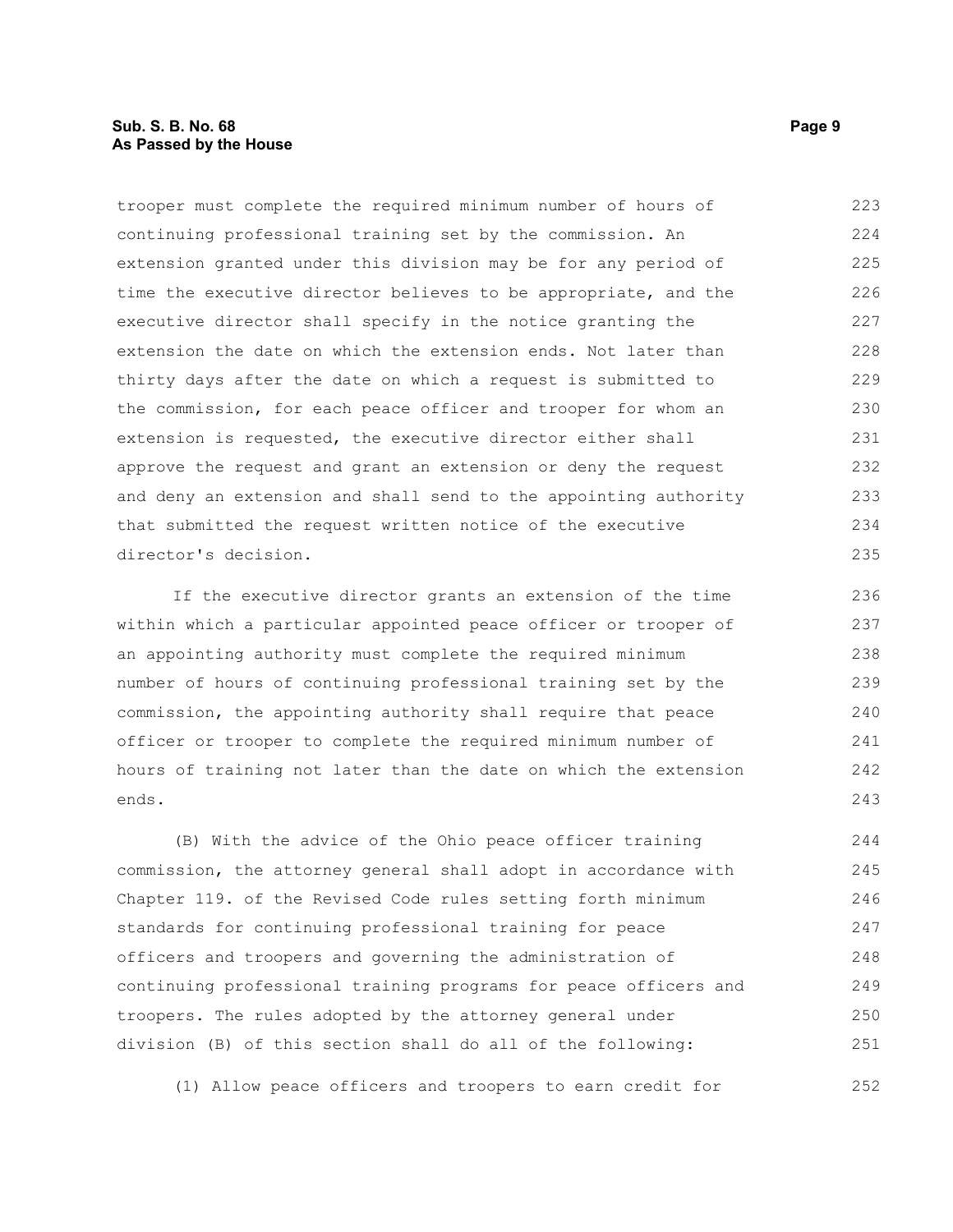trooper must complete the required minimum number of hours of continuing professional training set by the commission. An extension granted under this division may be for any period of time the executive director believes to be appropriate, and the executive director shall specify in the notice granting the extension the date on which the extension ends. Not later than thirty days after the date on which a request is submitted to the commission, for each peace officer and trooper for whom an extension is requested, the executive director either shall approve the request and grant an extension or deny the request and deny an extension and shall send to the appointing authority that submitted the request written notice of the executive director's decision.

If the executive director grants an extension of the time within which a particular appointed peace officer or trooper of an appointing authority must complete the required minimum number of hours of continuing professional training set by the commission, the appointing authority shall require that peace officer or trooper to complete the required minimum number of hours of training not later than the date on which the extension ends.

(B) With the advice of the Ohio peace officer training commission, the attorney general shall adopt in accordance with Chapter 119. of the Revised Code rules setting forth minimum standards for continuing professional training for peace officers and troopers and governing the administration of continuing professional training programs for peace officers and troopers. The rules adopted by the attorney general under division (B) of this section shall do all of the following:

(1) Allow peace officers and troopers to earn credit for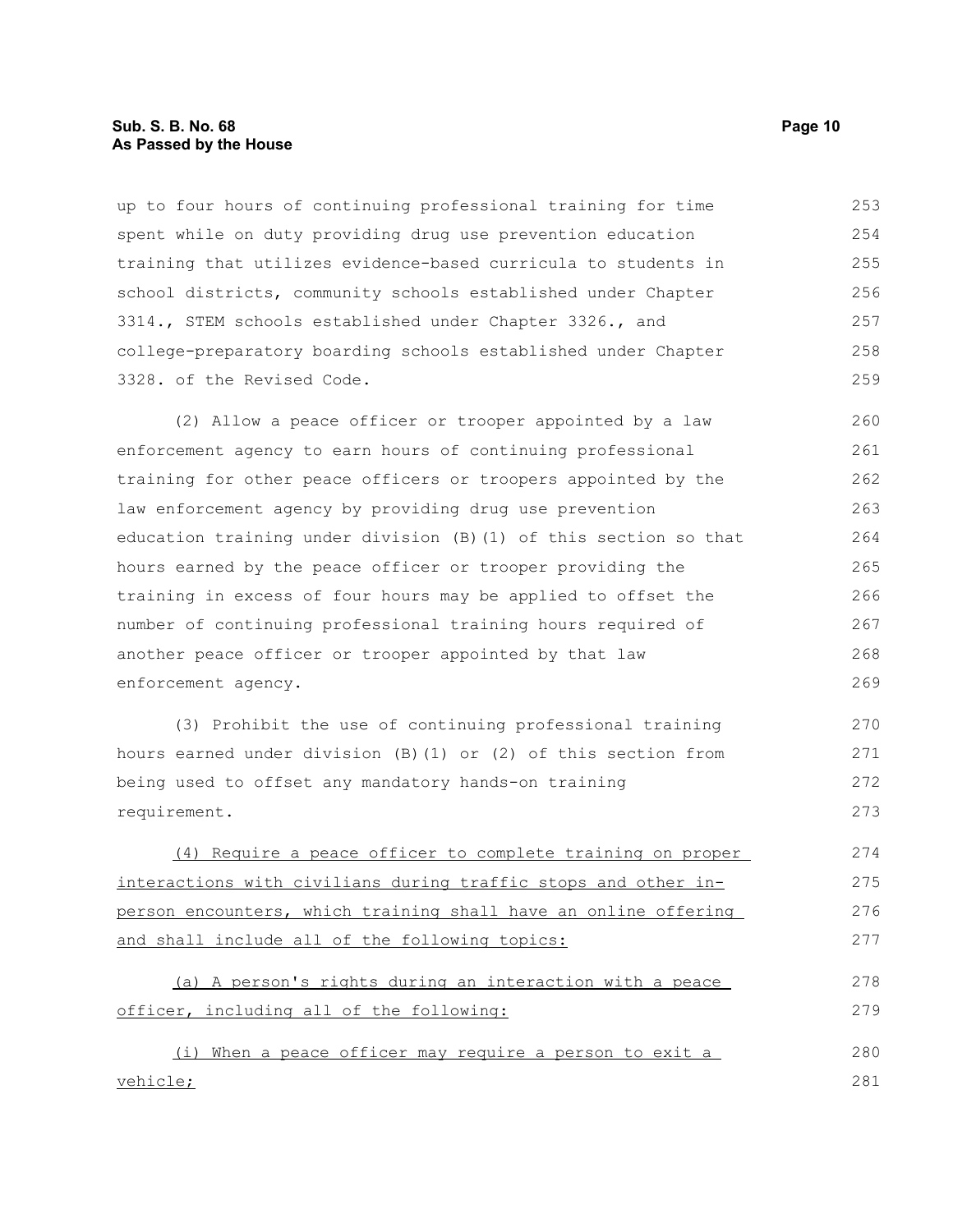up to four hours of continuing professional training for time spent while on duty providing drug use prevention education training that utilizes evidence-based curricula to students in school districts, community schools established under Chapter 3314., STEM schools established under Chapter 3326., and college-preparatory boarding schools established under Chapter 3328. of the Revised Code.

(2) Allow a peace officer or trooper appointed by a law enforcement agency to earn hours of continuing professional training for other peace officers or troopers appointed by the law enforcement agency by providing drug use prevention education training under division (B)(1) of this section so that hours earned by the peace officer or trooper providing the training in excess of four hours may be applied to offset the number of continuing professional training hours required of another peace officer or trooper appointed by that law enforcement agency.

(3) Prohibit the use of continuing professional training hours earned under division (B)(1) or (2) of this section from being used to offset any mandatory hands-on training requirement.

(4) Require a peace officer to complete training on proper interactions with civilians during traffic stops and other in-person encounters, which training shall have an online offering and shall include all of the following topics:

(a) A person's rights during an interaction with a peace officer, including all of the following:

(i) When a peace officer may require a person to exit a vehicle;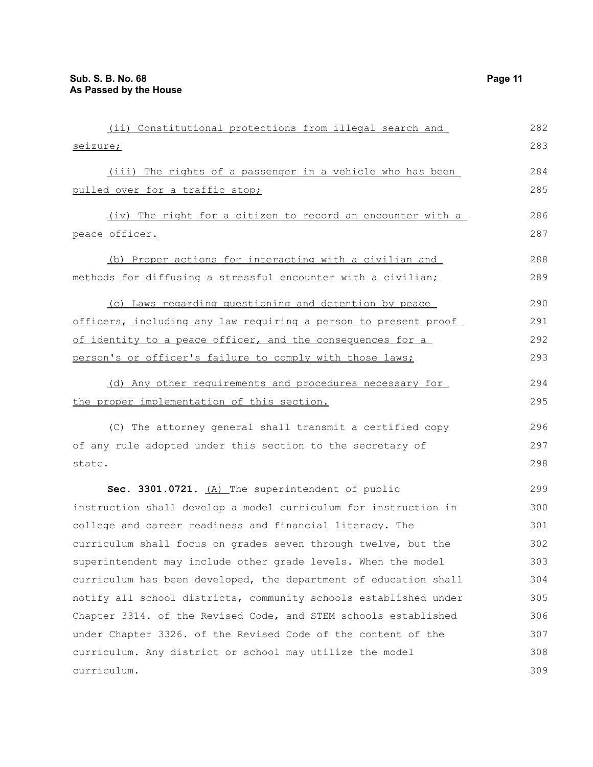(ii) Constitutional protections from illegal search and seizure;

(iii) The rights of a passenger in a vehicle who has been pulled over for a traffic stop;

(iv) The right for a citizen to record an encounter with a peace officer.

(b) Proper actions for interacting with a civilian and methods for diffusing a stressful encounter with a civilian;

(c) Laws regarding questioning and detention by peace officers, including any law requiring a person to present proof of identity to a peace officer, and the consequences for a person's or officer's failure to comply with those laws;

(d) Any other requirements and procedures necessary for the proper implementation of this section.

(C) The attorney general shall transmit a certified copy of any rule adopted under this section to the secretary of state.

**Sec. 3301.0721.** (A) The superintendent of public instruction shall develop a model curriculum for instruction in college and career readiness and financial literacy. The curriculum shall focus on grades seven through twelve, but the superintendent may include other grade levels. When the model curriculum has been developed, the department of education shall notify all school districts, community schools established under Chapter 3314. of the Revised Code, and STEM schools established under Chapter 3326. of the Revised Code of the content of the curriculum. Any district or school may utilize the model curriculum.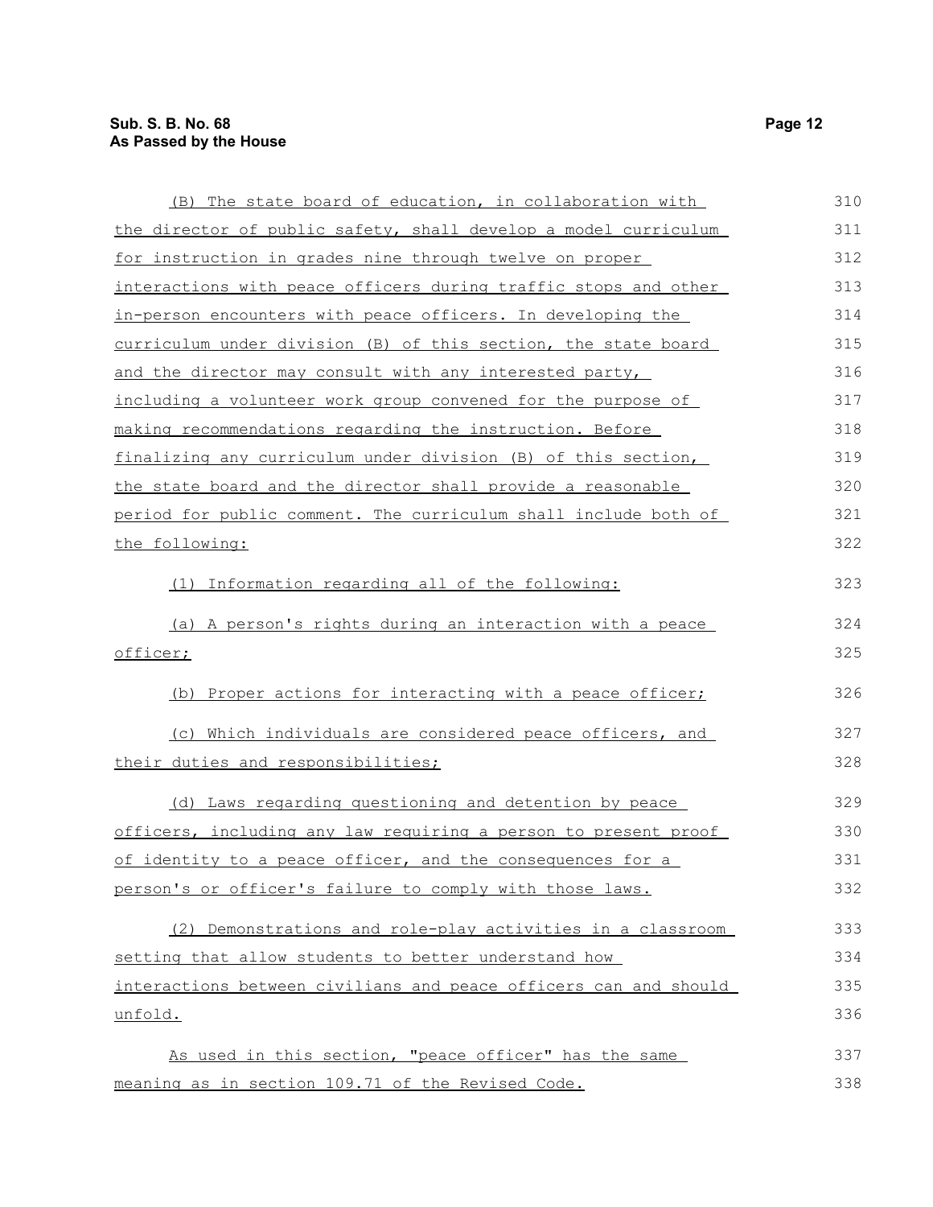(B) The state board of education, in collaboration with the director of public safety, shall develop a model curriculum for instruction in grades nine through twelve on proper interactions with peace officers during traffic stops and other in-person encounters with peace officers. In developing the curriculum under division (B) of this section, the state board and the director may consult with any interested party, including a volunteer work group convened for the purpose of making recommendations regarding the instruction. Before finalizing any curriculum under division (B) of this section, the state board and the director shall provide a reasonable period for public comment. The curriculum shall include both of the following:

(1) Information regarding all of the following:

(a) A person's rights during an interaction with a peace officer;

(b) Proper actions for interacting with a peace officer;

(c) Which individuals are considered peace officers, and their duties and responsibilities;

(d) Laws regarding questioning and detention by peace officers, including any law requiring a person to present proof of identity to a peace officer, and the consequences for a person's or officer's failure to comply with those laws.

(2) Demonstrations and role-play activities in a classroom setting that allow students to better understand how interactions between civilians and peace officers can and should unfold.

As used in this section, "peace officer" has the same meaning as in section 109.71 of the Revised Code.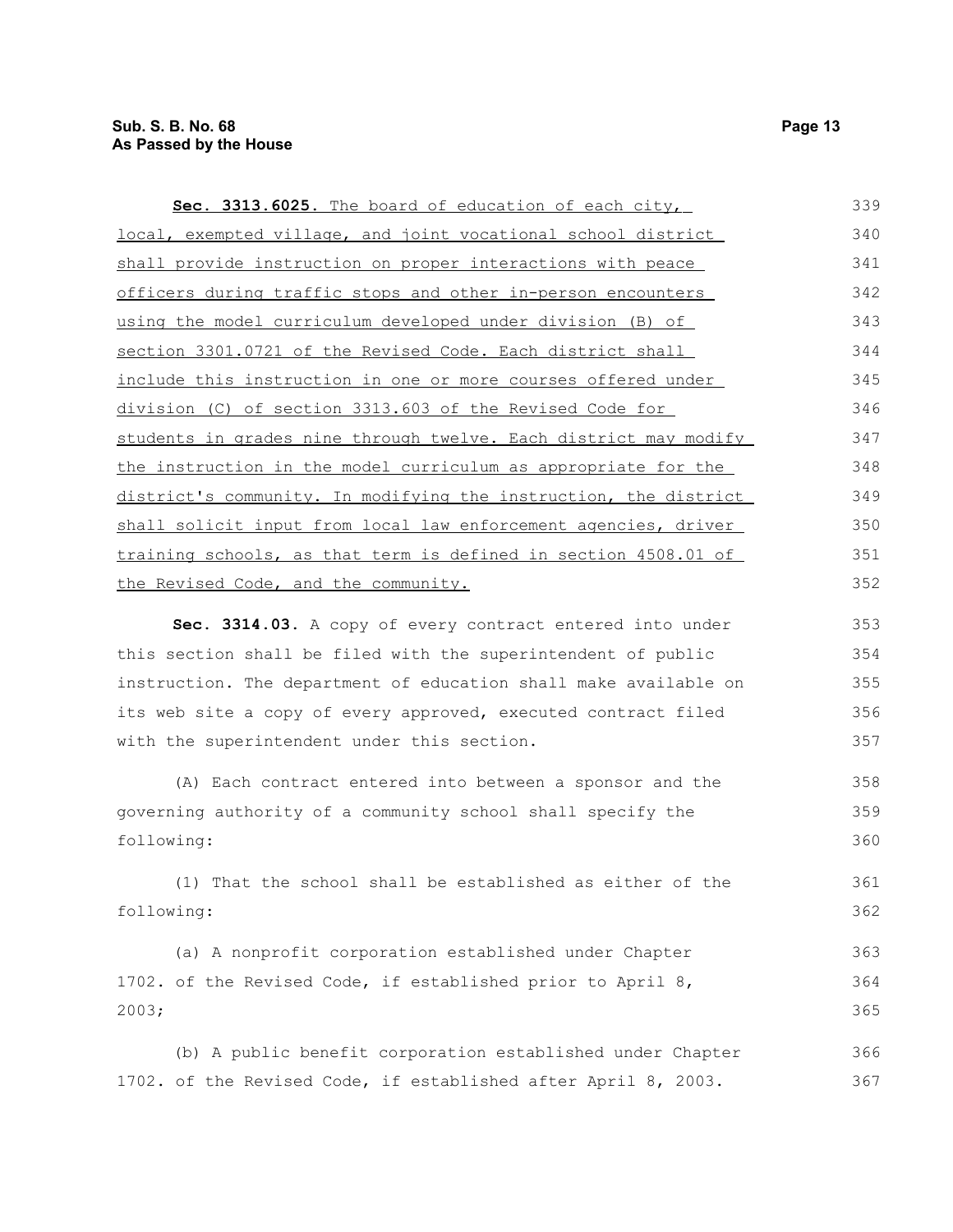**Sec. 3313.6025.** The board of education of each city, local, exempted village, and joint vocational school district shall provide instruction on proper interactions with peace officers during traffic stops and other in-person encounters using the model curriculum developed under division (B) of section 3301.0721 of the Revised Code. Each district shall include this instruction in one or more courses offered under division (C) of section 3313.603 of the Revised Code for students in grades nine through twelve. Each district may modify the instruction in the model curriculum as appropriate for the district's community. In modifying the instruction, the district shall solicit input from local law enforcement agencies, driver training schools, as that term is defined in section 4508.01 of the Revised Code, and the community.

**Sec. 3314.03.** A copy of every contract entered into under this section shall be filed with the superintendent of public instruction. The department of education shall make available on its web site a copy of every approved, executed contract filed with the superintendent under this section.

(A) Each contract entered into between a sponsor and the governing authority of a community school shall specify the following:

(1) That the school shall be established as either of the following:

(a) A nonprofit corporation established under Chapter 1702. of the Revised Code, if established prior to April 8, 2003;

(b) A public benefit corporation established under Chapter 1702. of the Revised Code, if established after April 8, 2003.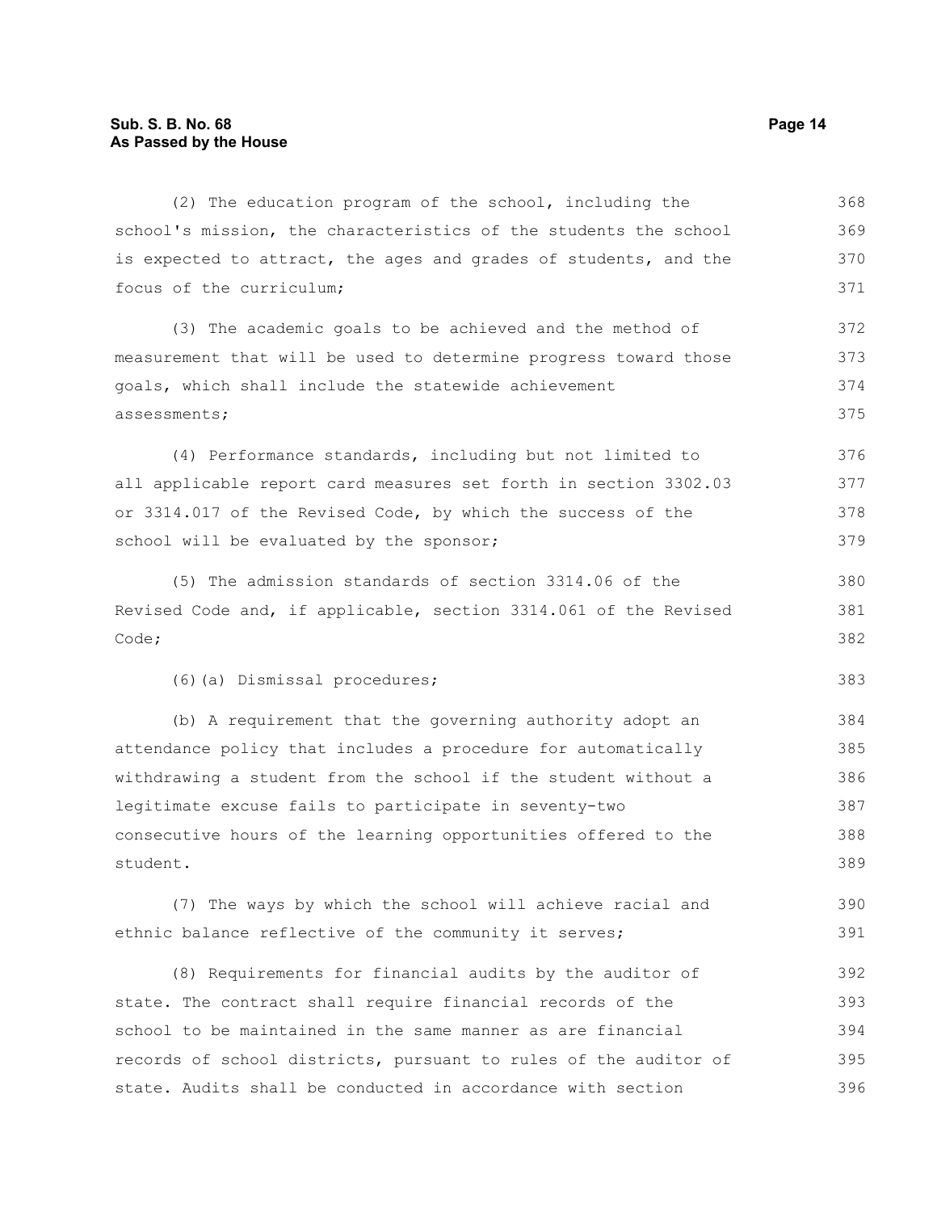(2) The education program of the school, including the school's mission, the characteristics of the students the school is expected to attract, the ages and grades of students, and the focus of the curriculum;

(3) The academic goals to be achieved and the method of measurement that will be used to determine progress toward those goals, which shall include the statewide achievement assessments;

(4) Performance standards, including but not limited to all applicable report card measures set forth in section 3302.03 or 3314.017 of the Revised Code, by which the success of the school will be evaluated by the sponsor;

(5) The admission standards of section 3314.06 of the Revised Code and, if applicable, section 3314.061 of the Revised Code;

(6)(a) Dismissal procedures;

(b) A requirement that the governing authority adopt an attendance policy that includes a procedure for automatically withdrawing a student from the school if the student without a legitimate excuse fails to participate in seventy-two consecutive hours of the learning opportunities offered to the student.

(7) The ways by which the school will achieve racial and ethnic balance reflective of the community it serves;

(8) Requirements for financial audits by the auditor of state. The contract shall require financial records of the school to be maintained in the same manner as are financial records of school districts, pursuant to rules of the auditor of state. Audits shall be conducted in accordance with section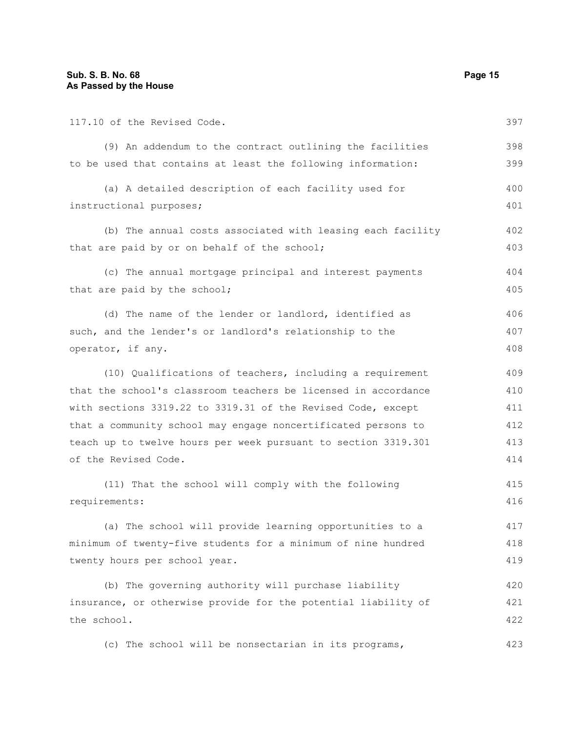117.10 of the Revised Code.

(9) An addendum to the contract outlining the facilities to be used that contains at least the following information:

(a) A detailed description of each facility used for instructional purposes;

(b) The annual costs associated with leasing each facility that are paid by or on behalf of the school;

(c) The annual mortgage principal and interest payments that are paid by the school;

(d) The name of the lender or landlord, identified as such, and the lender's or landlord's relationship to the operator, if any.

(10) Qualifications of teachers, including a requirement that the school's classroom teachers be licensed in accordance with sections 3319.22 to 3319.31 of the Revised Code, except that a community school may engage noncertificated persons to teach up to twelve hours per week pursuant to section 3319.301 of the Revised Code.

(11) That the school will comply with the following requirements:

(a) The school will provide learning opportunities to a minimum of twenty-five students for a minimum of nine hundred twenty hours per school year.

(b) The governing authority will purchase liability insurance, or otherwise provide for the potential liability of the school.

(c) The school will be nonsectarian in its programs,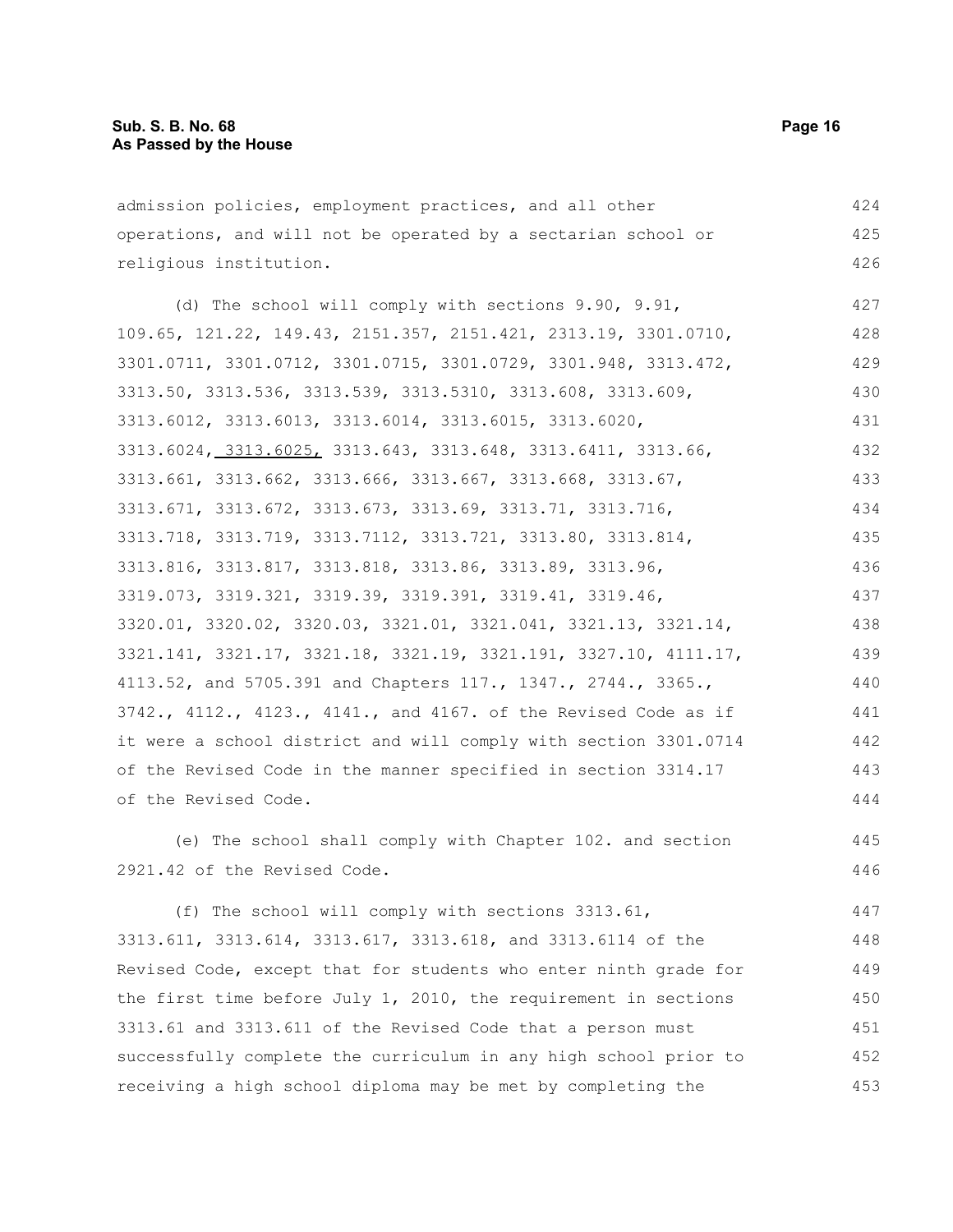admission policies, employment practices, and all other operations, and will not be operated by a sectarian school or religious institution.

(d) The school will comply with sections 9.90, 9.91, 109.65, 121.22, 149.43, 2151.357, 2151.421, 2313.19, 3301.0710, 3301.0711, 3301.0712, 3301.0715, 3301.0729, 3301.948, 3313.472, 3313.50, 3313.536, 3313.539, 3313.5310, 3313.608, 3313.609, 3313.6012, 3313.6013, 3313.6014, 3313.6015, 3313.6020, 3313.6024, 3313.6025, 3313.643, 3313.648, 3313.6411, 3313.66, 3313.661, 3313.662, 3313.666, 3313.667, 3313.668, 3313.67, 3313.671, 3313.672, 3313.673, 3313.69, 3313.71, 3313.716, 3313.718, 3313.719, 3313.7112, 3313.721, 3313.80, 3313.814, 3313.816, 3313.817, 3313.818, 3313.86, 3313.89, 3313.96, 3319.073, 3319.321, 3319.39, 3319.391, 3319.41, 3319.46, 3320.01, 3320.02, 3320.03, 3321.01, 3321.041, 3321.13, 3321.14, 3321.141, 3321.17, 3321.18, 3321.19, 3321.191, 3327.10, 4111.17, 4113.52, and 5705.391 and Chapters 117., 1347., 2744., 3365., 3742., 4112., 4123., 4141., and 4167. of the Revised Code as if it were a school district and will comply with section 3301.0714 of the Revised Code in the manner specified in section 3314.17 of the Revised Code.

(e) The school shall comply with Chapter 102. and section 2921.42 of the Revised Code.

(f) The school will comply with sections 3313.61, 3313.611, 3313.614, 3313.617, 3313.618, and 3313.6114 of the Revised Code, except that for students who enter ninth grade for the first time before July 1, 2010, the requirement in sections 3313.61 and 3313.611 of the Revised Code that a person must successfully complete the curriculum in any high school prior to receiving a high school diploma may be met by completing the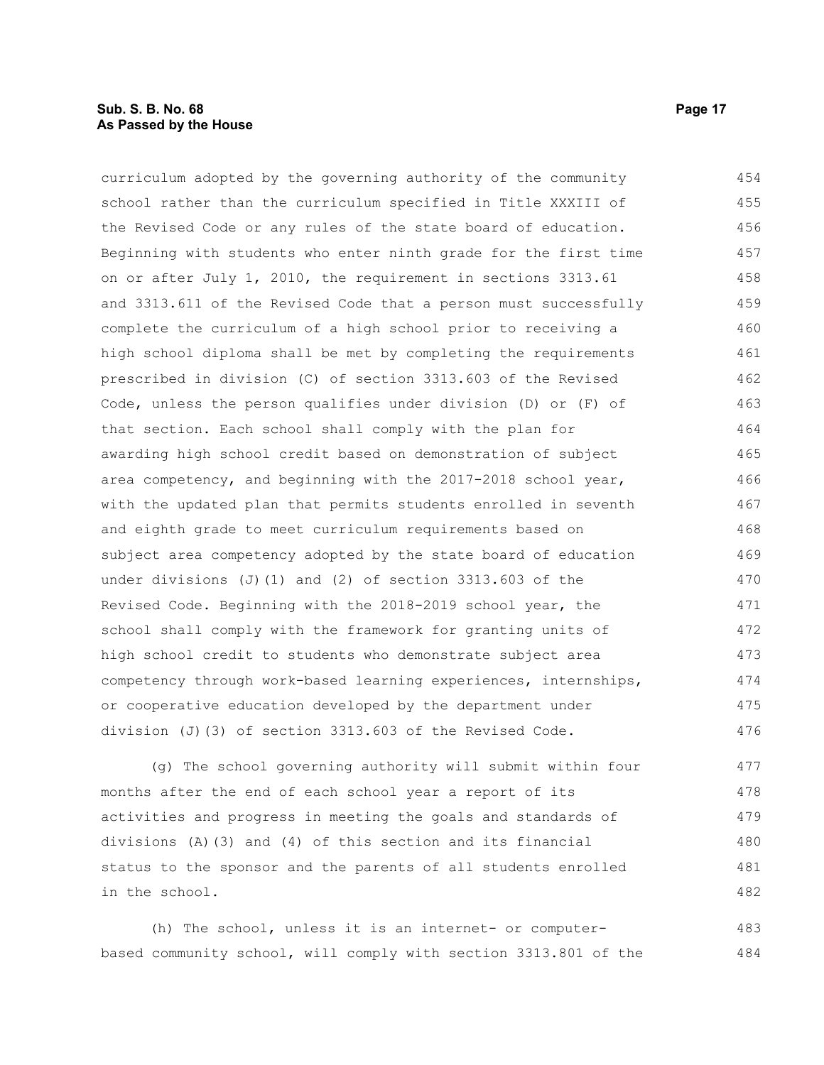curriculum adopted by the governing authority of the community school rather than the curriculum specified in Title XXXIII of the Revised Code or any rules of the state board of education. Beginning with students who enter ninth grade for the first time on or after July 1, 2010, the requirement in sections 3313.61 and 3313.611 of the Revised Code that a person must successfully complete the curriculum of a high school prior to receiving a high school diploma shall be met by completing the requirements prescribed in division (C) of section 3313.603 of the Revised Code, unless the person qualifies under division (D) or (F) of that section. Each school shall comply with the plan for awarding high school credit based on demonstration of subject area competency, and beginning with the 2017-2018 school year, with the updated plan that permits students enrolled in seventh and eighth grade to meet curriculum requirements based on subject area competency adopted by the state board of education under divisions (J)(1) and (2) of section 3313.603 of the Revised Code. Beginning with the 2018-2019 school year, the school shall comply with the framework for granting units of high school credit to students who demonstrate subject area competency through work-based learning experiences, internships, or cooperative education developed by the department under division (J)(3) of section 3313.603 of the Revised Code.

(g) The school governing authority will submit within four months after the end of each school year a report of its activities and progress in meeting the goals and standards of divisions (A)(3) and (4) of this section and its financial status to the sponsor and the parents of all students enrolled in the school.

(h) The school, unless it is an internet- or computer-based community school, will comply with section 3313.801 of the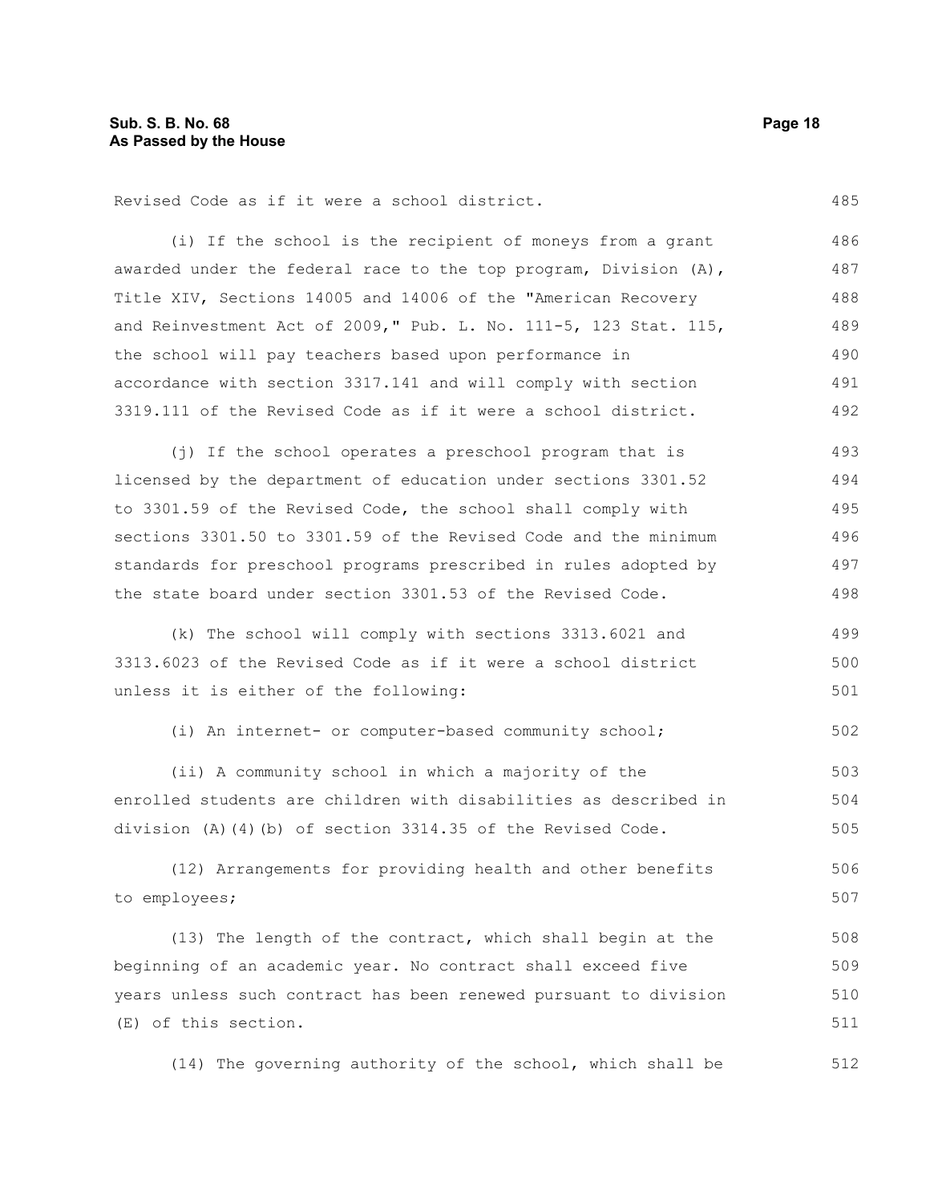Revised Code as if it were a school district.

(i) If the school is the recipient of moneys from a grant awarded under the federal race to the top program, Division (A), Title XIV, Sections 14005 and 14006 of the "American Recovery and Reinvestment Act of 2009," Pub. L. No. 111-5, 123 Stat. 115, the school will pay teachers based upon performance in accordance with section 3317.141 and will comply with section 3319.111 of the Revised Code as if it were a school district.

(j) If the school operates a preschool program that is licensed by the department of education under sections 3301.52 to 3301.59 of the Revised Code, the school shall comply with sections 3301.50 to 3301.59 of the Revised Code and the minimum standards for preschool programs prescribed in rules adopted by the state board under section 3301.53 of the Revised Code.

(k) The school will comply with sections 3313.6021 and 3313.6023 of the Revised Code as if it were a school district unless it is either of the following:

(i) An internet- or computer-based community school;

(ii) A community school in which a majority of the enrolled students are children with disabilities as described in division (A)(4)(b) of section 3314.35 of the Revised Code.

(12) Arrangements for providing health and other benefits to employees;

(13) The length of the contract, which shall begin at the beginning of an academic year. No contract shall exceed five years unless such contract has been renewed pursuant to division (E) of this section.

(14) The governing authority of the school, which shall be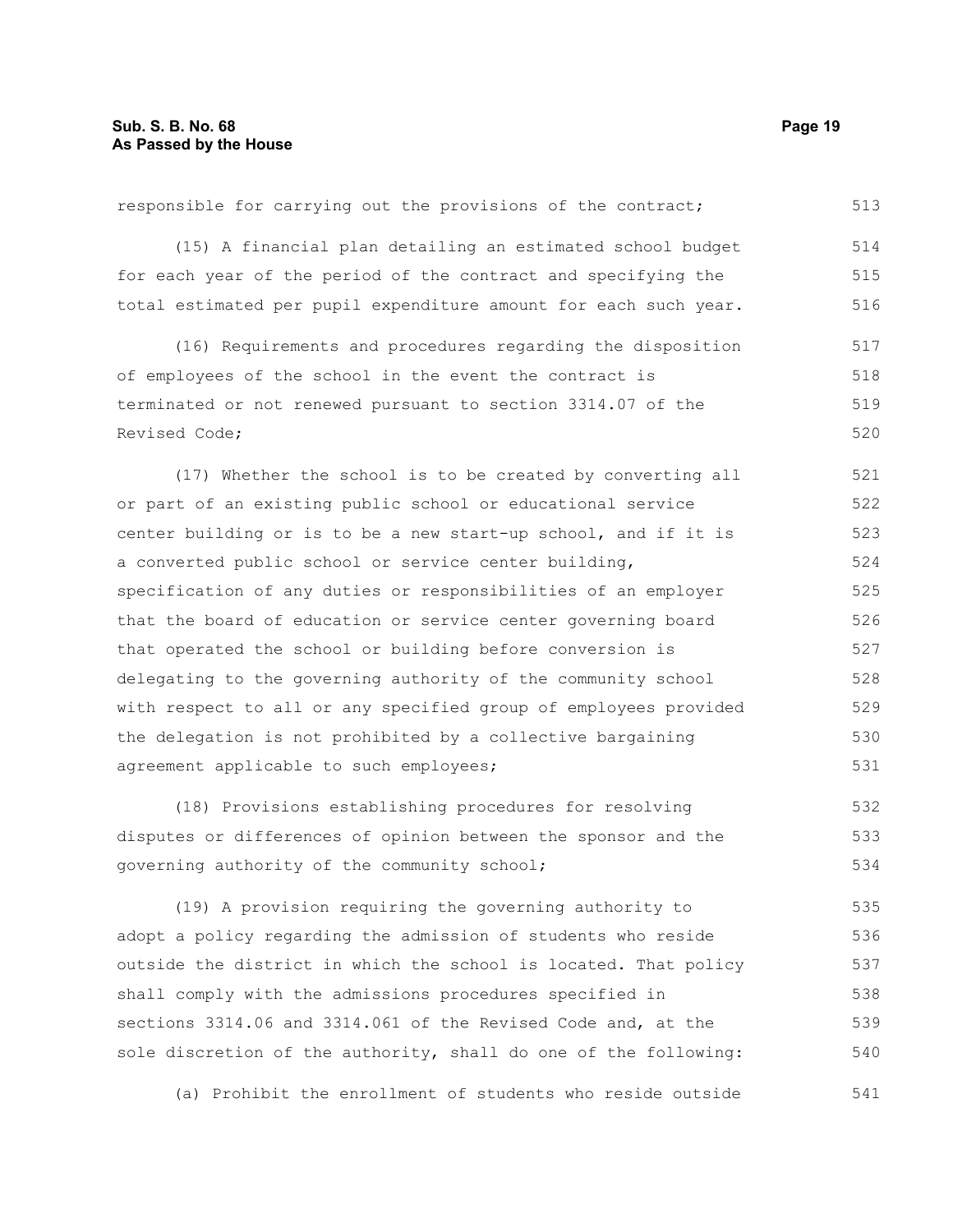responsible for carrying out the provisions of the contract;

(15) A financial plan detailing an estimated school budget for each year of the period of the contract and specifying the total estimated per pupil expenditure amount for each such year.

(16) Requirements and procedures regarding the disposition of employees of the school in the event the contract is terminated or not renewed pursuant to section 3314.07 of the Revised Code;

(17) Whether the school is to be created by converting all or part of an existing public school or educational service center building or is to be a new start-up school, and if it is a converted public school or service center building, specification of any duties or responsibilities of an employer that the board of education or service center governing board that operated the school or building before conversion is delegating to the governing authority of the community school with respect to all or any specified group of employees provided the delegation is not prohibited by a collective bargaining agreement applicable to such employees;

(18) Provisions establishing procedures for resolving disputes or differences of opinion between the sponsor and the governing authority of the community school;

(19) A provision requiring the governing authority to adopt a policy regarding the admission of students who reside outside the district in which the school is located. That policy shall comply with the admissions procedures specified in sections 3314.06 and 3314.061 of the Revised Code and, at the sole discretion of the authority, shall do one of the following:

(a) Prohibit the enrollment of students who reside outside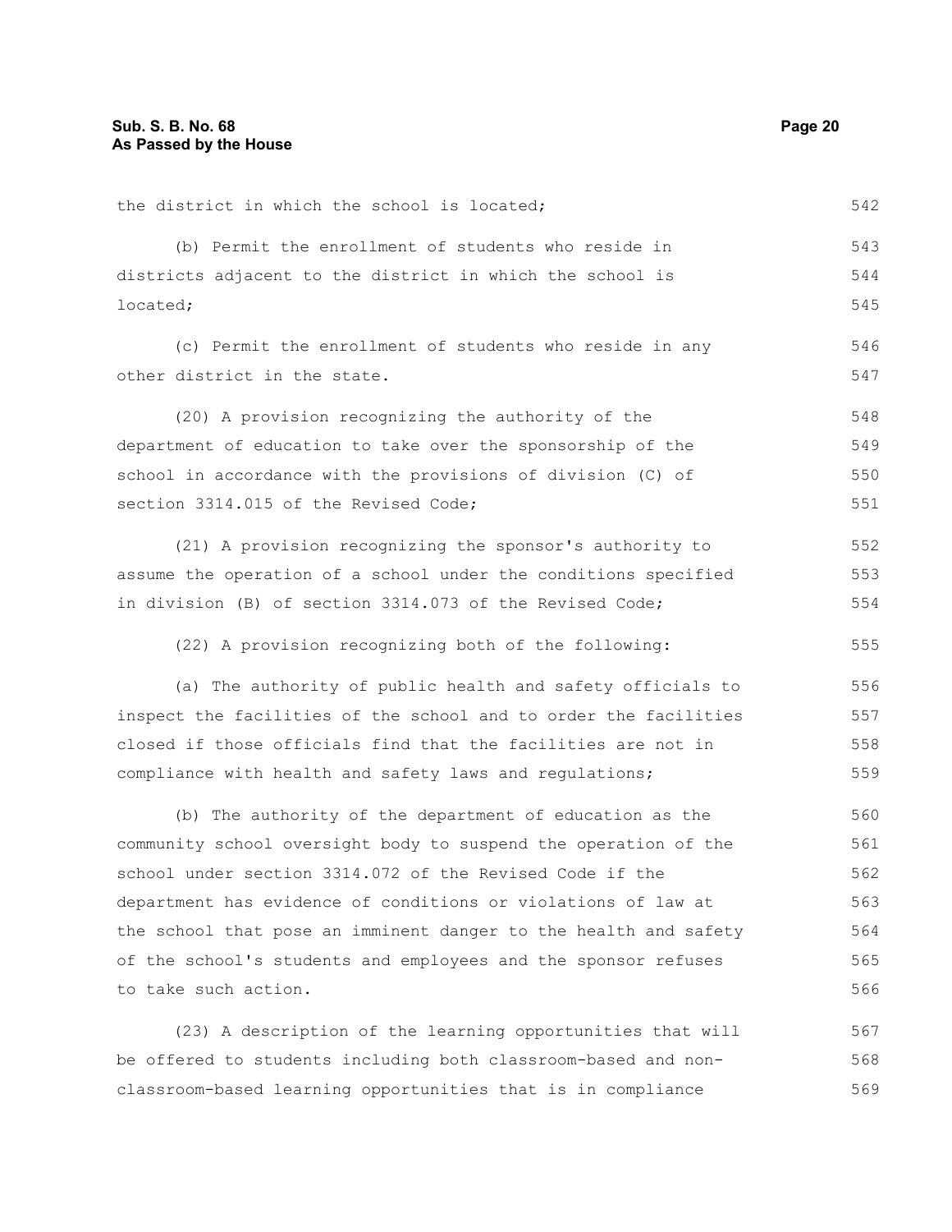the district in which the school is located;

(b) Permit the enrollment of students who reside in districts adjacent to the district in which the school is located;

(c) Permit the enrollment of students who reside in any other district in the state.

(20) A provision recognizing the authority of the department of education to take over the sponsorship of the school in accordance with the provisions of division (C) of section 3314.015 of the Revised Code;

(21) A provision recognizing the sponsor's authority to assume the operation of a school under the conditions specified in division (B) of section 3314.073 of the Revised Code;

(22) A provision recognizing both of the following:

(a) The authority of public health and safety officials to inspect the facilities of the school and to order the facilities closed if those officials find that the facilities are not in compliance with health and safety laws and regulations;

(b) The authority of the department of education as the community school oversight body to suspend the operation of the school under section 3314.072 of the Revised Code if the department has evidence of conditions or violations of law at the school that pose an imminent danger to the health and safety of the school's students and employees and the sponsor refuses to take such action.

(23) A description of the learning opportunities that will be offered to students including both classroom-based and non-classroom-based learning opportunities that is in compliance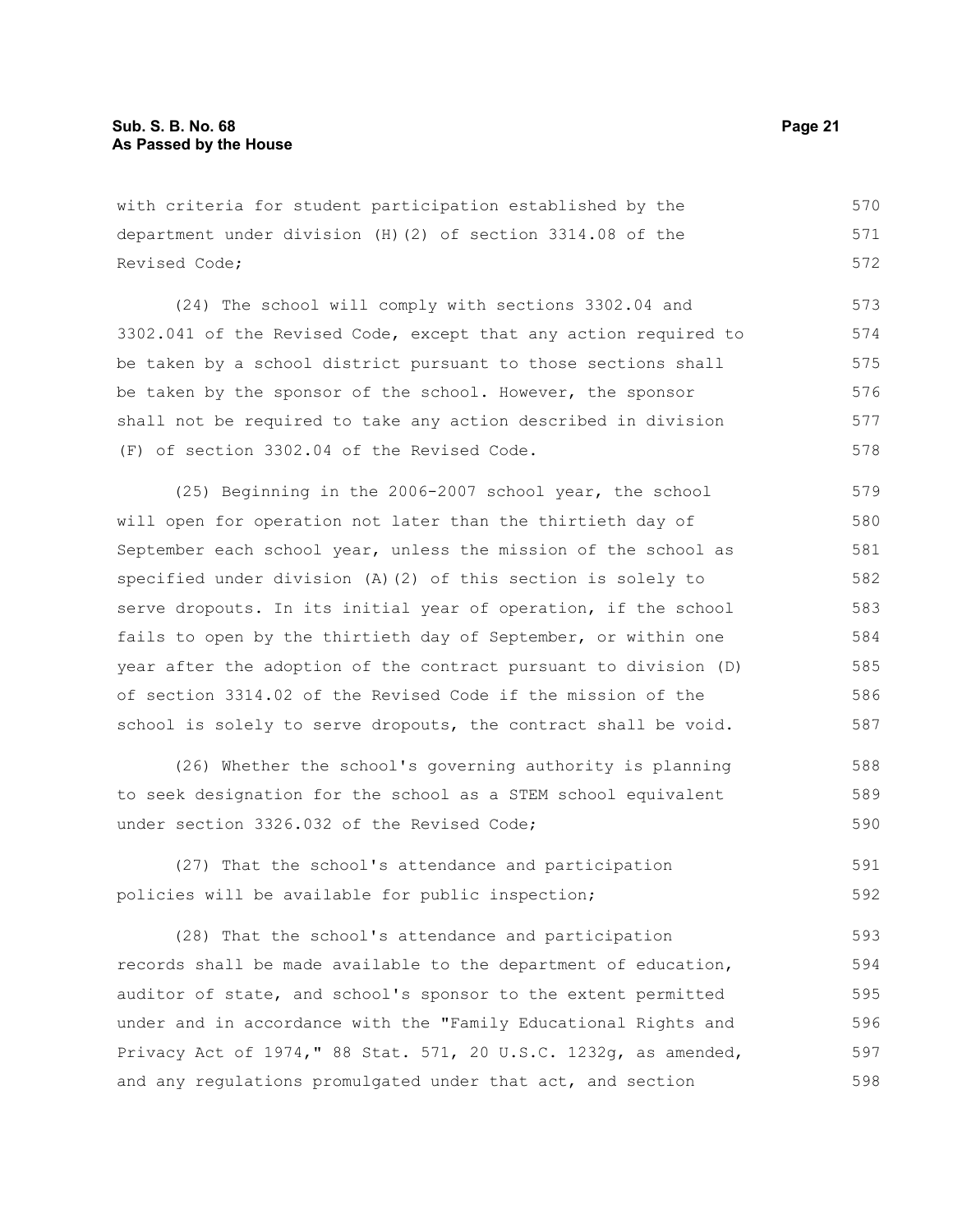with criteria for student participation established by the department under division (H)(2) of section 3314.08 of the Revised Code;

(24) The school will comply with sections 3302.04 and 3302.041 of the Revised Code, except that any action required to be taken by a school district pursuant to those sections shall be taken by the sponsor of the school. However, the sponsor shall not be required to take any action described in division (F) of section 3302.04 of the Revised Code.

(25) Beginning in the 2006-2007 school year, the school will open for operation not later than the thirtieth day of September each school year, unless the mission of the school as specified under division (A)(2) of this section is solely to serve dropouts. In its initial year of operation, if the school fails to open by the thirtieth day of September, or within one year after the adoption of the contract pursuant to division (D) of section 3314.02 of the Revised Code if the mission of the school is solely to serve dropouts, the contract shall be void.

(26) Whether the school's governing authority is planning to seek designation for the school as a STEM school equivalent under section 3326.032 of the Revised Code;

(27) That the school's attendance and participation policies will be available for public inspection;

(28) That the school's attendance and participation records shall be made available to the department of education, auditor of state, and school's sponsor to the extent permitted under and in accordance with the "Family Educational Rights and Privacy Act of 1974," 88 Stat. 571, 20 U.S.C. 1232g, as amended, and any regulations promulgated under that act, and section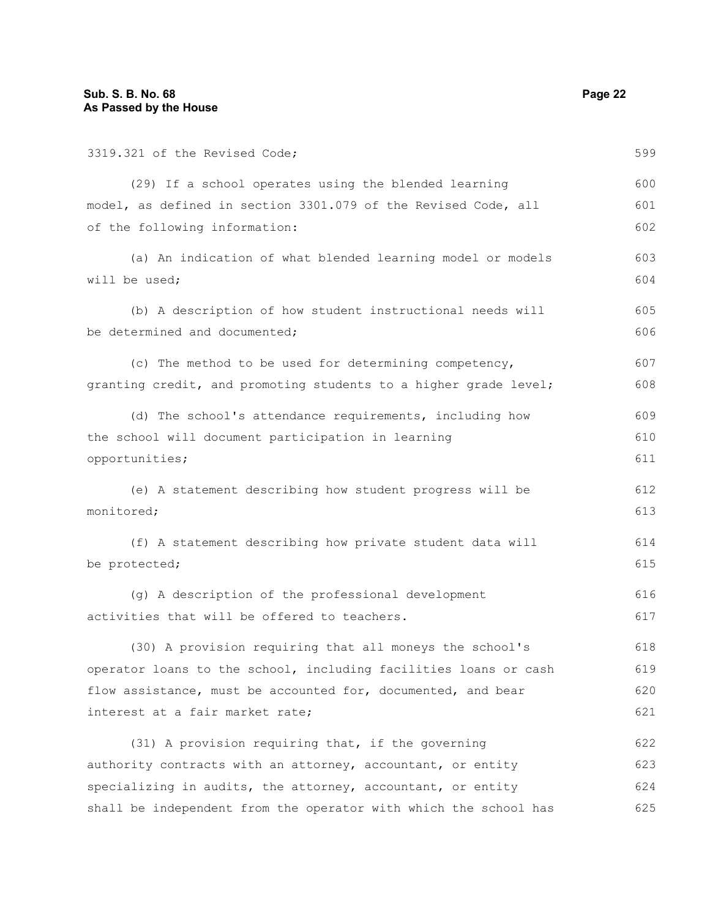3319.321 of the Revised Code;

(29) If a school operates using the blended learning model, as defined in section 3301.079 of the Revised Code, all of the following information:

(a) An indication of what blended learning model or models will be used;

(b) A description of how student instructional needs will be determined and documented;

(c) The method to be used for determining competency, granting credit, and promoting students to a higher grade level;

(d) The school's attendance requirements, including how the school will document participation in learning opportunities;

(e) A statement describing how student progress will be monitored;

(f) A statement describing how private student data will be protected;

(g) A description of the professional development activities that will be offered to teachers.

(30) A provision requiring that all moneys the school's operator loans to the school, including facilities loans or cash flow assistance, must be accounted for, documented, and bear interest at a fair market rate;

(31) A provision requiring that, if the governing authority contracts with an attorney, accountant, or entity specializing in audits, the attorney, accountant, or entity shall be independent from the operator with which the school has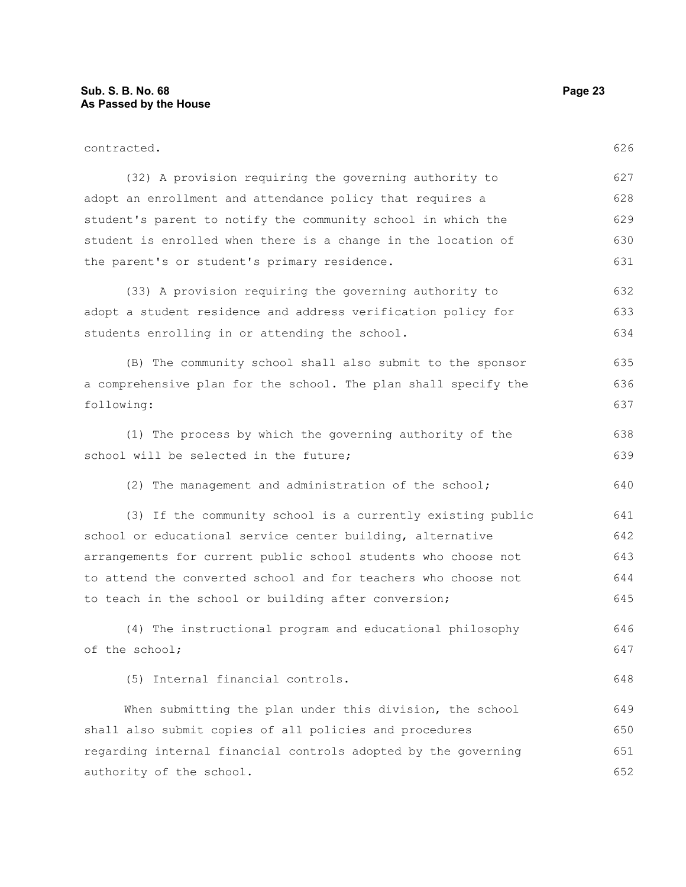contracted.

(32) A provision requiring the governing authority to adopt an enrollment and attendance policy that requires a student's parent to notify the community school in which the student is enrolled when there is a change in the location of the parent's or student's primary residence.

(33) A provision requiring the governing authority to adopt a student residence and address verification policy for students enrolling in or attending the school.

(B) The community school shall also submit to the sponsor a comprehensive plan for the school. The plan shall specify the following:

(1) The process by which the governing authority of the school will be selected in the future;

(2) The management and administration of the school;

(3) If the community school is a currently existing public school or educational service center building, alternative arrangements for current public school students who choose not to attend the converted school and for teachers who choose not to teach in the school or building after conversion;

(4) The instructional program and educational philosophy of the school;

(5) Internal financial controls.

When submitting the plan under this division, the school shall also submit copies of all policies and procedures regarding internal financial controls adopted by the governing authority of the school.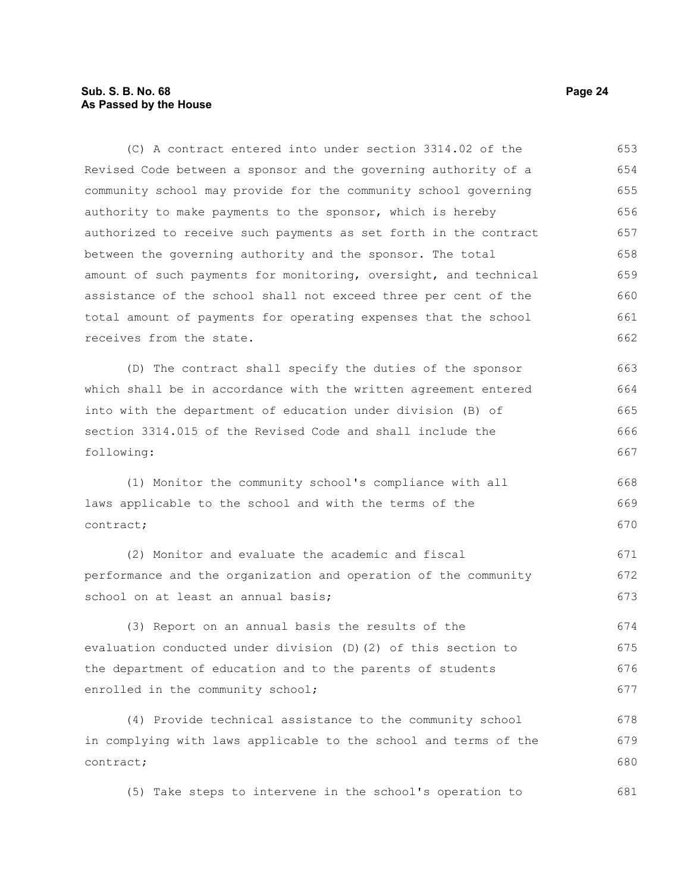(C) A contract entered into under section 3314.02 of the Revised Code between a sponsor and the governing authority of a community school may provide for the community school governing authority to make payments to the sponsor, which is hereby authorized to receive such payments as set forth in the contract between the governing authority and the sponsor. The total amount of such payments for monitoring, oversight, and technical assistance of the school shall not exceed three per cent of the total amount of payments for operating expenses that the school receives from the state.

(D) The contract shall specify the duties of the sponsor which shall be in accordance with the written agreement entered into with the department of education under division (B) of section 3314.015 of the Revised Code and shall include the following:

(1) Monitor the community school's compliance with all laws applicable to the school and with the terms of the contract;

(2) Monitor and evaluate the academic and fiscal performance and the organization and operation of the community school on at least an annual basis;

(3) Report on an annual basis the results of the evaluation conducted under division (D)(2) of this section to the department of education and to the parents of students enrolled in the community school;

(4) Provide technical assistance to the community school in complying with laws applicable to the school and terms of the contract;

(5) Take steps to intervene in the school's operation to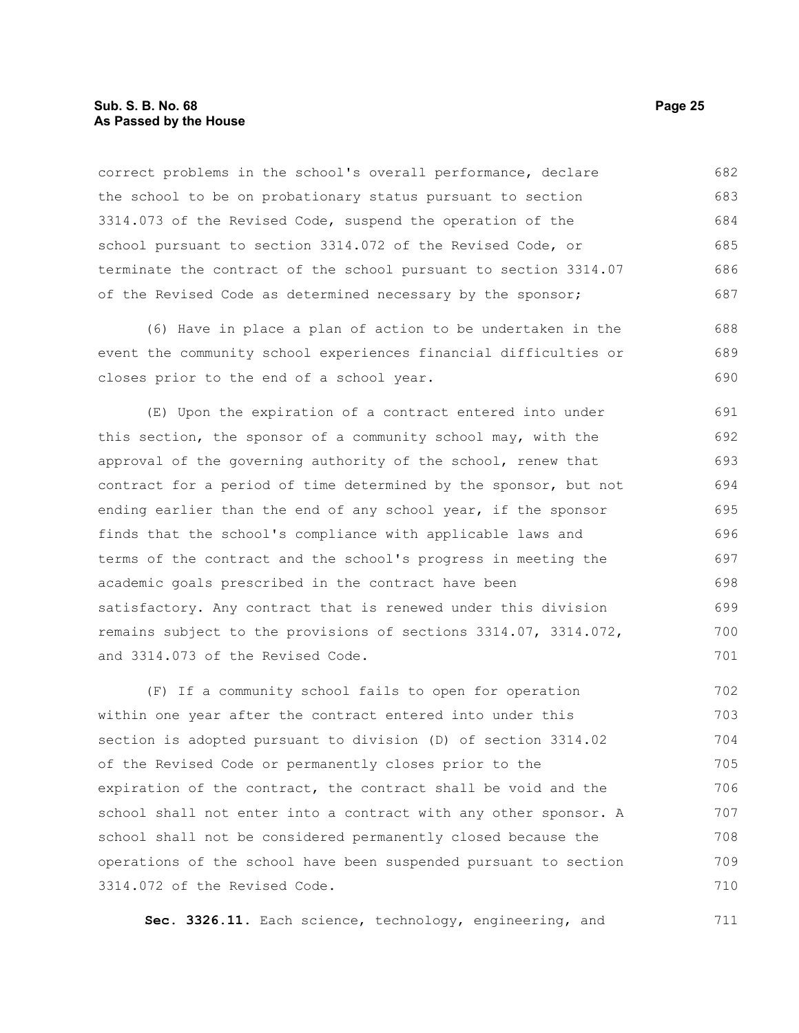correct problems in the school's overall performance, declare the school to be on probationary status pursuant to section 3314.073 of the Revised Code, suspend the operation of the school pursuant to section 3314.072 of the Revised Code, or terminate the contract of the school pursuant to section 3314.07 of the Revised Code as determined necessary by the sponsor;

(6) Have in place a plan of action to be undertaken in the event the community school experiences financial difficulties or closes prior to the end of a school year.

(E) Upon the expiration of a contract entered into under this section, the sponsor of a community school may, with the approval of the governing authority of the school, renew that contract for a period of time determined by the sponsor, but not ending earlier than the end of any school year, if the sponsor finds that the school's compliance with applicable laws and terms of the contract and the school's progress in meeting the academic goals prescribed in the contract have been satisfactory. Any contract that is renewed under this division remains subject to the provisions of sections 3314.07, 3314.072, and 3314.073 of the Revised Code.

(F) If a community school fails to open for operation within one year after the contract entered into under this section is adopted pursuant to division (D) of section 3314.02 of the Revised Code or permanently closes prior to the expiration of the contract, the contract shall be void and the school shall not enter into a contract with any other sponsor. A school shall not be considered permanently closed because the operations of the school have been suspended pursuant to section 3314.072 of the Revised Code.

**Sec. 3326.11.** Each science, technology, engineering, and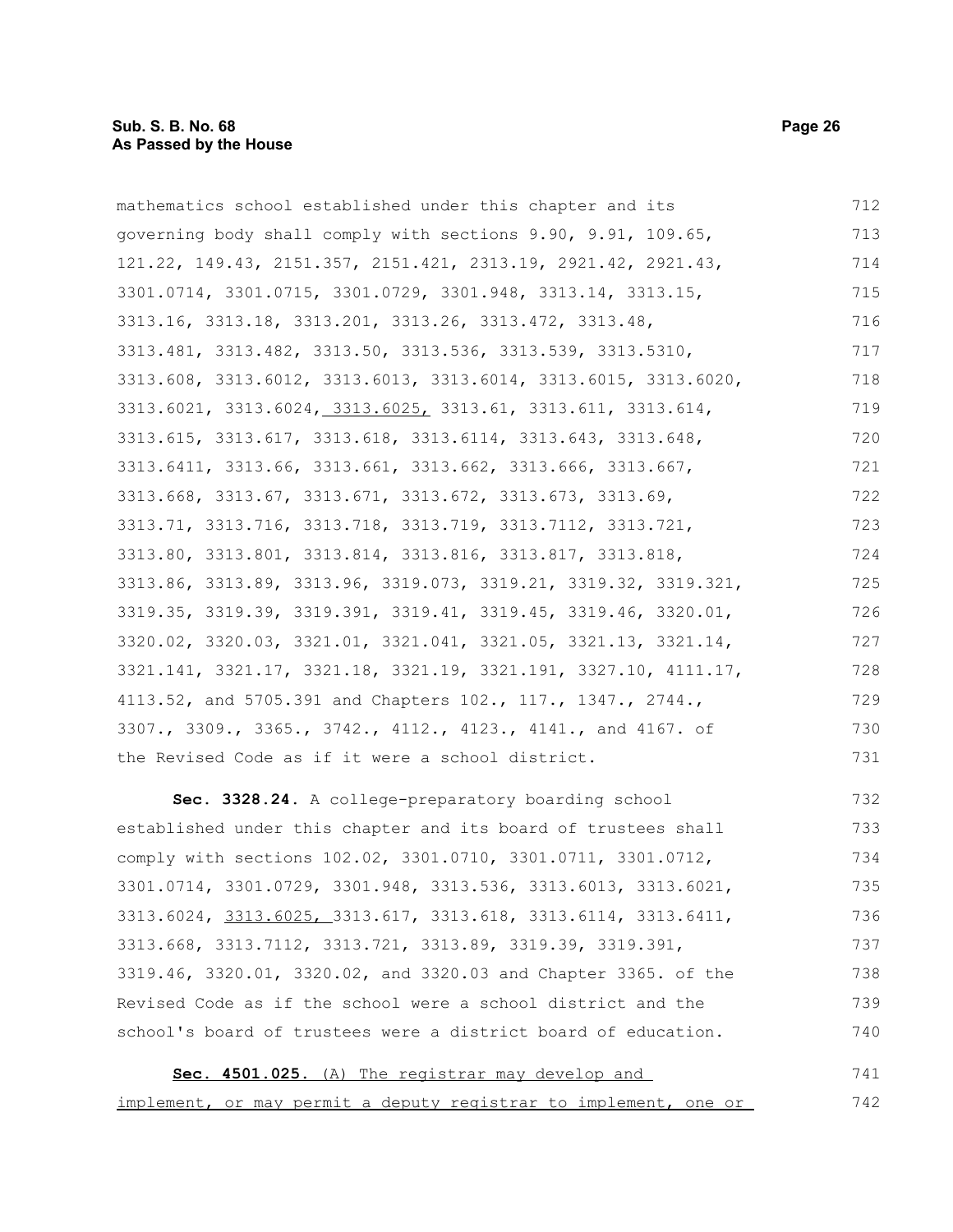mathematics school established under this chapter and its governing body shall comply with sections 9.90, 9.91, 109.65, 121.22, 149.43, 2151.357, 2151.421, 2313.19, 2921.42, 2921.43, 3301.0714, 3301.0715, 3301.0729, 3301.948, 3313.14, 3313.15, 3313.16, 3313.18, 3313.201, 3313.26, 3313.472, 3313.48, 3313.481, 3313.482, 3313.50, 3313.536, 3313.539, 3313.5310, 3313.608, 3313.6012, 3313.6013, 3313.6014, 3313.6015, 3313.6020, 3313.6021, 3313.6024, 3313.6025, 3313.61, 3313.611, 3313.614, 3313.615, 3313.617, 3313.618, 3313.6114, 3313.643, 3313.648, 3313.6411, 3313.66, 3313.661, 3313.662, 3313.666, 3313.667, 3313.668, 3313.67, 3313.671, 3313.672, 3313.673, 3313.69, 3313.71, 3313.716, 3313.718, 3313.719, 3313.7112, 3313.721, 3313.80, 3313.801, 3313.814, 3313.816, 3313.817, 3313.818, 3313.86, 3313.89, 3313.96, 3319.073, 3319.21, 3319.32, 3319.321, 3319.35, 3319.39, 3319.391, 3319.41, 3319.45, 3319.46, 3320.01, 3320.02, 3320.03, 3321.01, 3321.041, 3321.05, 3321.13, 3321.14, 3321.141, 3321.17, 3321.18, 3321.19, 3321.191, 3327.10, 4111.17, 4113.52, and 5705.391 and Chapters 102., 117., 1347., 2744., 3307., 3309., 3365., 3742., 4112., 4123., 4141., and 4167. of the Revised Code as if it were a school district.

**Sec. 3328.24.** A college-preparatory boarding school established under this chapter and its board of trustees shall comply with sections 102.02, 3301.0710, 3301.0711, 3301.0712, 3301.0714, 3301.0729, 3301.948, 3313.536, 3313.6013, 3313.6021, 3313.6024, 3313.6025, 3313.617, 3313.618, 3313.6114, 3313.6411, 3313.668, 3313.7112, 3313.721, 3313.89, 3319.39, 3319.391, 3319.46, 3320.01, 3320.02, and 3320.03 and Chapter 3365. of the Revised Code as if the school were a school district and the school's board of trustees were a district board of education.

**Sec. 4501.025.** (A) The registrar may develop and implement, or may permit a deputy registrar to implement, one or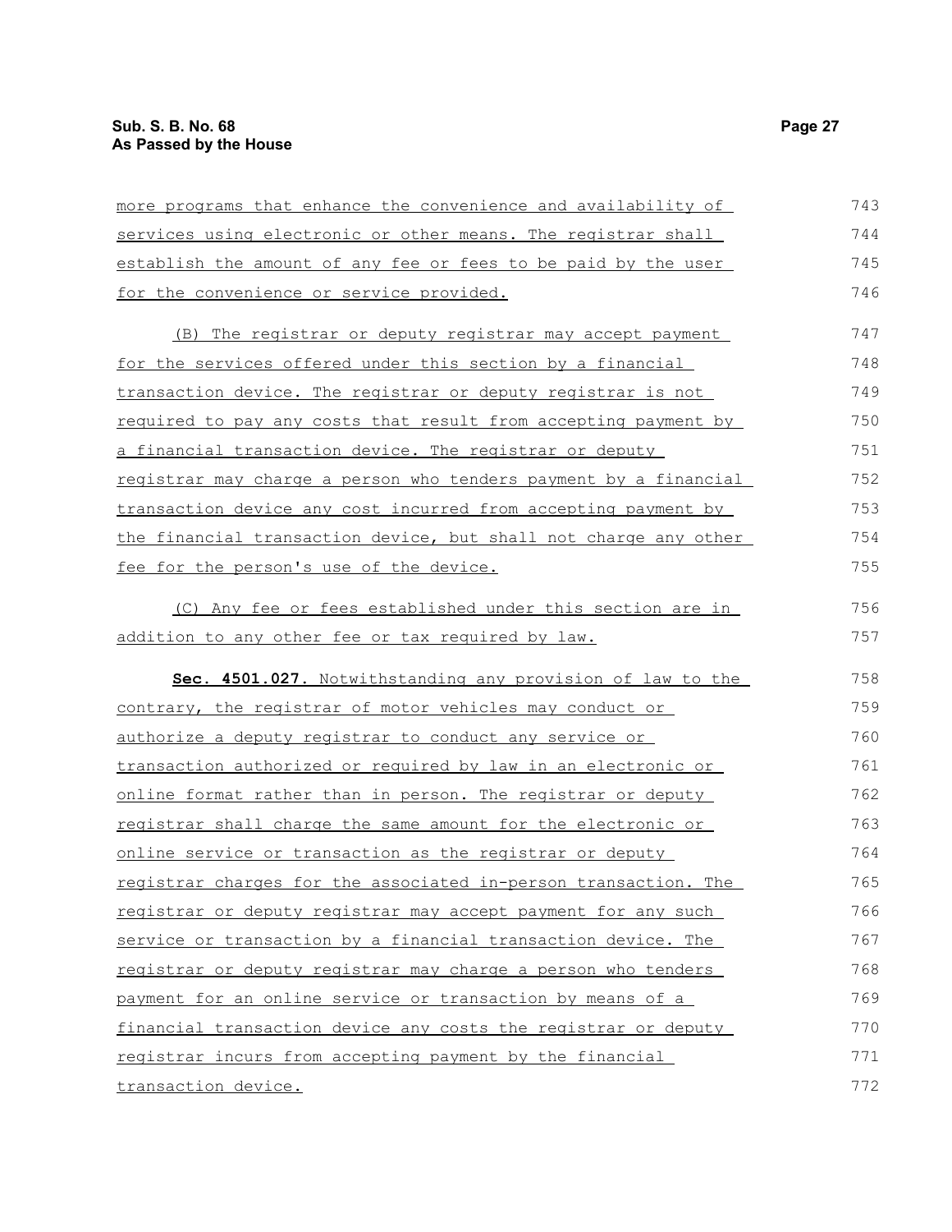more programs that enhance the convenience and availability of services using electronic or other means. The registrar shall establish the amount of any fee or fees to be paid by the user for the convenience or service provided.

(B) The registrar or deputy registrar may accept payment for the services offered under this section by a financial transaction device. The registrar or deputy registrar is not required to pay any costs that result from accepting payment by a financial transaction device. The registrar or deputy registrar may charge a person who tenders payment by a financial transaction device any cost incurred from accepting payment by the financial transaction device, but shall not charge any other fee for the person's use of the device.

(C) Any fee or fees established under this section are in addition to any other fee or tax required by law.

**Sec. 4501.027.** Notwithstanding any provision of law to the contrary, the registrar of motor vehicles may conduct or authorize a deputy registrar to conduct any service or transaction authorized or required by law in an electronic or online format rather than in person. The registrar or deputy registrar shall charge the same amount for the electronic or online service or transaction as the registrar or deputy registrar charges for the associated in-person transaction. The registrar or deputy registrar may accept payment for any such service or transaction by a financial transaction device. The registrar or deputy registrar may charge a person who tenders payment for an online service or transaction by means of a financial transaction device any costs the registrar or deputy registrar incurs from accepting payment by the financial transaction device.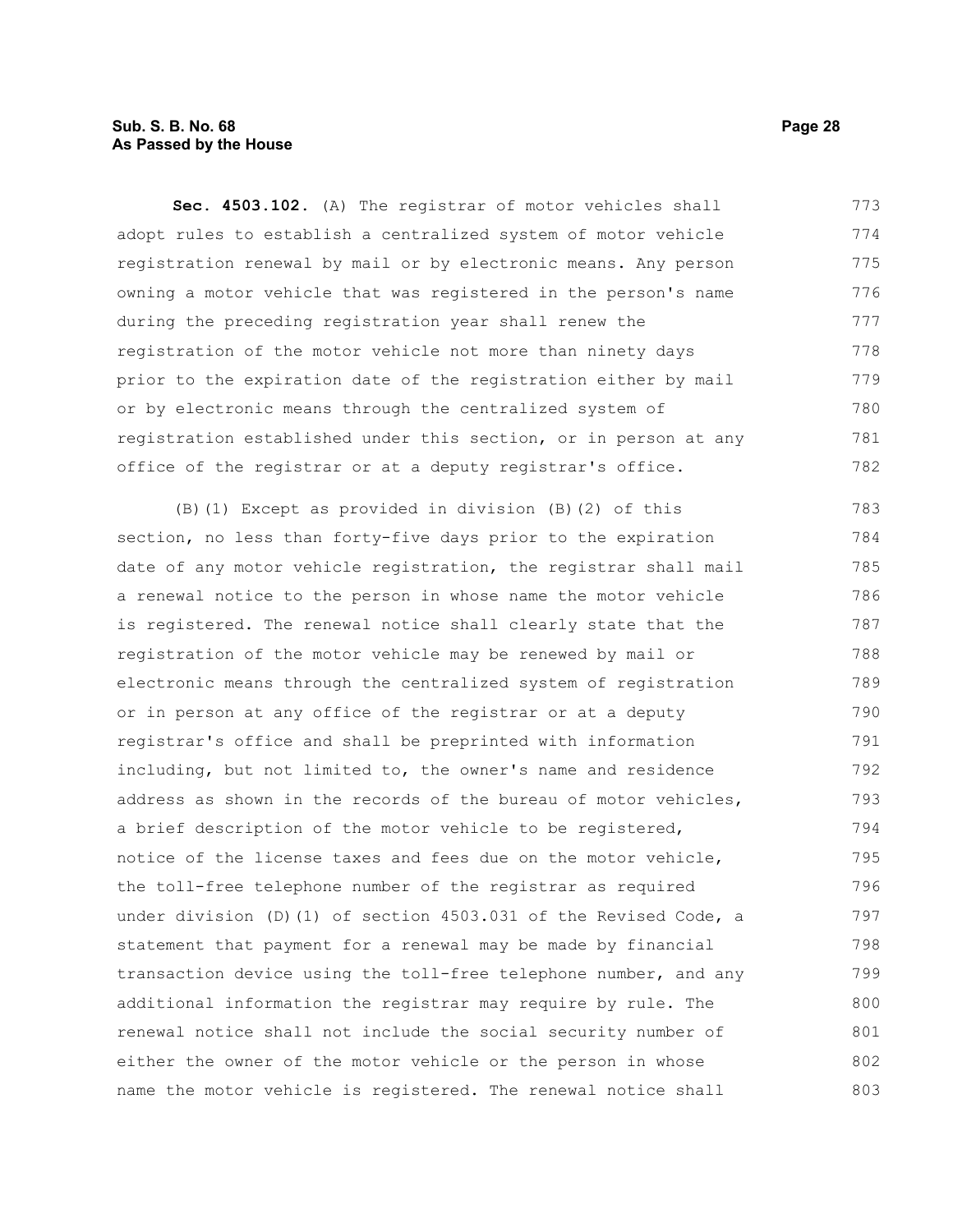**Sec. 4503.102.** (A) The registrar of motor vehicles shall adopt rules to establish a centralized system of motor vehicle registration renewal by mail or by electronic means. Any person owning a motor vehicle that was registered in the person's name during the preceding registration year shall renew the registration of the motor vehicle not more than ninety days prior to the expiration date of the registration either by mail or by electronic means through the centralized system of registration established under this section, or in person at any office of the registrar or at a deputy registrar's office.

(B)(1) Except as provided in division (B)(2) of this section, no less than forty-five days prior to the expiration date of any motor vehicle registration, the registrar shall mail a renewal notice to the person in whose name the motor vehicle is registered. The renewal notice shall clearly state that the registration of the motor vehicle may be renewed by mail or electronic means through the centralized system of registration or in person at any office of the registrar or at a deputy registrar's office and shall be preprinted with information including, but not limited to, the owner's name and residence address as shown in the records of the bureau of motor vehicles, a brief description of the motor vehicle to be registered, notice of the license taxes and fees due on the motor vehicle, the toll-free telephone number of the registrar as required under division (D)(1) of section 4503.031 of the Revised Code, a statement that payment for a renewal may be made by financial transaction device using the toll-free telephone number, and any additional information the registrar may require by rule. The renewal notice shall not include the social security number of either the owner of the motor vehicle or the person in whose name the motor vehicle is registered. The renewal notice shall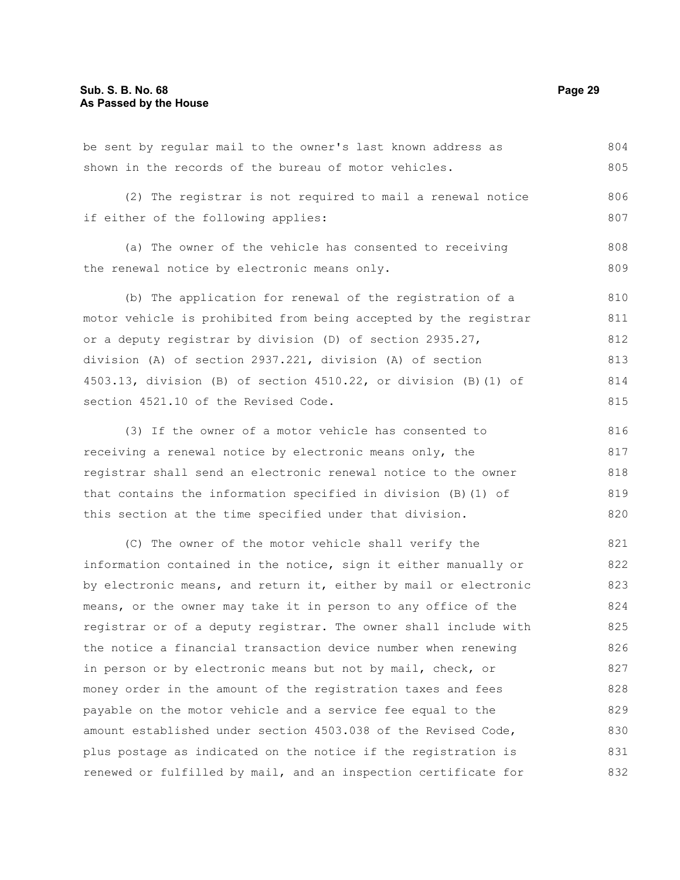be sent by regular mail to the owner's last known address as shown in the records of the bureau of motor vehicles.

(2) The registrar is not required to mail a renewal notice if either of the following applies:

(a) The owner of the vehicle has consented to receiving the renewal notice by electronic means only.

(b) The application for renewal of the registration of a motor vehicle is prohibited from being accepted by the registrar or a deputy registrar by division (D) of section 2935.27, division (A) of section 2937.221, division (A) of section 4503.13, division (B) of section 4510.22, or division (B)(1) of section 4521.10 of the Revised Code.

(3) If the owner of a motor vehicle has consented to receiving a renewal notice by electronic means only, the registrar shall send an electronic renewal notice to the owner that contains the information specified in division (B)(1) of this section at the time specified under that division.

(C) The owner of the motor vehicle shall verify the information contained in the notice, sign it either manually or by electronic means, and return it, either by mail or electronic means, or the owner may take it in person to any office of the registrar or of a deputy registrar. The owner shall include with the notice a financial transaction device number when renewing in person or by electronic means but not by mail, check, or money order in the amount of the registration taxes and fees payable on the motor vehicle and a service fee equal to the amount established under section 4503.038 of the Revised Code, plus postage as indicated on the notice if the registration is renewed or fulfilled by mail, and an inspection certificate for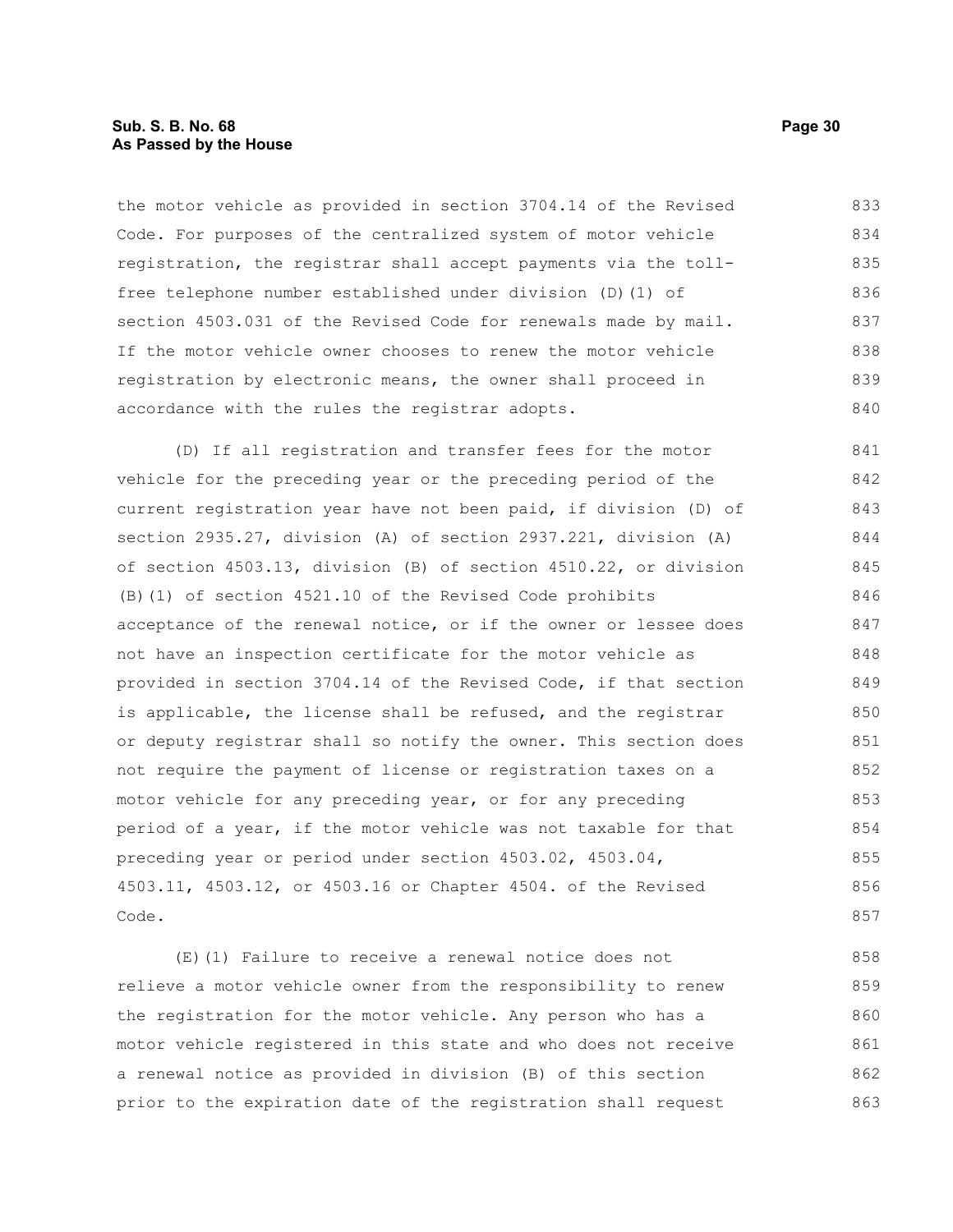the motor vehicle as provided in section 3704.14 of the Revised Code. For purposes of the centralized system of motor vehicle registration, the registrar shall accept payments via the toll-free telephone number established under division (D)(1) of section 4503.031 of the Revised Code for renewals made by mail. If the motor vehicle owner chooses to renew the motor vehicle registration by electronic means, the owner shall proceed in accordance with the rules the registrar adopts.

(D) If all registration and transfer fees for the motor vehicle for the preceding year or the preceding period of the current registration year have not been paid, if division (D) of section 2935.27, division (A) of section 2937.221, division (A) of section 4503.13, division (B) of section 4510.22, or division (B)(1) of section 4521.10 of the Revised Code prohibits acceptance of the renewal notice, or if the owner or lessee does not have an inspection certificate for the motor vehicle as provided in section 3704.14 of the Revised Code, if that section is applicable, the license shall be refused, and the registrar or deputy registrar shall so notify the owner. This section does not require the payment of license or registration taxes on a motor vehicle for any preceding year, or for any preceding period of a year, if the motor vehicle was not taxable for that preceding year or period under section 4503.02, 4503.04, 4503.11, 4503.12, or 4503.16 or Chapter 4504. of the Revised Code.

(E)(1) Failure to receive a renewal notice does not relieve a motor vehicle owner from the responsibility to renew the registration for the motor vehicle. Any person who has a motor vehicle registered in this state and who does not receive a renewal notice as provided in division (B) of this section prior to the expiration date of the registration shall request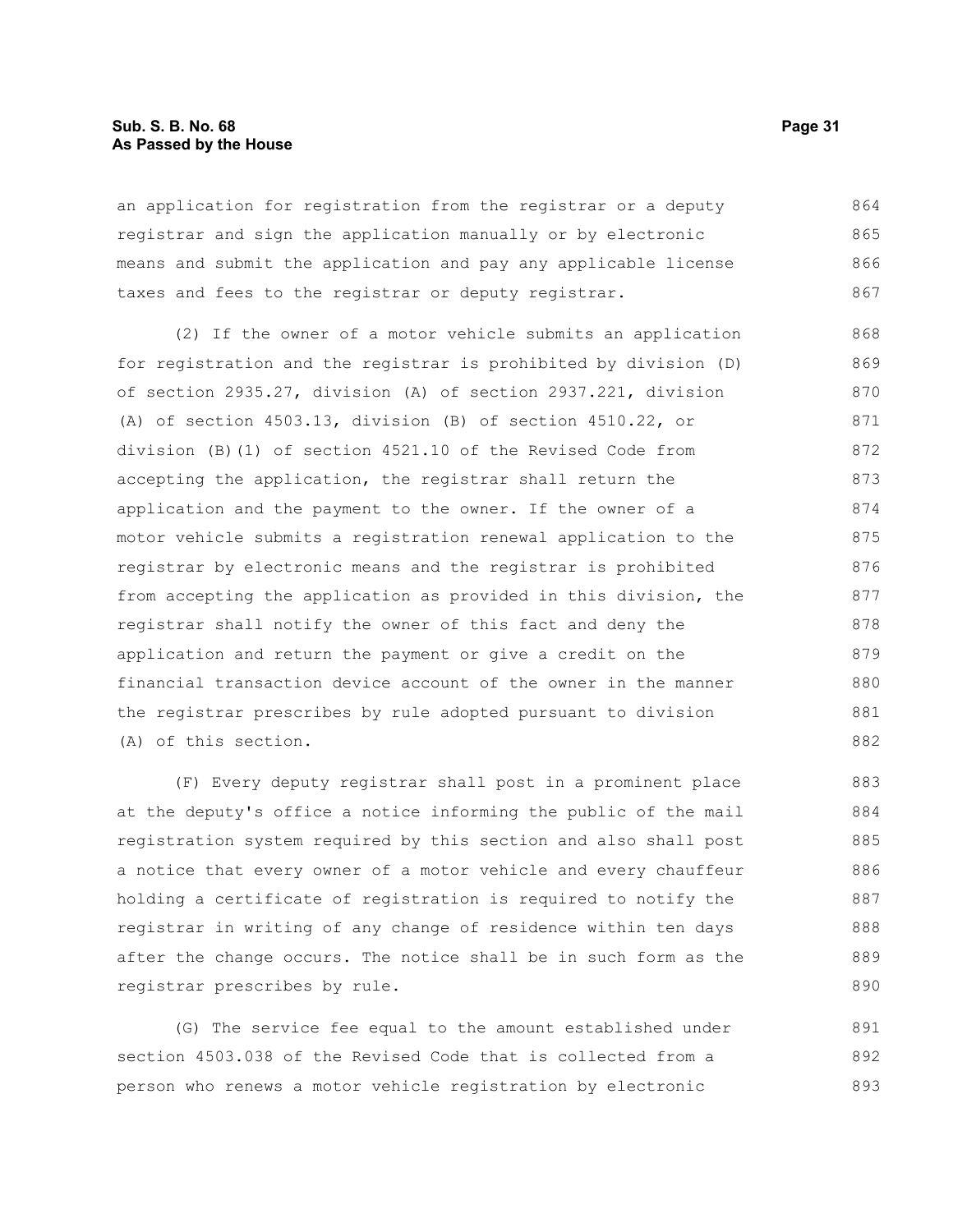an application for registration from the registrar or a deputy registrar and sign the application manually or by electronic means and submit the application and pay any applicable license taxes and fees to the registrar or deputy registrar.

(2) If the owner of a motor vehicle submits an application for registration and the registrar is prohibited by division (D) of section 2935.27, division (A) of section 2937.221, division (A) of section 4503.13, division (B) of section 4510.22, or division (B)(1) of section 4521.10 of the Revised Code from accepting the application, the registrar shall return the application and the payment to the owner. If the owner of a motor vehicle submits a registration renewal application to the registrar by electronic means and the registrar is prohibited from accepting the application as provided in this division, the registrar shall notify the owner of this fact and deny the application and return the payment or give a credit on the financial transaction device account of the owner in the manner the registrar prescribes by rule adopted pursuant to division (A) of this section.

(F) Every deputy registrar shall post in a prominent place at the deputy's office a notice informing the public of the mail registration system required by this section and also shall post a notice that every owner of a motor vehicle and every chauffeur holding a certificate of registration is required to notify the registrar in writing of any change of residence within ten days after the change occurs. The notice shall be in such form as the registrar prescribes by rule.

(G) The service fee equal to the amount established under section 4503.038 of the Revised Code that is collected from a person who renews a motor vehicle registration by electronic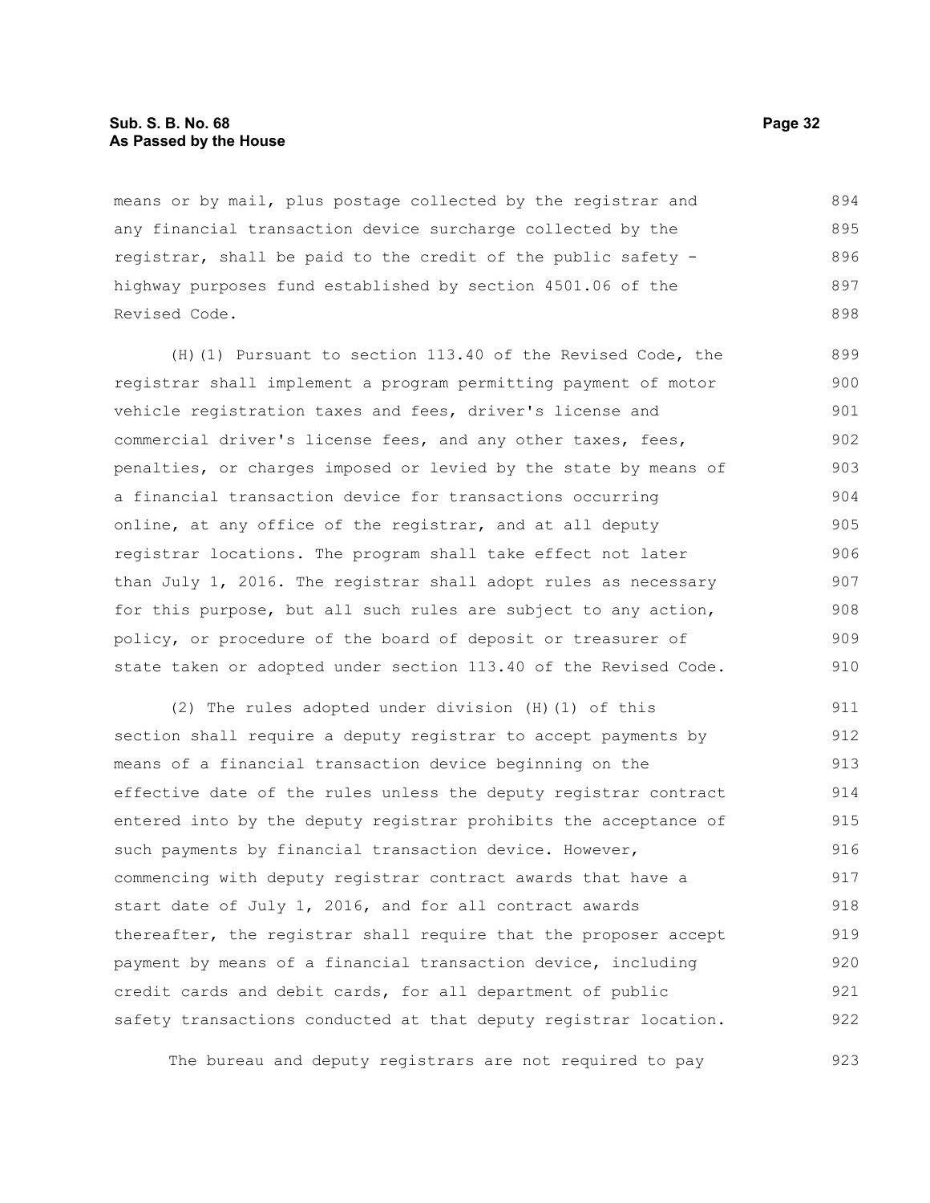means or by mail, plus postage collected by the registrar and any financial transaction device surcharge collected by the registrar, shall be paid to the credit of the public safety - highway purposes fund established by section 4501.06 of the Revised Code.

(H)(1) Pursuant to section 113.40 of the Revised Code, the registrar shall implement a program permitting payment of motor vehicle registration taxes and fees, driver's license and commercial driver's license fees, and any other taxes, fees, penalties, or charges imposed or levied by the state by means of a financial transaction device for transactions occurring online, at any office of the registrar, and at all deputy registrar locations. The program shall take effect not later than July 1, 2016. The registrar shall adopt rules as necessary for this purpose, but all such rules are subject to any action, policy, or procedure of the board of deposit or treasurer of state taken or adopted under section 113.40 of the Revised Code.

(2) The rules adopted under division (H)(1) of this section shall require a deputy registrar to accept payments by means of a financial transaction device beginning on the effective date of the rules unless the deputy registrar contract entered into by the deputy registrar prohibits the acceptance of such payments by financial transaction device. However, commencing with deputy registrar contract awards that have a start date of July 1, 2016, and for all contract awards thereafter, the registrar shall require that the proposer accept payment by means of a financial transaction device, including credit cards and debit cards, for all department of public safety transactions conducted at that deputy registrar location.

The bureau and deputy registrars are not required to pay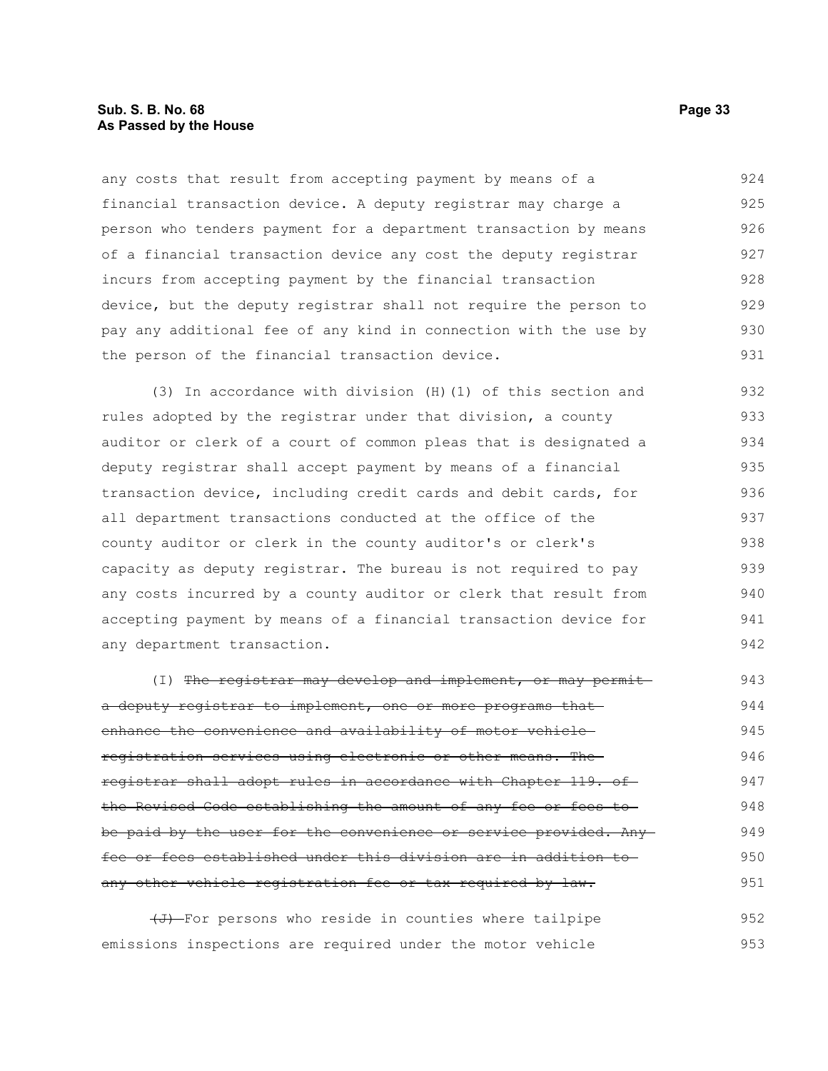any costs that result from accepting payment by means of a financial transaction device. A deputy registrar may charge a person who tenders payment for a department transaction by means of a financial transaction device any cost the deputy registrar incurs from accepting payment by the financial transaction device, but the deputy registrar shall not require the person to pay any additional fee of any kind in connection with the use by the person of the financial transaction device.

(3) In accordance with division (H)(1) of this section and rules adopted by the registrar under that division, a county auditor or clerk of a court of common pleas that is designated a deputy registrar shall accept payment by means of a financial transaction device, including credit cards and debit cards, for all department transactions conducted at the office of the county auditor or clerk in the county auditor's or clerk's capacity as deputy registrar. The bureau is not required to pay any costs incurred by a county auditor or clerk that result from accepting payment by means of a financial transaction device for any department transaction.

(I) ~~The registrar may develop and implement, or may permit a deputy registrar to implement, one or more programs that enhance the convenience and availability of motor vehicle registration services using electronic or other means. The registrar shall adopt rules in accordance with Chapter 119. of the Revised Code establishing the amount of any fee or fees to be paid by the user for the convenience or service provided. Any fee or fees established under this division are in addition to any other vehicle registration fee or tax required by law.~~

~~(J)~~ For persons who reside in counties where tailpipe emissions inspections are required under the motor vehicle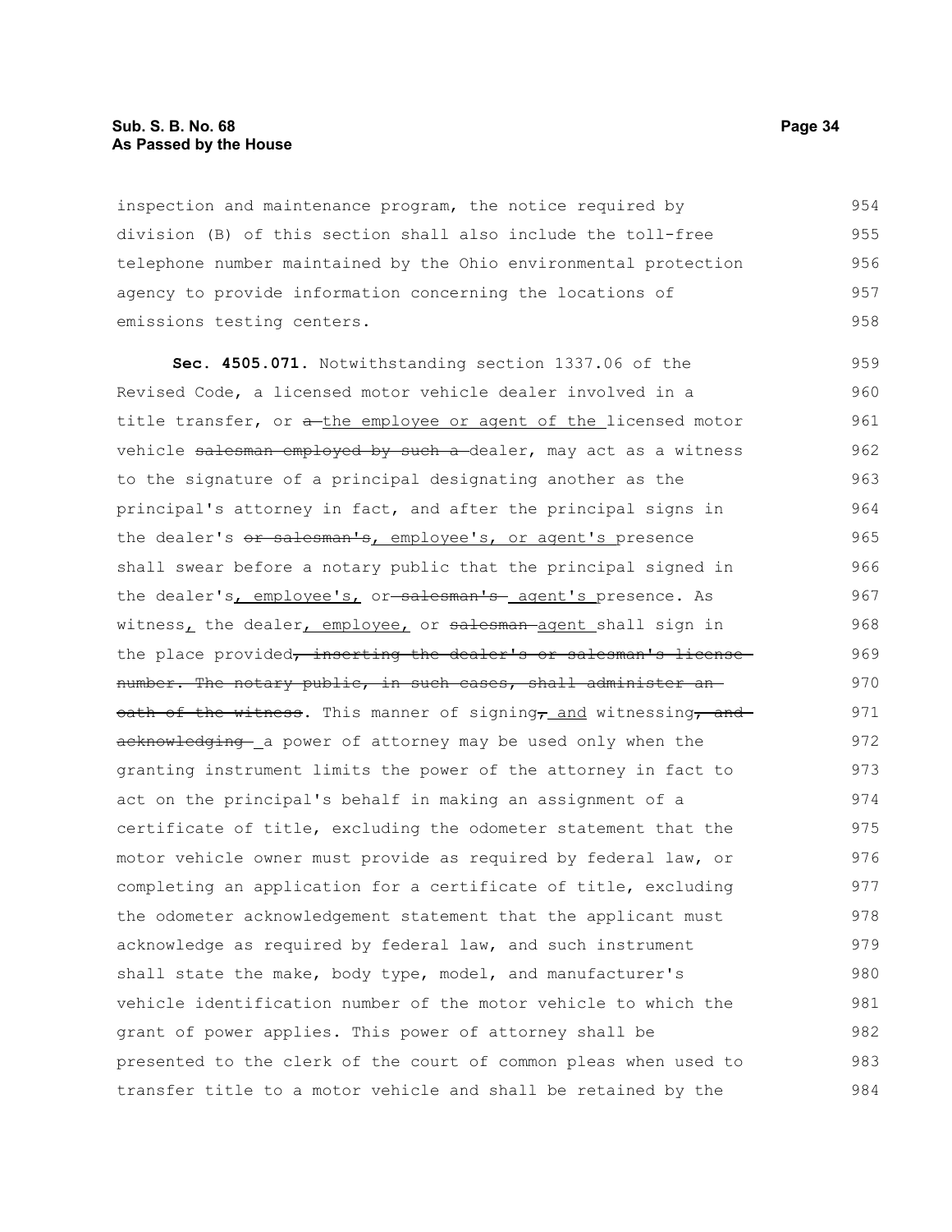inspection and maintenance program, the notice required by division (B) of this section shall also include the toll-free telephone number maintained by the Ohio environmental protection agency to provide information concerning the locations of emissions testing centers.

**Sec. 4505.071.** Notwithstanding section 1337.06 of the Revised Code, a licensed motor vehicle dealer involved in a title transfer, or ~~a~~ <u>the employee or agent of the</u> licensed motor vehicle ~~salesman employed by such a~~ dealer, may act as a witness to the signature of a principal designating another as the principal's attorney in fact, and after the principal signs in the dealer's ~~or salesman's~~<u>, employee's, or agent's</u> presence shall swear before a notary public that the principal signed in the dealer's<u>, employee's,</u> or ~~salesman's~~ <u>agent's</u> presence. As witness<u>,</u> the dealer<u>, employee,</u> or ~~salesman~~ <u>agent</u> shall sign in the place provided~~, inserting the dealer's or salesman's license number. The notary public, in such cases, shall administer an oath of the witness~~. This manner of signing~~,~~<u> and</u> witnessing~~, and acknowledging~~ a power of attorney may be used only when the granting instrument limits the power of the attorney in fact to act on the principal's behalf in making an assignment of a certificate of title, excluding the odometer statement that the motor vehicle owner must provide as required by federal law, or completing an application for a certificate of title, excluding the odometer acknowledgement statement that the applicant must acknowledge as required by federal law, and such instrument shall state the make, body type, model, and manufacturer's vehicle identification number of the motor vehicle to which the grant of power applies. This power of attorney shall be presented to the clerk of the court of common pleas when used to transfer title to a motor vehicle and shall be retained by the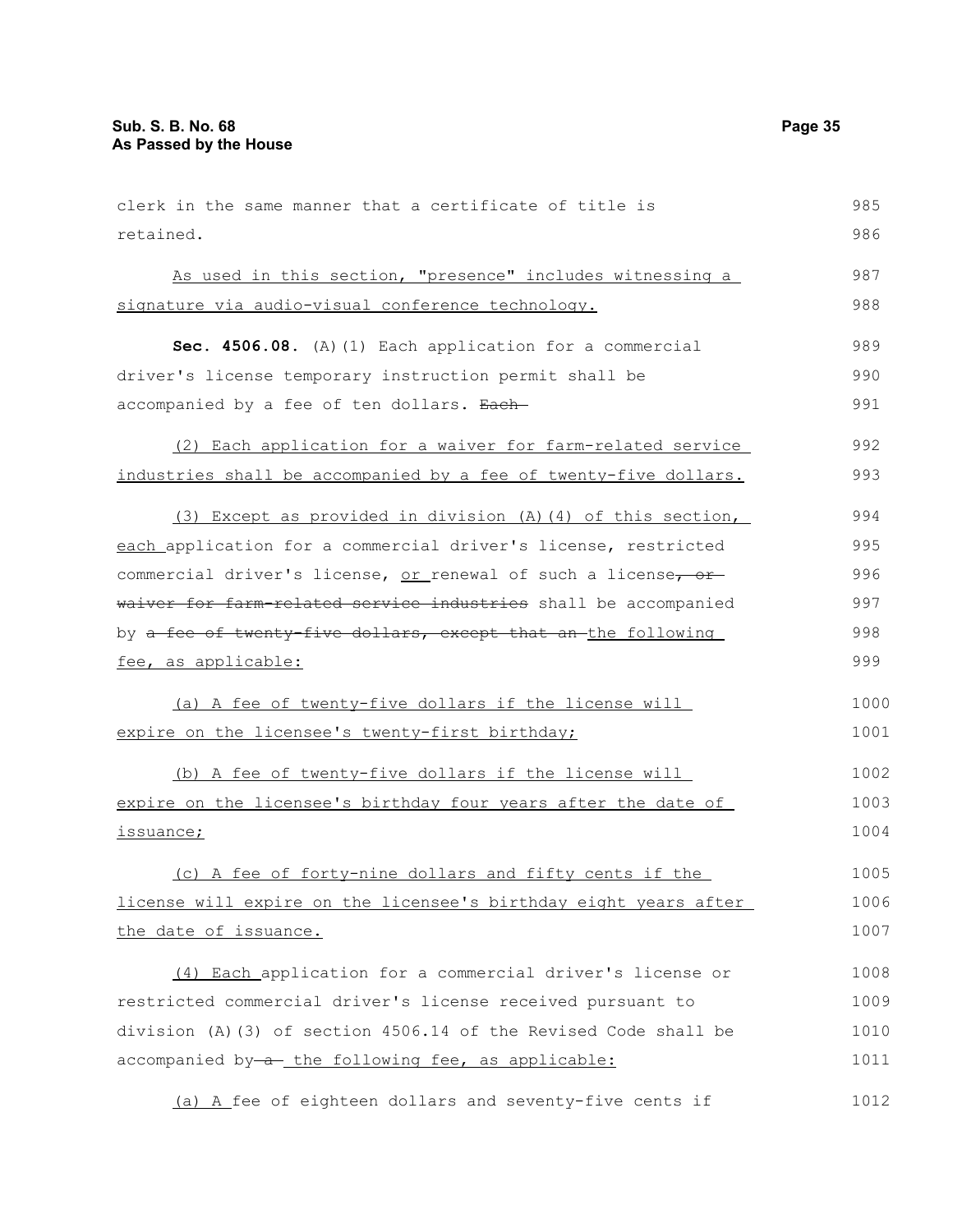clerk in the same manner that a certificate of title is retained.

As used in this section, "presence" includes witnessing a signature via audio-visual conference technology.

**Sec. 4506.08.** (A)(1) Each application for a commercial driver's license temporary instruction permit shall be accompanied by a fee of ten dollars. ~~Each~~

(2) Each application for a waiver for farm-related service industries shall be accompanied by a fee of twenty-five dollars.

(3) Except as provided in division (A)(4) of this section, each application for a commercial driver's license, restricted commercial driver's license, or renewal of such license~~, or waiver for farm-related service industries~~ shall be accompanied by ~~a fee of twenty-five dollars, except that an~~ the following fee, as applicable:

(a) A fee of twenty-five dollars if the license will expire on the licensee's twenty-first birthday;

(b) A fee of twenty-five dollars if the license will expire on the licensee's birthday four years after the date of issuance;

(c) A fee of forty-nine dollars and fifty cents if the license will expire on the licensee's birthday eight years after the date of issuance.

(4) Each application for a commercial driver's license or restricted commercial driver's license received pursuant to division (A)(3) of section 4506.14 of the Revised Code shall be accompanied by ~~a~~ the following fee, as applicable:

(a) A fee of eighteen dollars and seventy-five cents if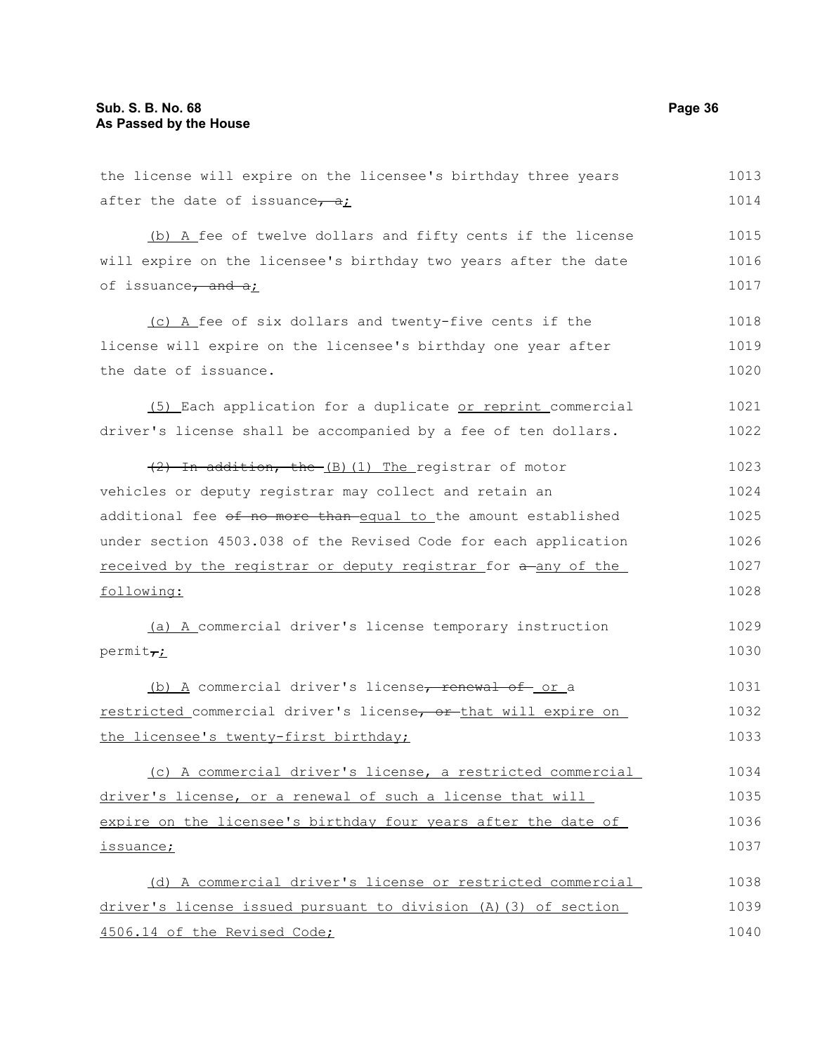the license will expire on the licensee's birthday three years after the date of issuance~~, a~~;

(b) A fee of twelve dollars and fifty cents if the license will expire on the licensee's birthday two years after the date of issuance~~, and a~~;

(c) A fee of six dollars and twenty-five cents if the license will expire on the licensee's birthday one year after the date of issuance.

(5) Each application for a duplicate or reprint commercial driver's license shall be accompanied by a fee of ten dollars.

~~(2) In addition, the~~ (B)(1) The registrar of motor vehicles or deputy registrar may collect and retain an additional fee ~~of no more than~~ equal to the amount established under section 4503.038 of the Revised Code for each application received by the registrar or deputy registrar for ~~a~~ any of the following:

(a) A commercial driver's license temporary instruction permit~~,~~;

(b) A commercial driver's license~~, renewal of~~ or a restricted commercial driver's license~~, or~~ that will expire on the licensee's twenty-first birthday;

(c) A commercial driver's license, a restricted commercial driver's license, or a renewal of such a license that will expire on the licensee's birthday four years after the date of issuance;

(d) A commercial driver's license or restricted commercial driver's license issued pursuant to division (A)(3) of section 4506.14 of the Revised Code;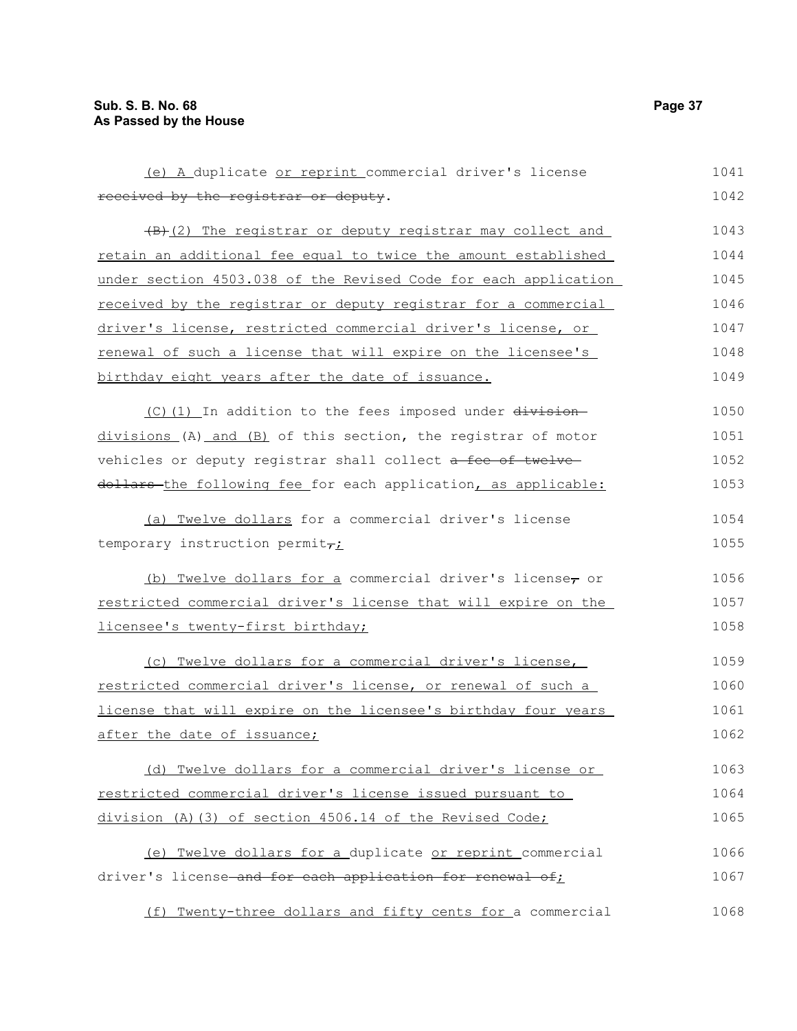(e) A duplicate or reprint commercial driver's license ~~received by the registrar or deputy~~.

~~(B)~~(2) The registrar or deputy registrar may collect and retain an additional fee equal to twice the amount established under section 4503.038 of the Revised Code for each application received by the registrar or deputy registrar for a commercial driver's license, restricted commercial driver's license, or renewal of such a license that will expire on the licensee's birthday eight years after the date of issuance.

(C)(1) In addition to the fees imposed under ~~division~~ divisions (A) and (B) of this section, the registrar of motor vehicles or deputy registrar shall collect ~~a fee of twelve dollars~~ the following fee for each application, as applicable:

(a) Twelve dollars for a commercial driver's license temporary instruction permit~~,~~;

(b) Twelve dollars for a commercial driver's license~~,~~ or restricted commercial driver's license that will expire on the licensee's twenty-first birthday;

(c) Twelve dollars for a commercial driver's license, restricted commercial driver's license, or renewal of such a license that will expire on the licensee's birthday four years after the date of issuance;

(d) Twelve dollars for a commercial driver's license or restricted commercial driver's license issued pursuant to division (A)(3) of section 4506.14 of the Revised Code;

(e) Twelve dollars for a duplicate or reprint commercial driver's license ~~and for each application for renewal of~~;

(f) Twenty-three dollars and fifty cents for a commercial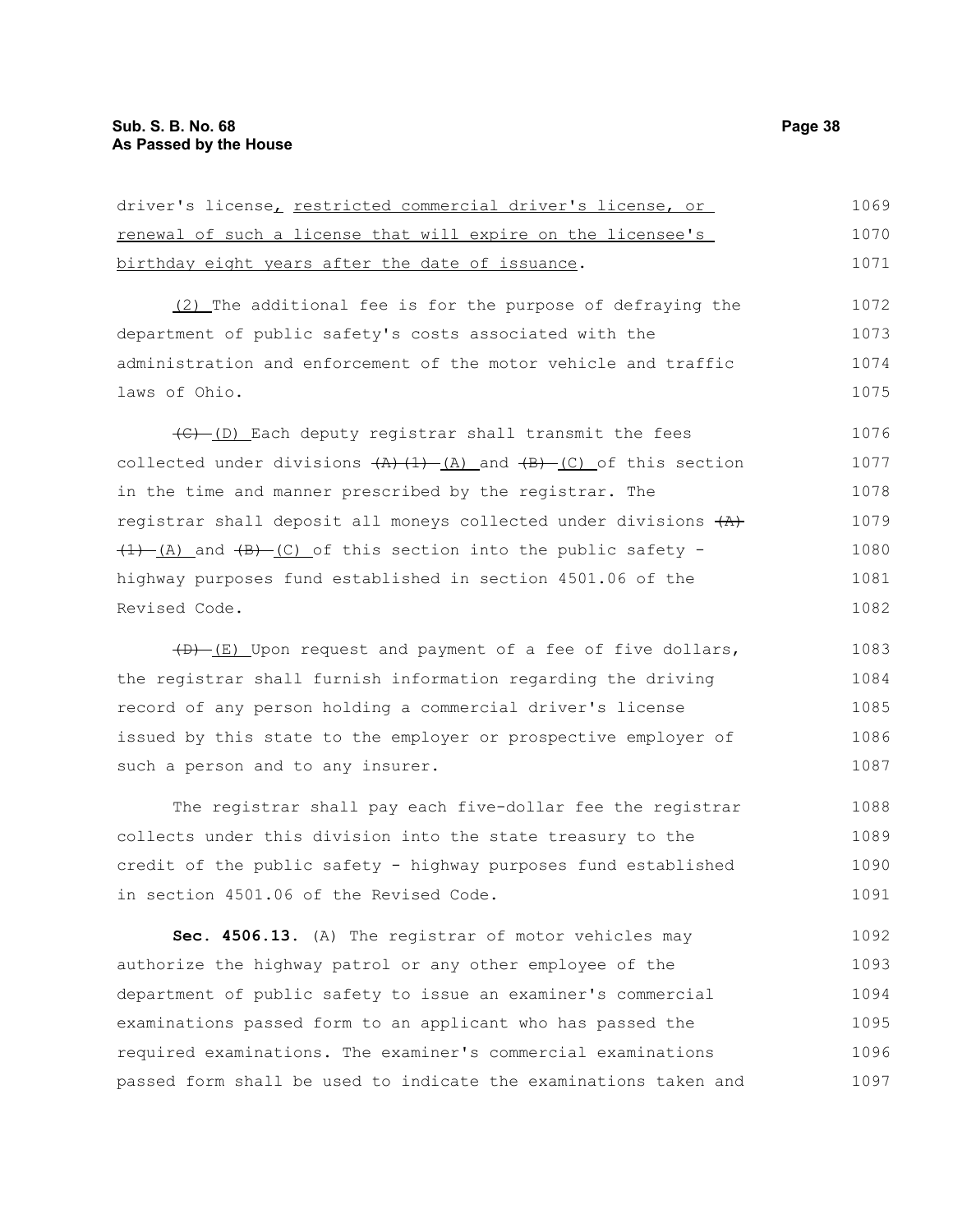driver's license, restricted commercial driver's license, or renewal of such a license that will expire on the licensee's birthday eight years after the date of issuance.

(2) The additional fee is for the purpose of defraying the department of public safety's costs associated with the administration and enforcement of the motor vehicle and traffic laws of Ohio.

~~(C)~~ (D) Each deputy registrar shall transmit the fees collected under divisions ~~(A)(1)~~ (A) and ~~(B)~~ (C) of this section in the time and manner prescribed by the registrar. The registrar shall deposit all moneys collected under divisions ~~(A)(1)~~ (A) and ~~(B)~~ (C) of this section into the public safety - highway purposes fund established in section 4501.06 of the Revised Code.

~~(D)~~ (E) Upon request and payment of a fee of five dollars, the registrar shall furnish information regarding the driving record of any person holding a commercial driver's license issued by this state to the employer or prospective employer of such a person and to any insurer.

The registrar shall pay each five-dollar fee the registrar collects under this division into the state treasury to the credit of the public safety - highway purposes fund established in section 4501.06 of the Revised Code.

**Sec. 4506.13.** (A) The registrar of motor vehicles may authorize the highway patrol or any other employee of the department of public safety to issue an examiner's commercial examinations passed form to an applicant who has passed the required examinations. The examiner's commercial examinations passed form shall be used to indicate the examinations taken and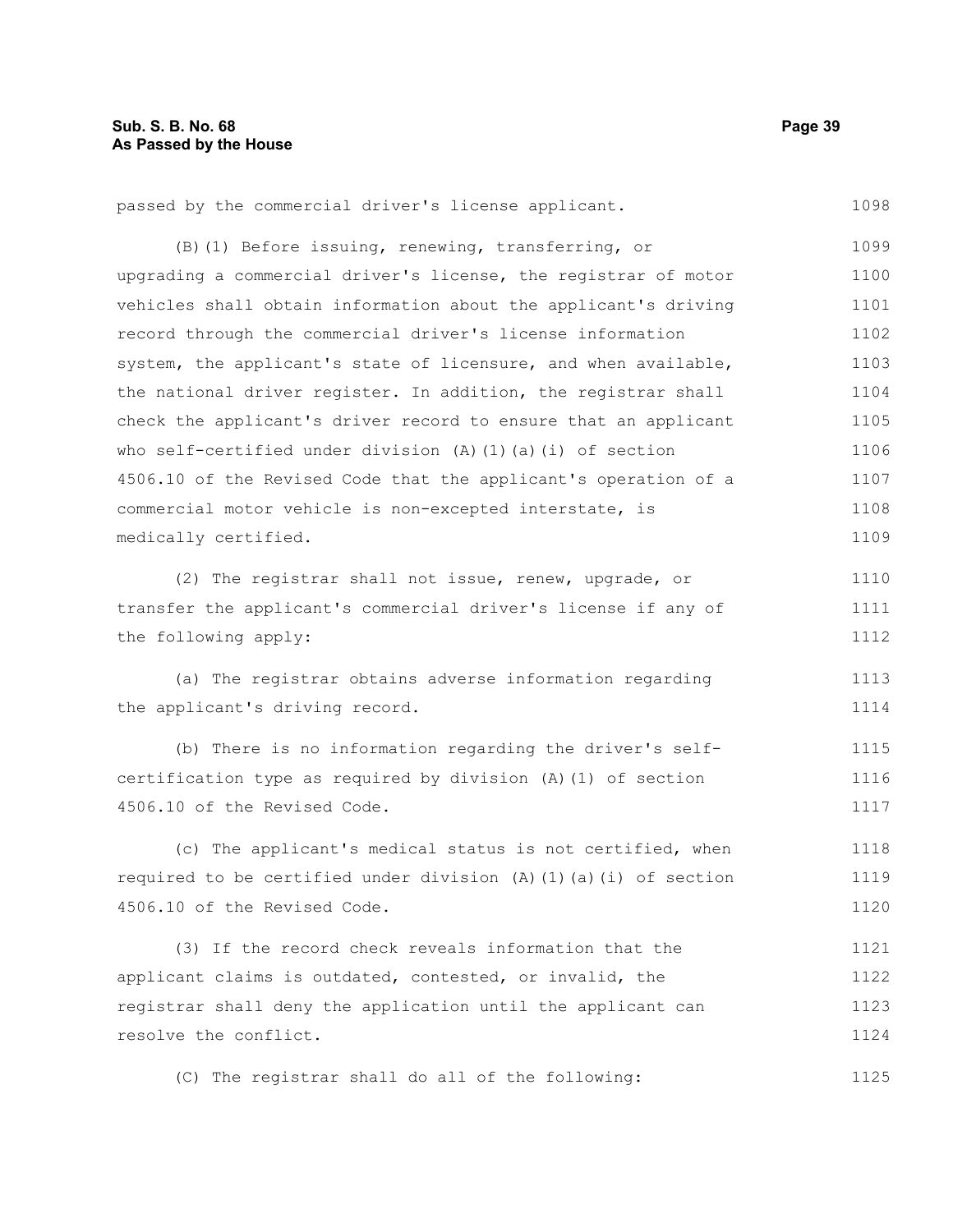passed by the commercial driver's license applicant.

(B)(1) Before issuing, renewing, transferring, or upgrading a commercial driver's license, the registrar of motor vehicles shall obtain information about the applicant's driving record through the commercial driver's license information system, the applicant's state of licensure, and when available, the national driver register. In addition, the registrar shall check the applicant's driver record to ensure that an applicant who self-certified under division (A)(1)(a)(i) of section 4506.10 of the Revised Code that the applicant's operation of a commercial motor vehicle is non-excepted interstate, is medically certified.

(2) The registrar shall not issue, renew, upgrade, or transfer the applicant's commercial driver's license if any of the following apply:

(a) The registrar obtains adverse information regarding the applicant's driving record.

(b) There is no information regarding the driver's self-certification type as required by division (A)(1) of section 4506.10 of the Revised Code.

(c) The applicant's medical status is not certified, when required to be certified under division (A)(1)(a)(i) of section 4506.10 of the Revised Code.

(3) If the record check reveals information that the applicant claims is outdated, contested, or invalid, the registrar shall deny the application until the applicant can resolve the conflict.

(C) The registrar shall do all of the following: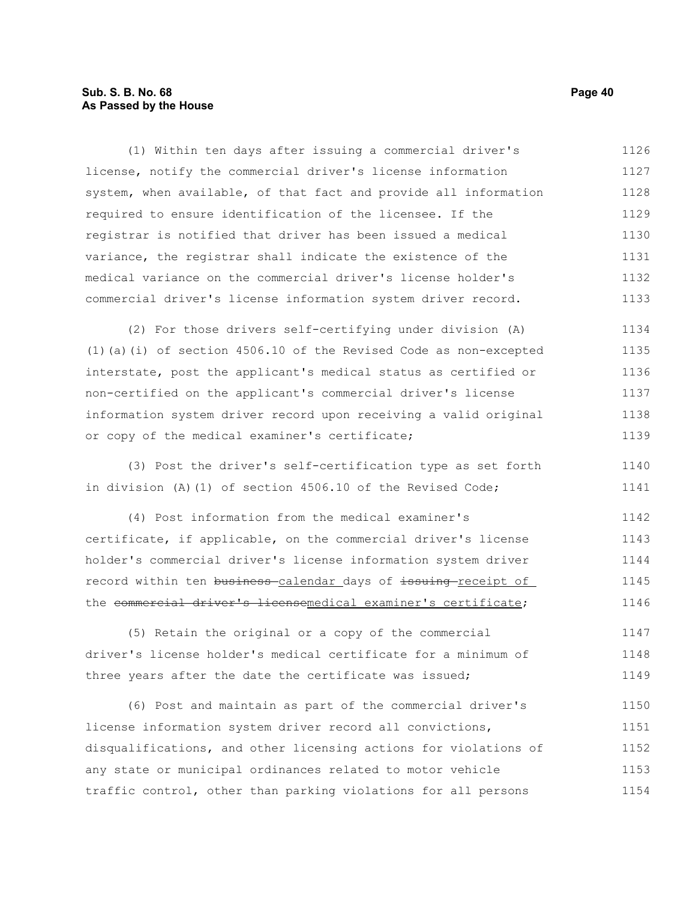(1) Within ten days after issuing a commercial driver's license, notify the commercial driver's license information system, when available, of that fact and provide all information required to ensure identification of the licensee. If the registrar is notified that driver has been issued a medical variance, the registrar shall indicate the existence of the medical variance on the commercial driver's license holder's commercial driver's license information system driver record.

(2) For those drivers self-certifying under division (A)(1)(a)(i) of section 4506.10 of the Revised Code as non-excepted interstate, post the applicant's medical status as certified or non-certified on the applicant's commercial driver's license information system driver record upon receiving a valid original or copy of the medical examiner's certificate;

(3) Post the driver's self-certification type as set forth in division (A)(1) of section 4506.10 of the Revised Code;

(4) Post information from the medical examiner's certificate, if applicable, on the commercial driver's license holder's commercial driver's license information system driver record within ten ~~business~~ calendar days of ~~issuing~~ receipt of the ~~commercial driver's license~~medical examiner's certificate;

(5) Retain the original or a copy of the commercial driver's license holder's medical certificate for a minimum of three years after the date the certificate was issued;

(6) Post and maintain as part of the commercial driver's license information system driver record all convictions, disqualifications, and other licensing actions for violations of any state or municipal ordinances related to motor vehicle traffic control, other than parking violations for all persons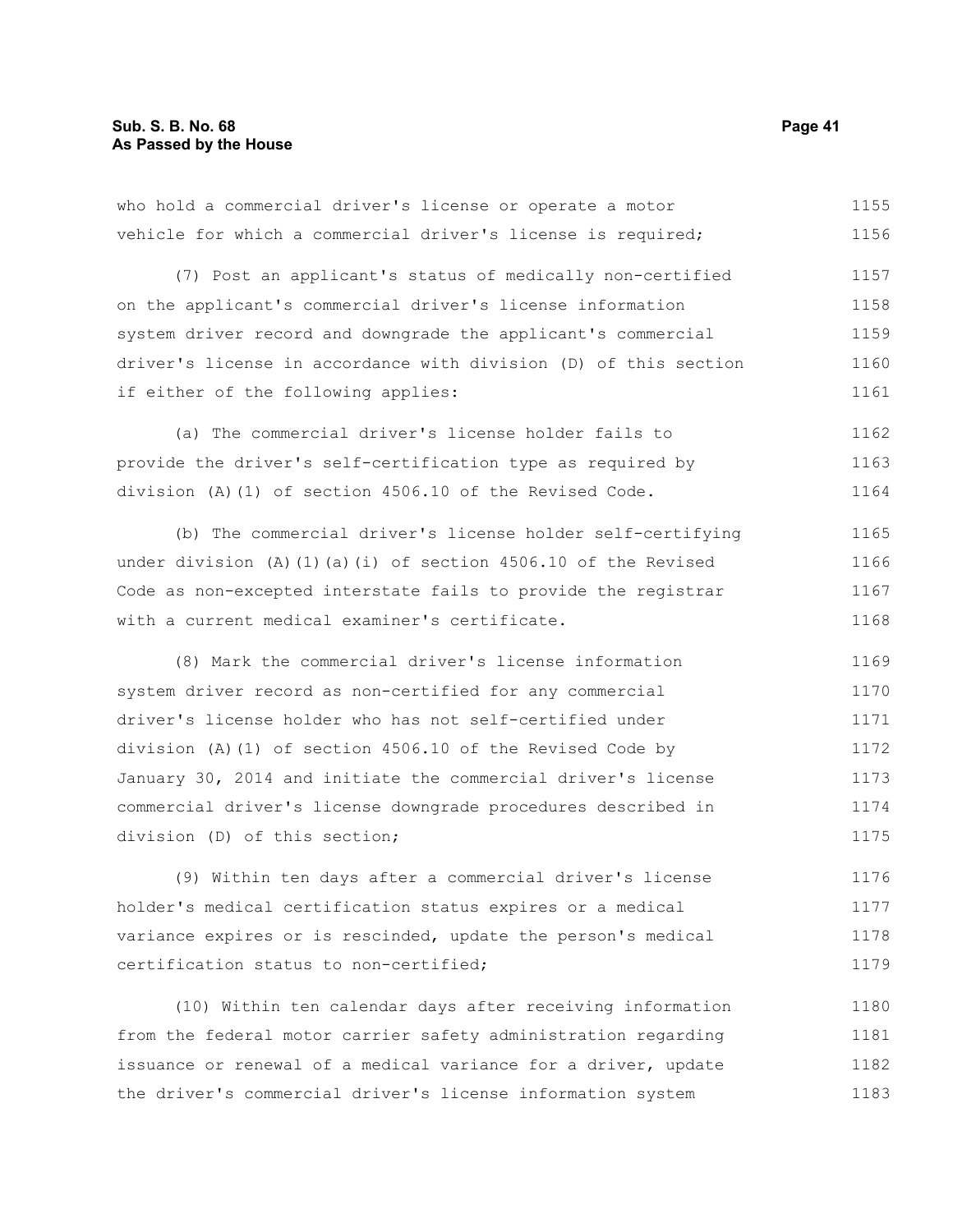who hold a commercial driver's license or operate a motor vehicle for which a commercial driver's license is required;

(7) Post an applicant's status of medically non-certified on the applicant's commercial driver's license information system driver record and downgrade the applicant's commercial driver's license in accordance with division (D) of this section if either of the following applies:

(a) The commercial driver's license holder fails to provide the driver's self-certification type as required by division (A)(1) of section 4506.10 of the Revised Code.

(b) The commercial driver's license holder self-certifying under division (A)(1)(a)(i) of section 4506.10 of the Revised Code as non-excepted interstate fails to provide the registrar with a current medical examiner's certificate.

(8) Mark the commercial driver's license information system driver record as non-certified for any commercial driver's license holder who has not self-certified under division (A)(1) of section 4506.10 of the Revised Code by January 30, 2014 and initiate the commercial driver's license commercial driver's license downgrade procedures described in division (D) of this section;

(9) Within ten days after a commercial driver's license holder's medical certification status expires or a medical variance expires or is rescinded, update the person's medical certification status to non-certified;

(10) Within ten calendar days after receiving information from the federal motor carrier safety administration regarding issuance or renewal of a medical variance for a driver, update the driver's commercial driver's license information system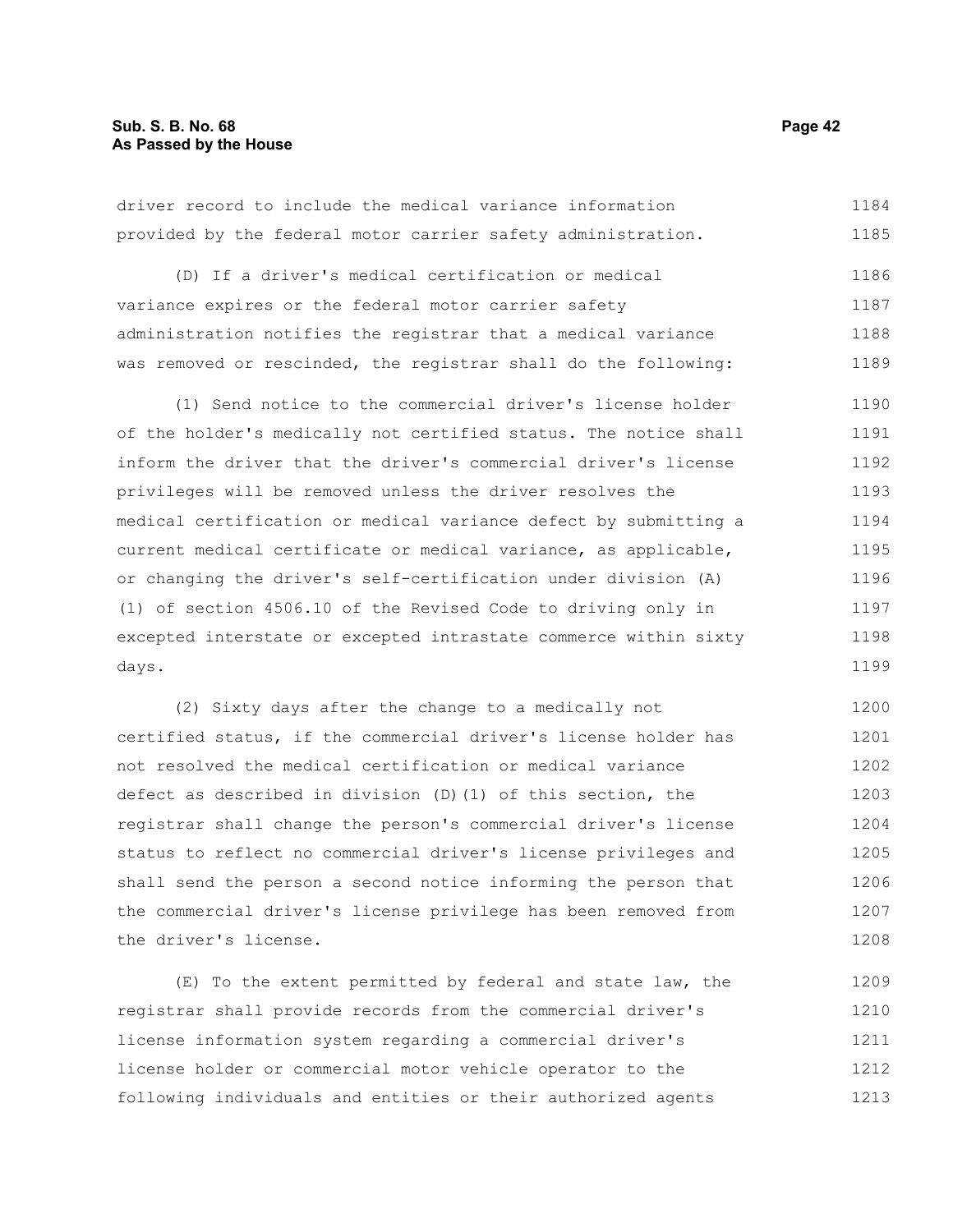driver record to include the medical variance information provided by the federal motor carrier safety administration.

(D) If a driver's medical certification or medical variance expires or the federal motor carrier safety administration notifies the registrar that a medical variance was removed or rescinded, the registrar shall do the following:

(1) Send notice to the commercial driver's license holder of the holder's medically not certified status. The notice shall inform the driver that the driver's commercial driver's license privileges will be removed unless the driver resolves the medical certification or medical variance defect by submitting a current medical certificate or medical variance, as applicable, or changing the driver's self-certification under division (A)(1) of section 4506.10 of the Revised Code to driving only in excepted interstate or excepted intrastate commerce within sixty days.

(2) Sixty days after the change to a medically not certified status, if the commercial driver's license holder has not resolved the medical certification or medical variance defect as described in division (D)(1) of this section, the registrar shall change the person's commercial driver's license status to reflect no commercial driver's license privileges and shall send the person a second notice informing the person that the commercial driver's license privilege has been removed from the driver's license.

(E) To the extent permitted by federal and state law, the registrar shall provide records from the commercial driver's license information system regarding a commercial driver's license holder or commercial motor vehicle operator to the following individuals and entities or their authorized agents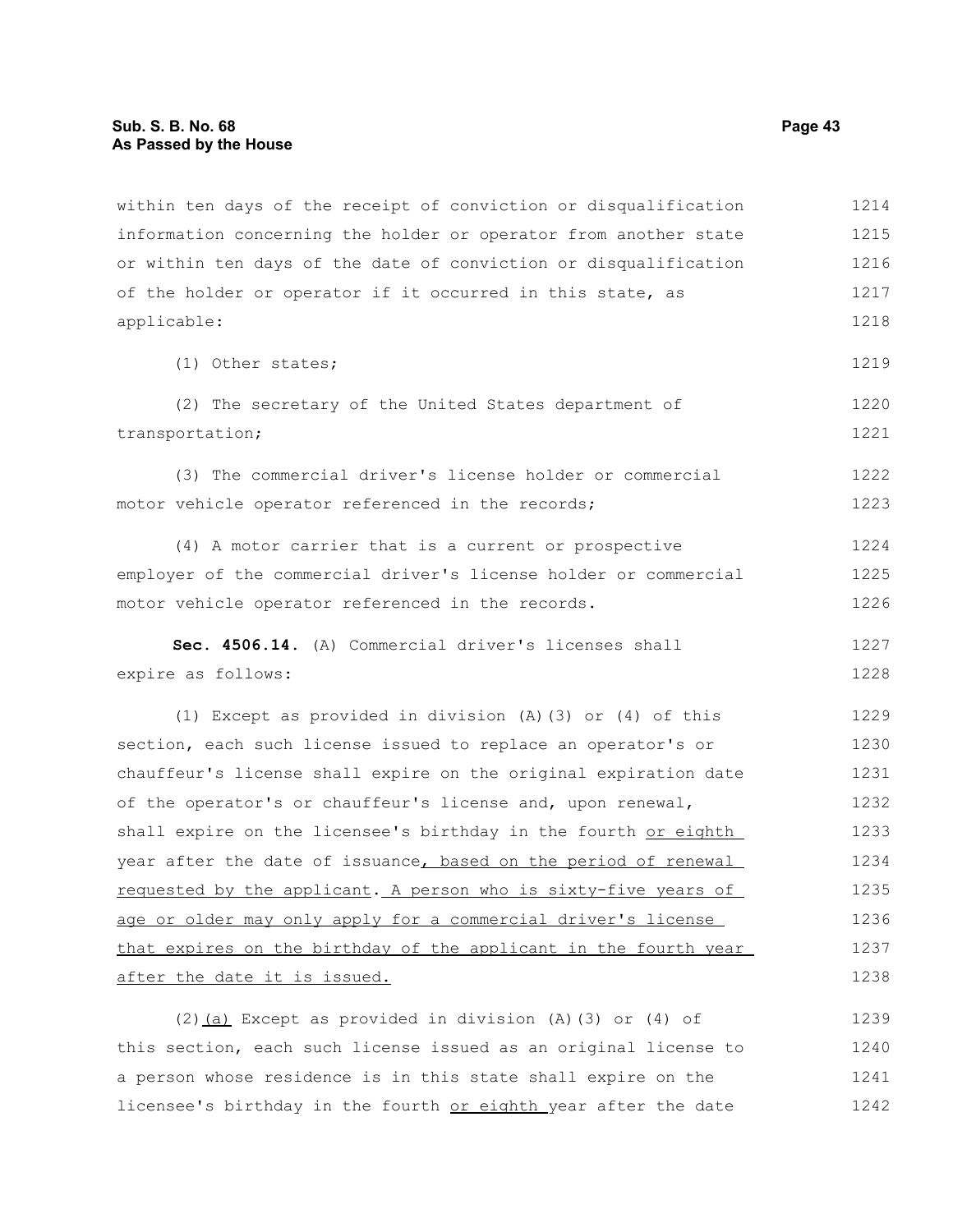within ten days of the receipt of conviction or disqualification information concerning the holder or operator from another state or within ten days of the date of conviction or disqualification of the holder or operator if it occurred in this state, as applicable:

(1) Other states;

(2) The secretary of the United States department of transportation;

(3) The commercial driver's license holder or commercial motor vehicle operator referenced in the records;

(4) A motor carrier that is a current or prospective employer of the commercial driver's license holder or commercial motor vehicle operator referenced in the records.

**Sec. 4506.14.** (A) Commercial driver's licenses shall expire as follows:

(1) Except as provided in division (A)(3) or (4) of this section, each such license issued to replace an operator's or chauffeur's license shall expire on the original expiration date of the operator's or chauffeur's license and, upon renewal, shall expire on the licensee's birthday in the fourth <u>or eighth</u> year after the date of issuance<u>, based on the period of renewal requested by the applicant</u>. <u>A person who is sixty-five years of age or older may only apply for a commercial driver's license that expires on the birthday of the applicant in the fourth year after the date it is issued.</u>

(2)<u>(a)</u> Except as provided in division (A)(3) or (4) of this section, each such license issued as an original license to a person whose residence is in this state shall expire on the licensee's birthday in the fourth <u>or eighth</u> year after the date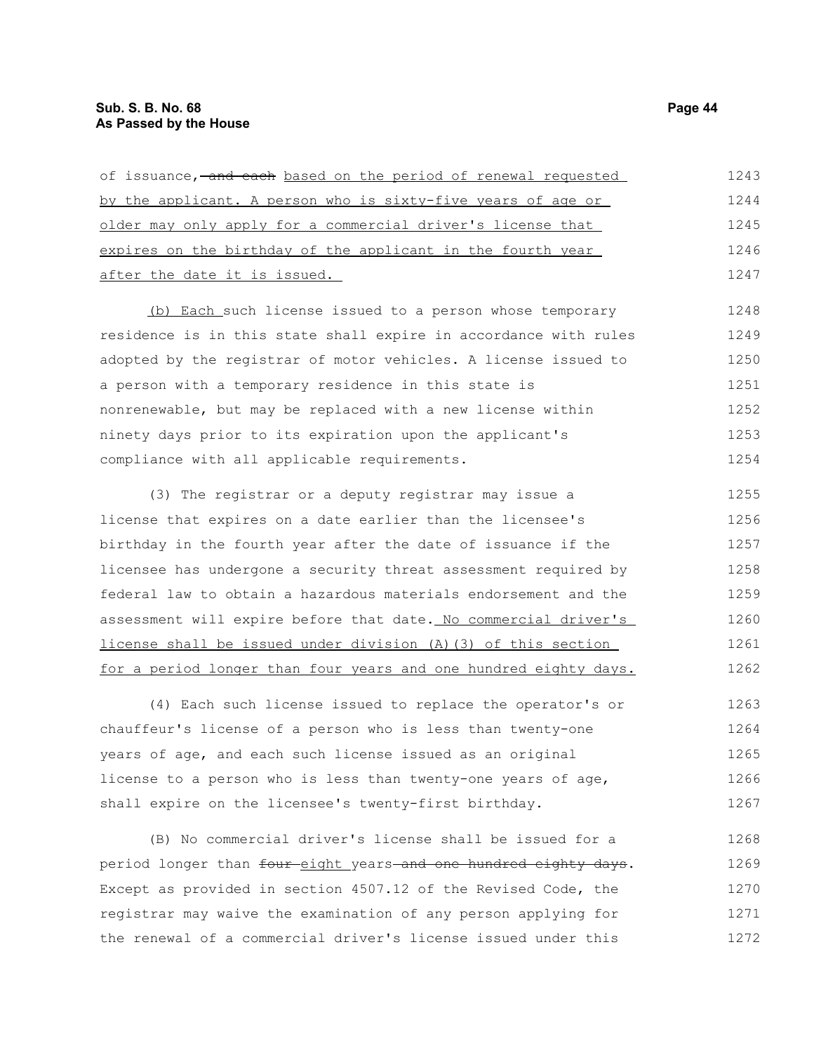of issuance, ~~and each~~ based on the period of renewal requested by the applicant. A person who is sixty-five years of age or older may only apply for a commercial driver's license that expires on the birthday of the applicant in the fourth year after the date it is issued.

(b) Each such license issued to a person whose temporary residence is in this state shall expire in accordance with rules adopted by the registrar of motor vehicles. A license issued to a person with a temporary residence in this state is nonrenewable, but may be replaced with a new license within ninety days prior to its expiration upon the applicant's compliance with all applicable requirements.

(3) The registrar or a deputy registrar may issue a license that expires on a date earlier than the licensee's birthday in the fourth year after the date of issuance if the licensee has undergone a security threat assessment required by federal law to obtain a hazardous materials endorsement and the assessment will expire before that date. No commercial driver's license shall be issued under division (A)(3) of this section for a period longer than four years and one hundred eighty days.

(4) Each such license issued to replace the operator's or chauffeur's license of a person who is less than twenty-one years of age, and each such license issued as an original license to a person who is less than twenty-one years of age, shall expire on the licensee's twenty-first birthday.

(B) No commercial driver's license shall be issued for a period longer than ~~four~~ eight years ~~and one hundred eighty days~~. Except as provided in section 4507.12 of the Revised Code, the registrar may waive the examination of any person applying for the renewal of a commercial driver's license issued under this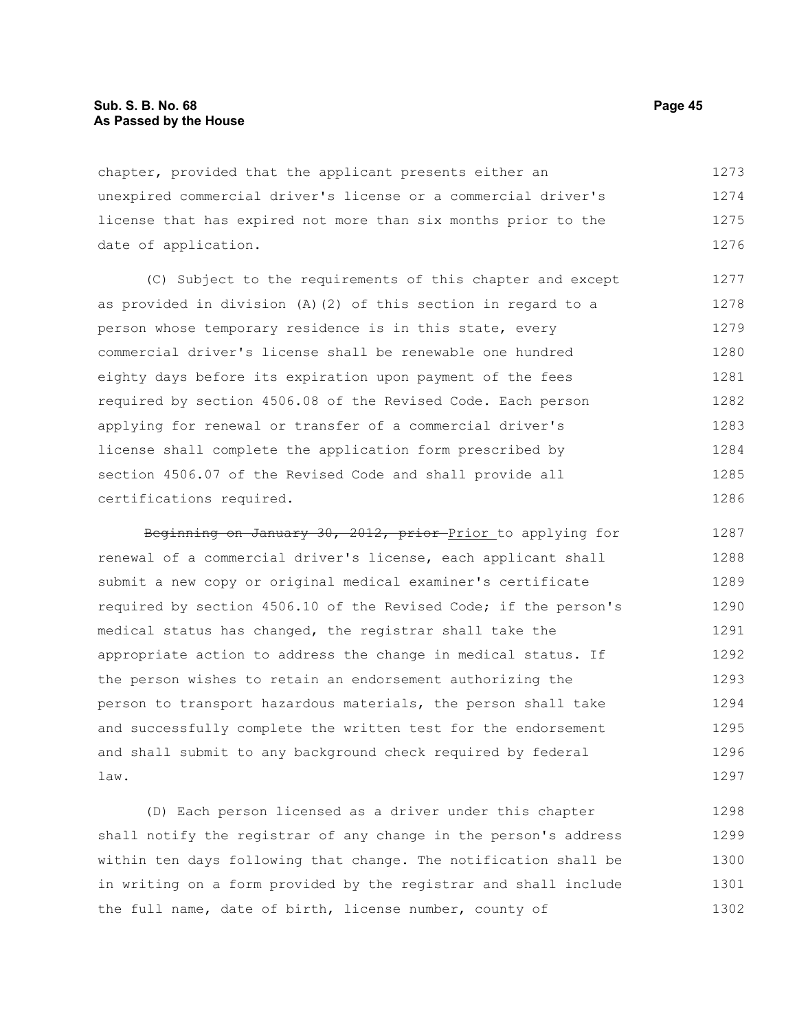chapter, provided that the applicant presents either an unexpired commercial driver's license or a commercial driver's license that has expired not more than six months prior to the date of application.

(C) Subject to the requirements of this chapter and except as provided in division (A)(2) of this section in regard to a person whose temporary residence is in this state, every commercial driver's license shall be renewable one hundred eighty days before its expiration upon payment of the fees required by section 4506.08 of the Revised Code. Each person applying for renewal or transfer of a commercial driver's license shall complete the application form prescribed by section 4506.07 of the Revised Code and shall provide all certifications required.

~~Beginning on January 30, 2012, prior~~ Prior to applying for renewal of a commercial driver's license, each applicant shall submit a new copy or original medical examiner's certificate required by section 4506.10 of the Revised Code; if the person's medical status has changed, the registrar shall take the appropriate action to address the change in medical status. If the person wishes to retain an endorsement authorizing the person to transport hazardous materials, the person shall take and successfully complete the written test for the endorsement and shall submit to any background check required by federal law.

(D) Each person licensed as a driver under this chapter shall notify the registrar of any change in the person's address within ten days following that change. The notification shall be in writing on a form provided by the registrar and shall include the full name, date of birth, license number, county of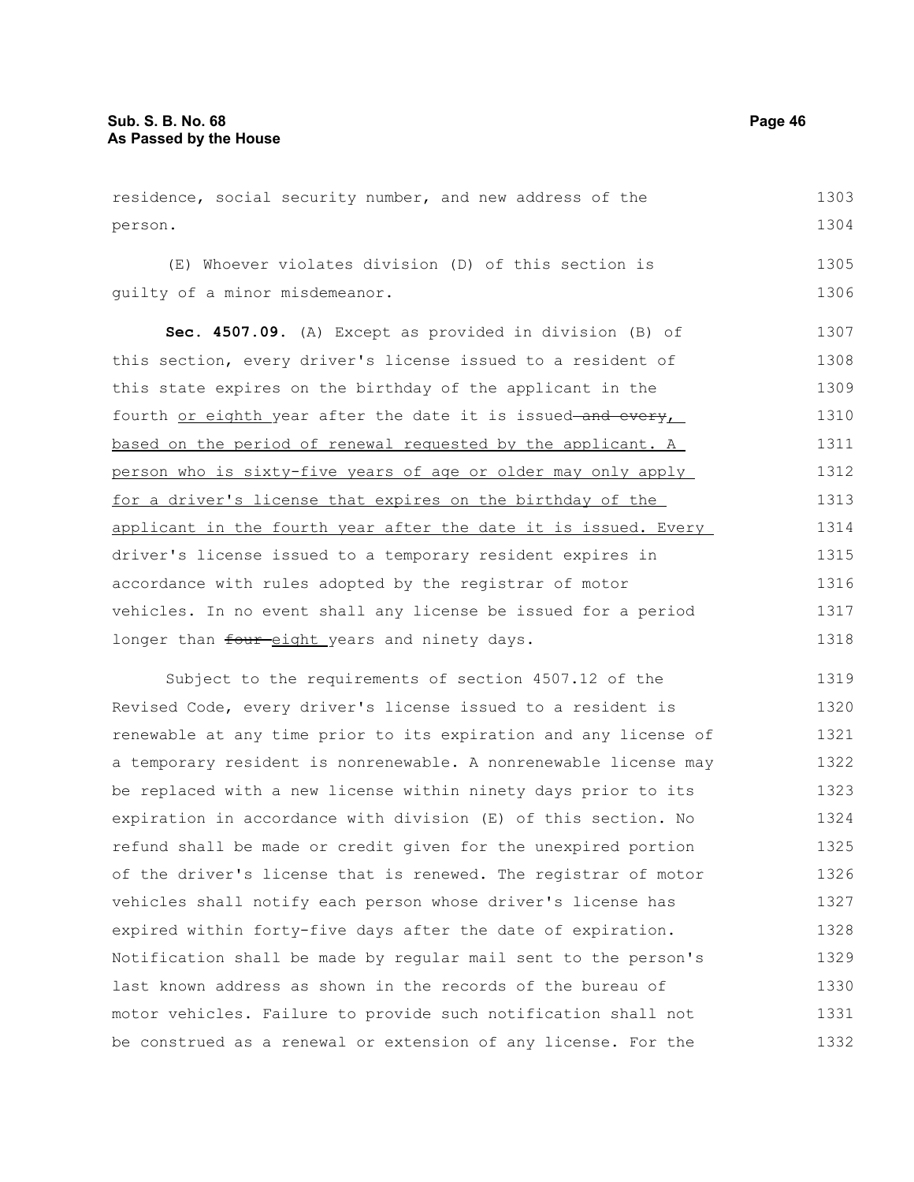residence, social security number, and new address of the person.

(E) Whoever violates division (D) of this section is guilty of a minor misdemeanor.

**Sec. 4507.09.** (A) Except as provided in division (B) of this section, every driver's license issued to a resident of this state expires on the birthday of the applicant in the fourth <u>or eighth</u> year after the date it is issued ~~and every~~<u>, based on the period of renewal requested by the applicant. A person who is sixty-five years of age or older may only apply for a driver's license that expires on the birthday of the applicant in the fourth year after the date it is issued. Every</u> driver's license issued to a temporary resident expires in accordance with rules adopted by the registrar of motor vehicles. In no event shall any license be issued for a period longer than ~~four~~ <u>eight</u> years and ninety days.

Subject to the requirements of section 4507.12 of the Revised Code, every driver's license issued to a resident is renewable at any time prior to its expiration and any license of a temporary resident is nonrenewable. A nonrenewable license may be replaced with a new license within ninety days prior to its expiration in accordance with division (E) of this section. No refund shall be made or credit given for the unexpired portion of the driver's license that is renewed. The registrar of motor vehicles shall notify each person whose driver's license has expired within forty-five days after the date of expiration. Notification shall be made by regular mail sent to the person's last known address as shown in the records of the bureau of motor vehicles. Failure to provide such notification shall not be construed as a renewal or extension of any license. For the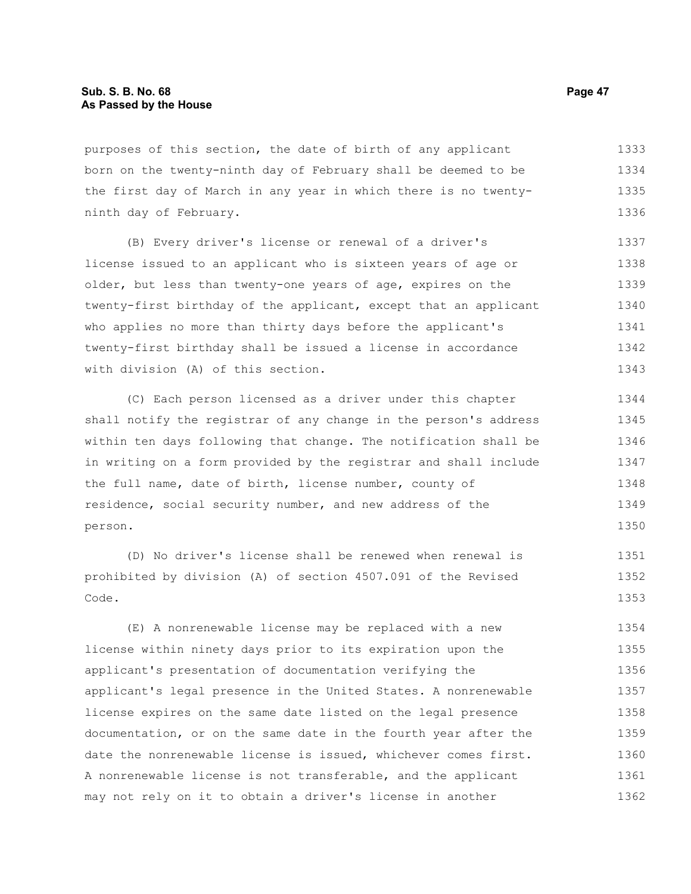purposes of this section, the date of birth of any applicant born on the twenty-ninth day of February shall be deemed to be the first day of March in any year in which there is no twenty-ninth day of February.

(B) Every driver's license or renewal of a driver's license issued to an applicant who is sixteen years of age or older, but less than twenty-one years of age, expires on the twenty-first birthday of the applicant, except that an applicant who applies no more than thirty days before the applicant's twenty-first birthday shall be issued a license in accordance with division (A) of this section.

(C) Each person licensed as a driver under this chapter shall notify the registrar of any change in the person's address within ten days following that change. The notification shall be in writing on a form provided by the registrar and shall include the full name, date of birth, license number, county of residence, social security number, and new address of the person.

(D) No driver's license shall be renewed when renewal is prohibited by division (A) of section 4507.091 of the Revised Code.

(E) A nonrenewable license may be replaced with a new license within ninety days prior to its expiration upon the applicant's presentation of documentation verifying the applicant's legal presence in the United States. A nonrenewable license expires on the same date listed on the legal presence documentation, or on the same date in the fourth year after the date the nonrenewable license is issued, whichever comes first. A nonrenewable license is not transferable, and the applicant may not rely on it to obtain a driver's license in another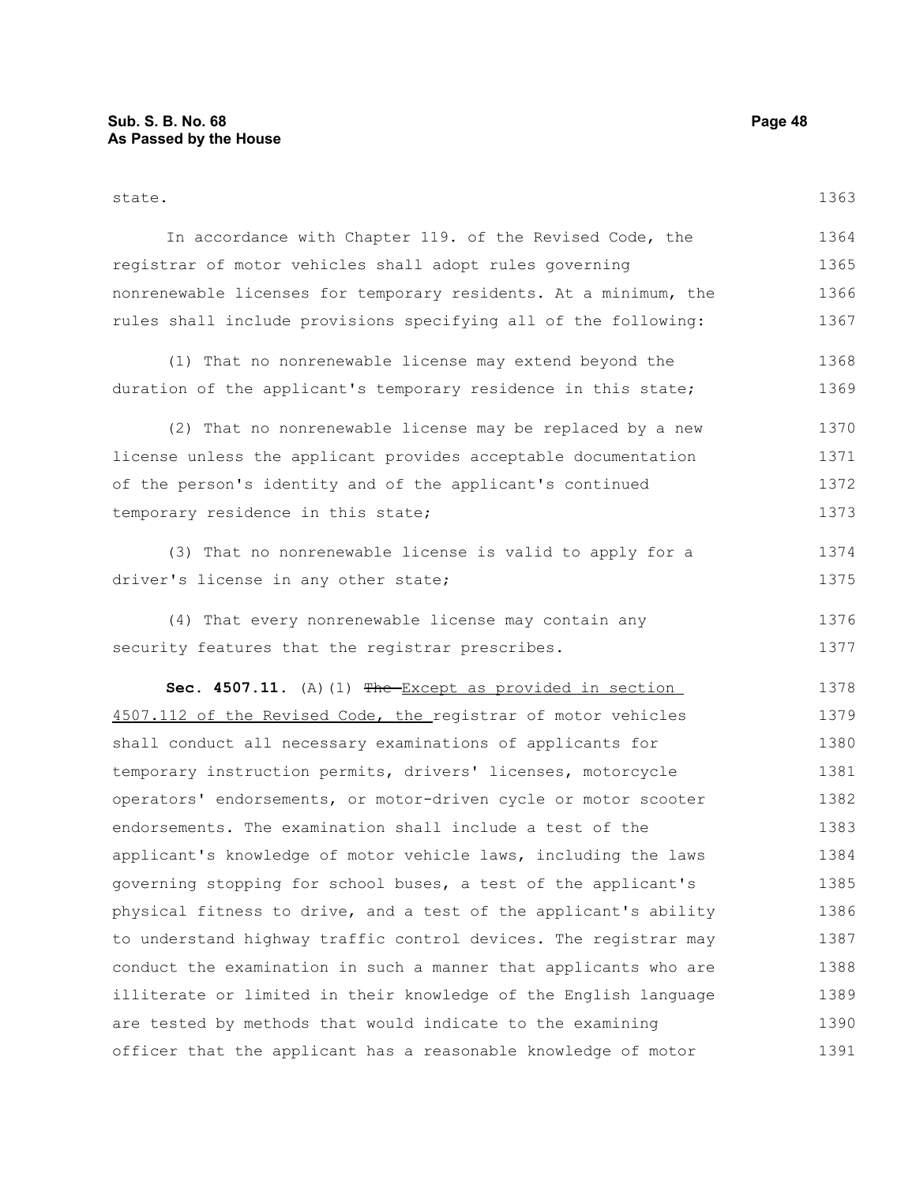state.

In accordance with Chapter 119. of the Revised Code, the registrar of motor vehicles shall adopt rules governing nonrenewable licenses for temporary residents. At a minimum, the rules shall include provisions specifying all of the following:

(1) That no nonrenewable license may extend beyond the duration of the applicant's temporary residence in this state;

(2) That no nonrenewable license may be replaced by a new license unless the applicant provides acceptable documentation of the person's identity and of the applicant's continued temporary residence in this state;

(3) That no nonrenewable license is valid to apply for a driver's license in any other state;

(4) That every nonrenewable license may contain any security features that the registrar prescribes.

**Sec. 4507.11.** (A)(1) ~~The~~ Except as provided in section 4507.112 of the Revised Code, the registrar of motor vehicles shall conduct all necessary examinations of applicants for temporary instruction permits, drivers' licenses, motorcycle operators' endorsements, or motor-driven cycle or motor scooter endorsements. The examination shall include a test of the applicant's knowledge of motor vehicle laws, including the laws governing stopping for school buses, a test of the applicant's physical fitness to drive, and a test of the applicant's ability to understand highway traffic control devices. The registrar may conduct the examination in such a manner that applicants who are illiterate or limited in their knowledge of the English language are tested by methods that would indicate to the examining officer that the applicant has a reasonable knowledge of motor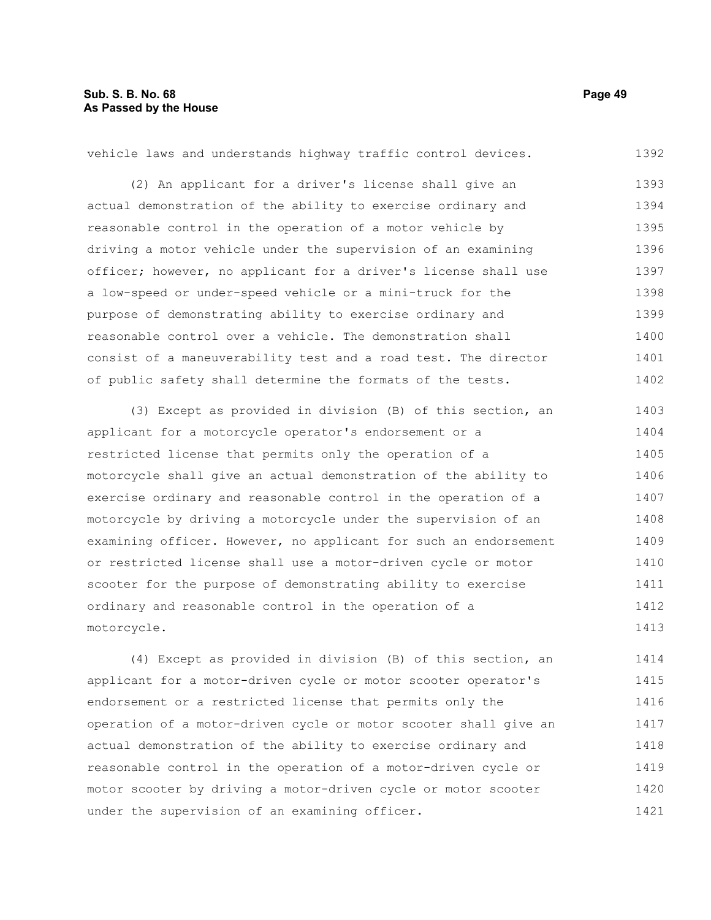vehicle laws and understands highway traffic control devices.

(2) An applicant for a driver's license shall give an actual demonstration of the ability to exercise ordinary and reasonable control in the operation of a motor vehicle by driving a motor vehicle under the supervision of an examining officer; however, no applicant for a driver's license shall use a low-speed or under-speed vehicle or a mini-truck for the purpose of demonstrating ability to exercise ordinary and reasonable control over a vehicle. The demonstration shall consist of a maneuverability test and a road test. The director of public safety shall determine the formats of the tests.

(3) Except as provided in division (B) of this section, an applicant for a motorcycle operator's endorsement or a restricted license that permits only the operation of a motorcycle shall give an actual demonstration of the ability to exercise ordinary and reasonable control in the operation of a motorcycle by driving a motorcycle under the supervision of an examining officer. However, no applicant for such an endorsement or restricted license shall use a motor-driven cycle or motor scooter for the purpose of demonstrating ability to exercise ordinary and reasonable control in the operation of a motorcycle.

(4) Except as provided in division (B) of this section, an applicant for a motor-driven cycle or motor scooter operator's endorsement or a restricted license that permits only the operation of a motor-driven cycle or motor scooter shall give an actual demonstration of the ability to exercise ordinary and reasonable control in the operation of a motor-driven cycle or motor scooter by driving a motor-driven cycle or motor scooter under the supervision of an examining officer.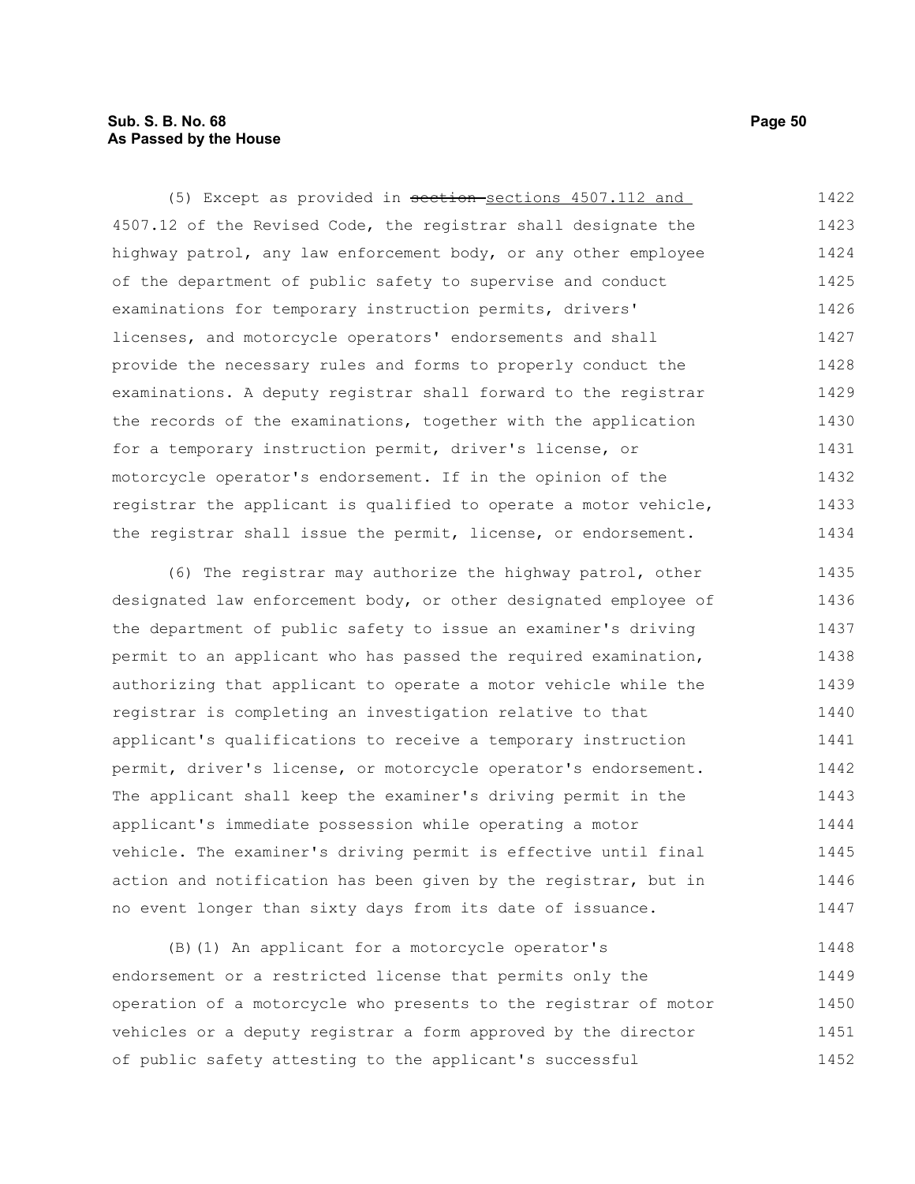(5) Except as provided in ~~section~~ sections 4507.112 and 4507.12 of the Revised Code, the registrar shall designate the highway patrol, any law enforcement body, or any other employee of the department of public safety to supervise and conduct examinations for temporary instruction permits, drivers' licenses, and motorcycle operators' endorsements and shall provide the necessary rules and forms to properly conduct the examinations. A deputy registrar shall forward to the registrar the records of the examinations, together with the application for a temporary instruction permit, driver's license, or motorcycle operator's endorsement. If in the opinion of the registrar the applicant is qualified to operate a motor vehicle, the registrar shall issue the permit, license, or endorsement.

(6) The registrar may authorize the highway patrol, other designated law enforcement body, or other designated employee of the department of public safety to issue an examiner's driving permit to an applicant who has passed the required examination, authorizing that applicant to operate a motor vehicle while the registrar is completing an investigation relative to that applicant's qualifications to receive a temporary instruction permit, driver's license, or motorcycle operator's endorsement. The applicant shall keep the examiner's driving permit in the applicant's immediate possession while operating a motor vehicle. The examiner's driving permit is effective until final action and notification has been given by the registrar, but in no event longer than sixty days from its date of issuance.

(B)(1) An applicant for a motorcycle operator's endorsement or a restricted license that permits only the operation of a motorcycle who presents to the registrar of motor vehicles or a deputy registrar a form approved by the director of public safety attesting to the applicant's successful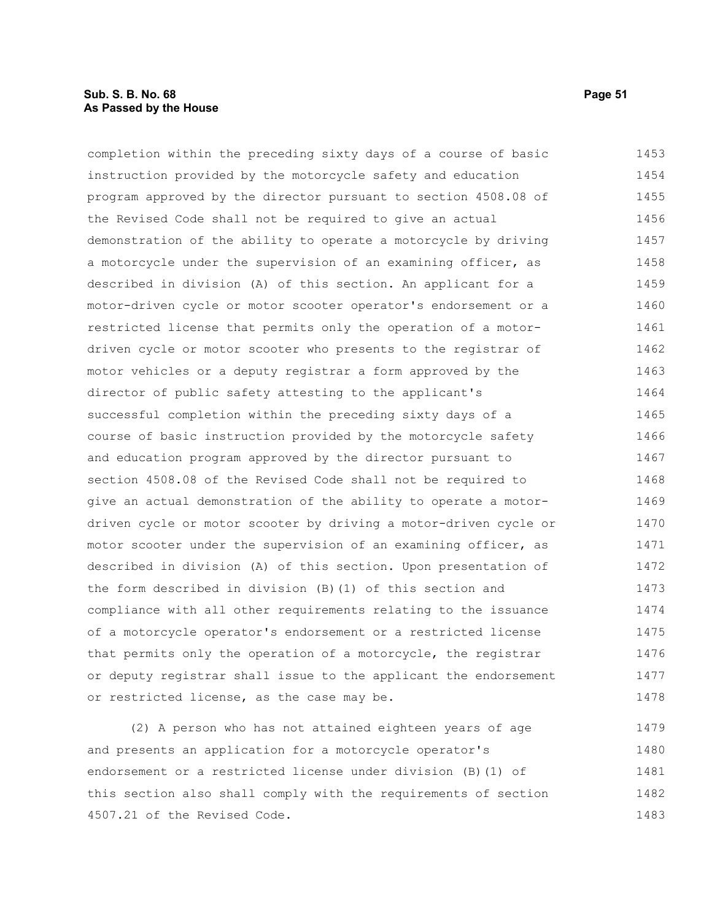completion within the preceding sixty days of a course of basic instruction provided by the motorcycle safety and education program approved by the director pursuant to section 4508.08 of the Revised Code shall not be required to give an actual demonstration of the ability to operate a motorcycle by driving a motorcycle under the supervision of an examining officer, as described in division (A) of this section. An applicant for a motor-driven cycle or motor scooter operator's endorsement or a restricted license that permits only the operation of a motor-driven cycle or motor scooter who presents to the registrar of motor vehicles or a deputy registrar a form approved by the director of public safety attesting to the applicant's successful completion within the preceding sixty days of a course of basic instruction provided by the motorcycle safety and education program approved by the director pursuant to section 4508.08 of the Revised Code shall not be required to give an actual demonstration of the ability to operate a motor-driven cycle or motor scooter by driving a motor-driven cycle or motor scooter under the supervision of an examining officer, as described in division (A) of this section. Upon presentation of the form described in division (B)(1) of this section and compliance with all other requirements relating to the issuance of a motorcycle operator's endorsement or a restricted license that permits only the operation of a motorcycle, the registrar or deputy registrar shall issue to the applicant the endorsement or restricted license, as the case may be.

(2) A person who has not attained eighteen years of age and presents an application for a motorcycle operator's endorsement or a restricted license under division (B)(1) of this section also shall comply with the requirements of section 4507.21 of the Revised Code.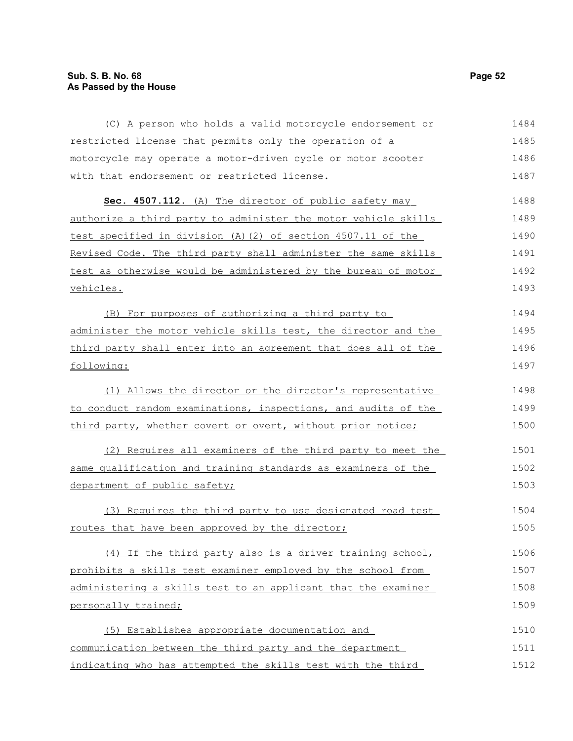(C) A person who holds a valid motorcycle endorsement or restricted license that permits only the operation of a motorcycle may operate a motor-driven cycle or motor scooter with that endorsement or restricted license.

**Sec. 4507.112.** (A) The director of public safety may authorize a third party to administer the motor vehicle skills test specified in division (A)(2) of section 4507.11 of the Revised Code. The third party shall administer the same skills test as otherwise would be administered by the bureau of motor vehicles.

(B) For purposes of authorizing a third party to administer the motor vehicle skills test, the director and the third party shall enter into an agreement that does all of the following:

(1) Allows the director or the director's representative to conduct random examinations, inspections, and audits of the third party, whether covert or overt, without prior notice;

(2) Requires all examiners of the third party to meet the same qualification and training standards as examiners of the department of public safety;

(3) Requires the third party to use designated road test routes that have been approved by the director;

(4) If the third party also is a driver training school, prohibits a skills test examiner employed by the school from administering a skills test to an applicant that the examiner personally trained;

(5) Establishes appropriate documentation and communication between the third party and the department indicating who has attempted the skills test with the third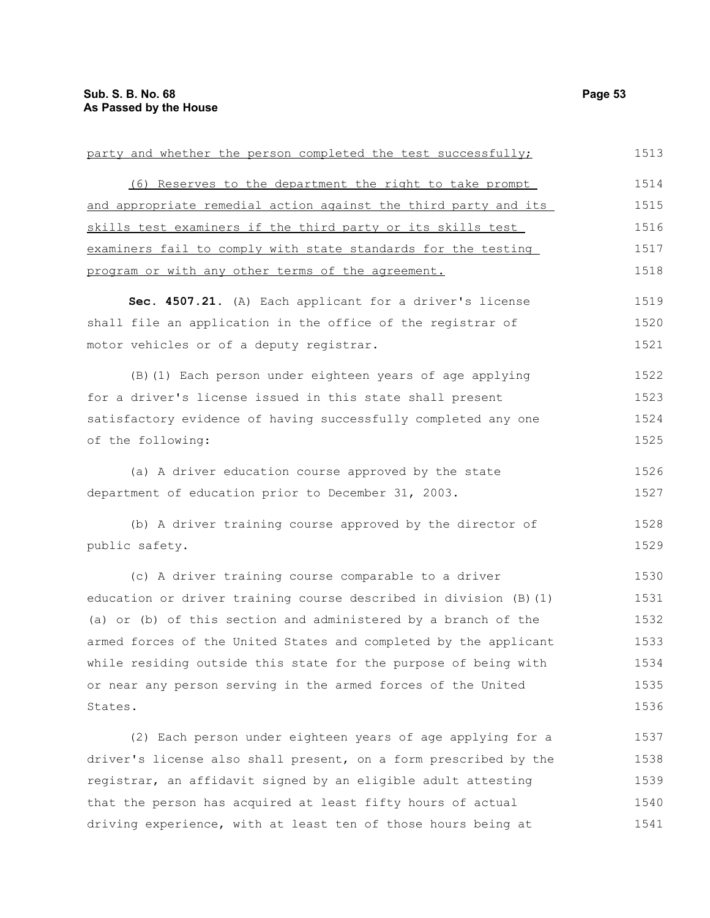party and whether the person completed the test successfully;

(6) Reserves to the department the right to take prompt and appropriate remedial action against the third party and its skills test examiners if the third party or its skills test examiners fail to comply with state standards for the testing program or with any other terms of the agreement.

**Sec. 4507.21.** (A) Each applicant for a driver's license shall file an application in the office of the registrar of motor vehicles or of a deputy registrar.

(B)(1) Each person under eighteen years of age applying for a driver's license issued in this state shall present satisfactory evidence of having successfully completed any one of the following:

(a) A driver education course approved by the state department of education prior to December 31, 2003.

(b) A driver training course approved by the director of public safety.

(c) A driver training course comparable to a driver education or driver training course described in division (B)(1)(a) or (b) of this section and administered by a branch of the armed forces of the United States and completed by the applicant while residing outside this state for the purpose of being with or near any person serving in the armed forces of the United States.

(2) Each person under eighteen years of age applying for a driver's license also shall present, on a form prescribed by the registrar, an affidavit signed by an eligible adult attesting that the person has acquired at least fifty hours of actual driving experience, with at least ten of those hours being at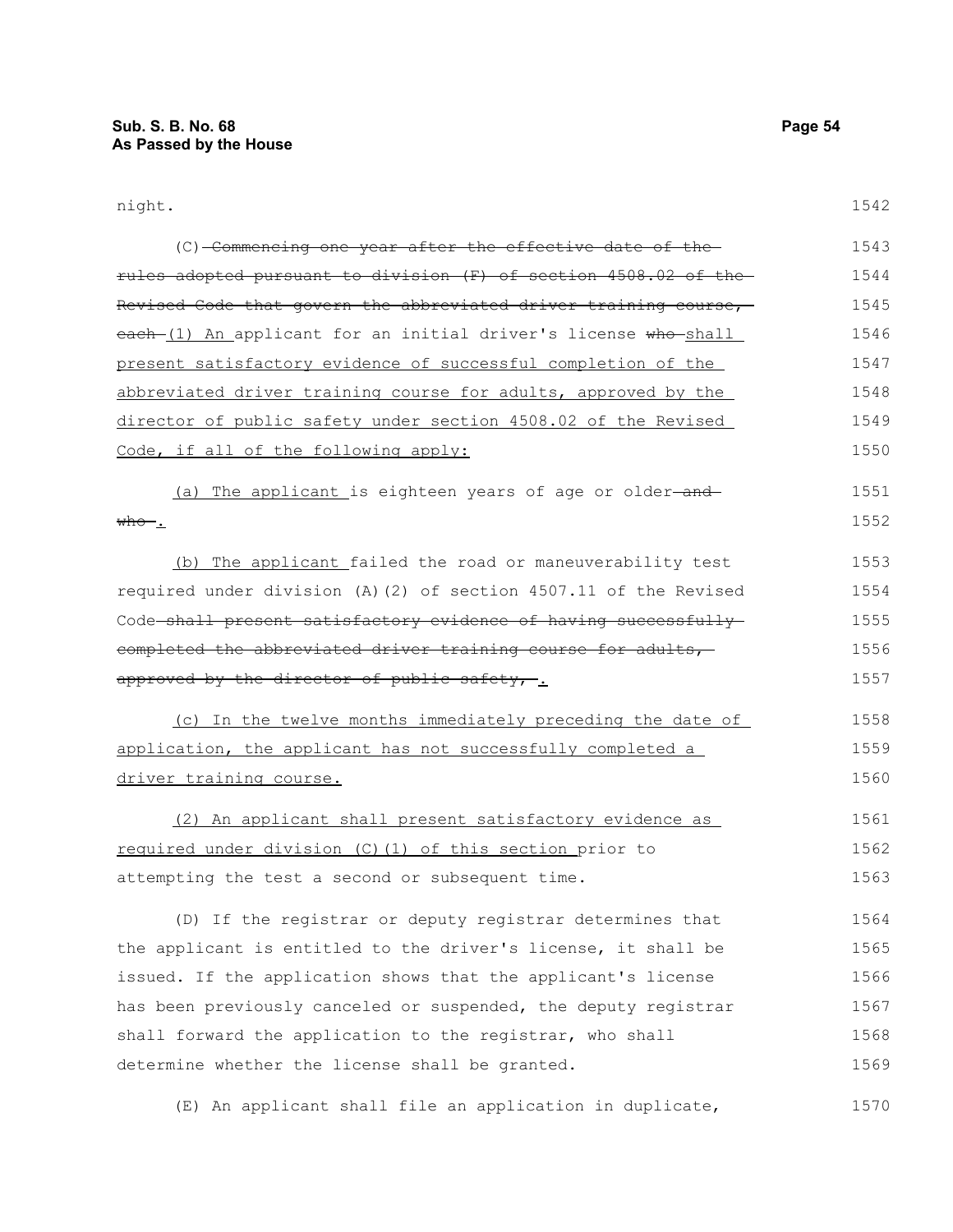night.

(C) ~~Commencing one year after the effective date of the rules adopted pursuant to division (F) of section 4508.02 of the Revised Code that govern the abbreviated driver training course, each~~ (1) An applicant for an initial driver's license ~~who~~ shall present satisfactory evidence of successful completion of the abbreviated driver training course for adults, approved by the director of public safety under section 4508.02 of the Revised Code, if all of the following apply:

(a) The applicant is eighteen years of age or older ~~and who~~.

(b) The applicant failed the road or maneuverability test required under division (A)(2) of section 4507.11 of the Revised Code ~~shall present satisfactory evidence of having successfully completed the abbreviated driver training course for adults, approved by the director of public safety,~~.

(c) In the twelve months immediately preceding the date of application, the applicant has not successfully completed a driver training course.

(2) An applicant shall present satisfactory evidence as required under division (C)(1) of this section prior to attempting the test a second or subsequent time.

(D) If the registrar or deputy registrar determines that the applicant is entitled to the driver's license, it shall be issued. If the application shows that the applicant's license has been previously canceled or suspended, the deputy registrar shall forward the application to the registrar, who shall determine whether the license shall be granted.

(E) An applicant shall file an application in duplicate,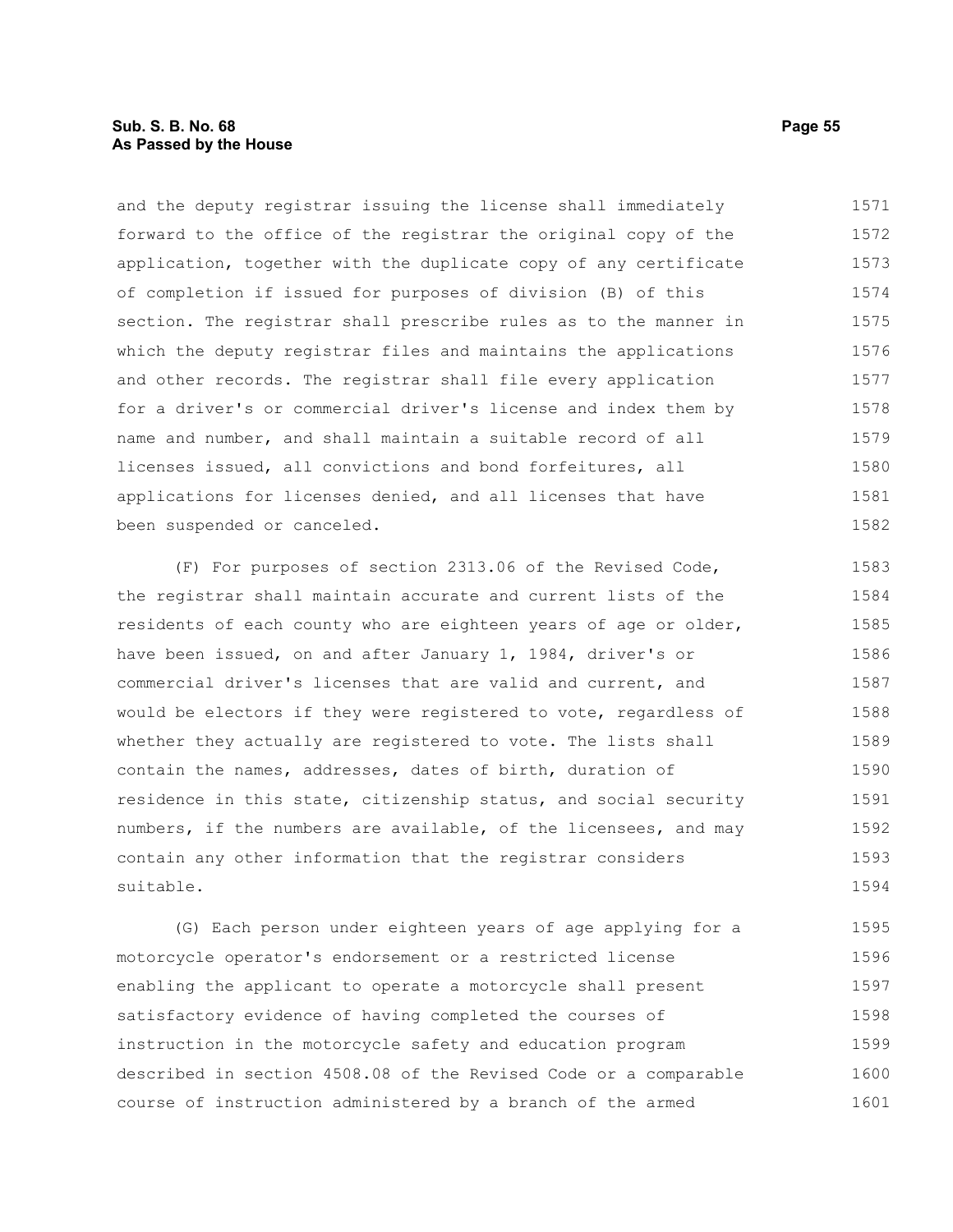and the deputy registrar issuing the license shall immediately forward to the office of the registrar the original copy of the application, together with the duplicate copy of any certificate of completion if issued for purposes of division (B) of this section. The registrar shall prescribe rules as to the manner in which the deputy registrar files and maintains the applications and other records. The registrar shall file every application for a driver's or commercial driver's license and index them by name and number, and shall maintain a suitable record of all licenses issued, all convictions and bond forfeitures, all applications for licenses denied, and all licenses that have been suspended or canceled.

(F) For purposes of section 2313.06 of the Revised Code, the registrar shall maintain accurate and current lists of the residents of each county who are eighteen years of age or older, have been issued, on and after January 1, 1984, driver's or commercial driver's licenses that are valid and current, and would be electors if they were registered to vote, regardless of whether they actually are registered to vote. The lists shall contain the names, addresses, dates of birth, duration of residence in this state, citizenship status, and social security numbers, if the numbers are available, of the licensees, and may contain any other information that the registrar considers suitable.

(G) Each person under eighteen years of age applying for a motorcycle operator's endorsement or a restricted license enabling the applicant to operate a motorcycle shall present satisfactory evidence of having completed the courses of instruction in the motorcycle safety and education program described in section 4508.08 of the Revised Code or a comparable course of instruction administered by a branch of the armed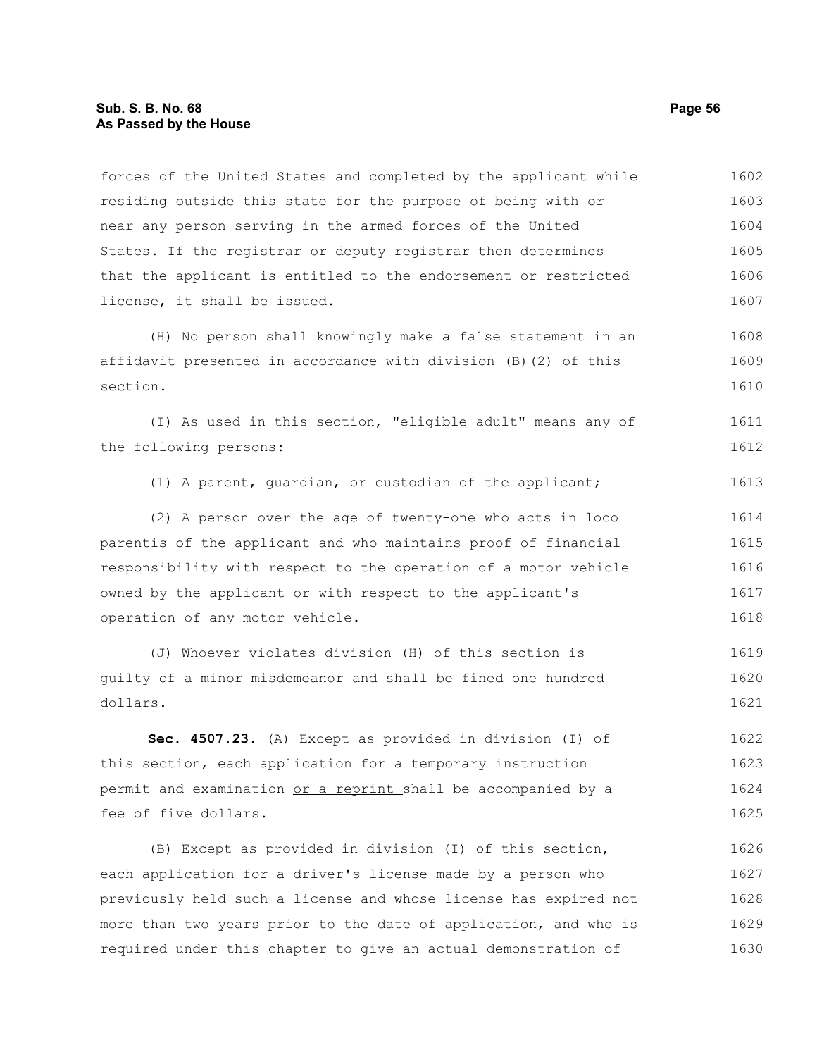forces of the United States and completed by the applicant while residing outside this state for the purpose of being with or near any person serving in the armed forces of the United States. If the registrar or deputy registrar then determines that the applicant is entitled to the endorsement or restricted license, it shall be issued.

(H) No person shall knowingly make a false statement in an affidavit presented in accordance with division (B)(2) of this section.

(I) As used in this section, "eligible adult" means any of the following persons:

(1) A parent, guardian, or custodian of the applicant;

(2) A person over the age of twenty-one who acts in loco parentis of the applicant and who maintains proof of financial responsibility with respect to the operation of a motor vehicle owned by the applicant or with respect to the applicant's operation of any motor vehicle.

(J) Whoever violates division (H) of this section is guilty of a minor misdemeanor and shall be fined one hundred dollars.

**Sec. 4507.23.** (A) Except as provided in division (I) of this section, each application for a temporary instruction permit and examination <u>or a reprint</u> shall be accompanied by a fee of five dollars.

(B) Except as provided in division (I) of this section, each application for a driver's license made by a person who previously held such a license and whose license has expired not more than two years prior to the date of application, and who is required under this chapter to give an actual demonstration of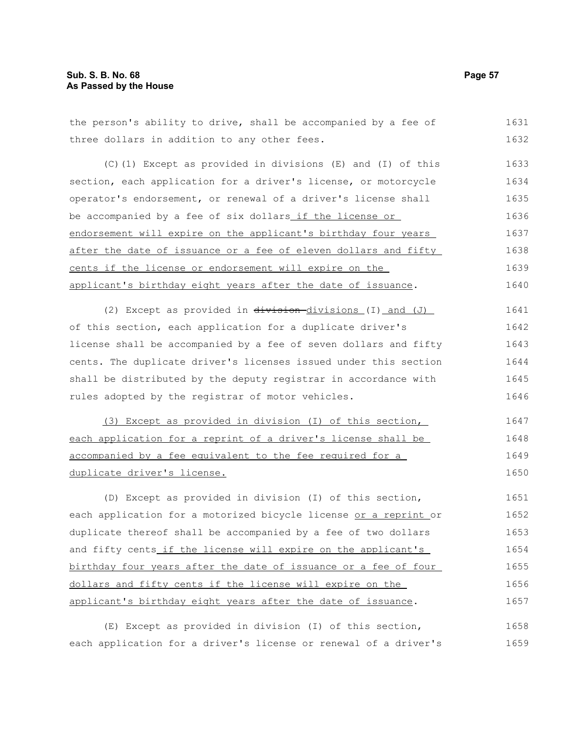the person's ability to drive, shall be accompanied by a fee of three dollars in addition to any other fees.

(C)(1) Except as provided in divisions (E) and (I) of this section, each application for a driver's license, or motorcycle operator's endorsement, or renewal of a driver's license shall be accompanied by a fee of six dollars if the license or endorsement will expire on the applicant's birthday four years after the date of issuance or a fee of eleven dollars and fifty cents if the license or endorsement will expire on the applicant's birthday eight years after the date of issuance.

(2) Except as provided in ~~division~~ divisions (I) and (J) of this section, each application for a duplicate driver's license shall be accompanied by a fee of seven dollars and fifty cents. The duplicate driver's licenses issued under this section shall be distributed by the deputy registrar in accordance with rules adopted by the registrar of motor vehicles.

(3) Except as provided in division (I) of this section, each application for a reprint of a driver's license shall be accompanied by a fee equivalent to the fee required for a duplicate driver's license.

(D) Except as provided in division (I) of this section, each application for a motorized bicycle license or a reprint or duplicate thereof shall be accompanied by a fee of two dollars and fifty cents if the license will expire on the applicant's birthday four years after the date of issuance or a fee of four dollars and fifty cents if the license will expire on the applicant's birthday eight years after the date of issuance.

(E) Except as provided in division (I) of this section, each application for a driver's license or renewal of a driver's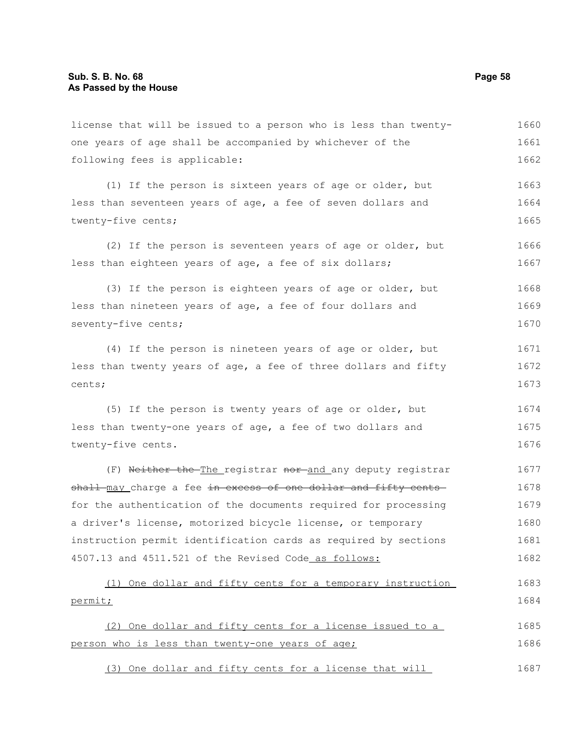license that will be issued to a person who is less than twenty-one years of age shall be accompanied by whichever of the following fees is applicable:

(1) If the person is sixteen years of age or older, but less than seventeen years of age, a fee of seven dollars and twenty-five cents;

(2) If the person is seventeen years of age or older, but less than eighteen years of age, a fee of six dollars;

(3) If the person is eighteen years of age or older, but less than nineteen years of age, a fee of four dollars and seventy-five cents;

(4) If the person is nineteen years of age or older, but less than twenty years of age, a fee of three dollars and fifty cents;

(5) If the person is twenty years of age or older, but less than twenty-one years of age, a fee of two dollars and twenty-five cents.

(F) ~~Neither the~~ The registrar ~~nor~~ and any deputy registrar ~~shall~~ may charge a fee ~~in excess of one dollar and fifty cents~~ for the authentication of the documents required for processing a driver's license, motorized bicycle license, or temporary instruction permit identification cards as required by sections 4507.13 and 4511.521 of the Revised Code as follows:

(1) One dollar and fifty cents for a temporary instruction permit;

(2) One dollar and fifty cents for a license issued to a person who is less than twenty-one years of age;

(3) One dollar and fifty cents for a license that will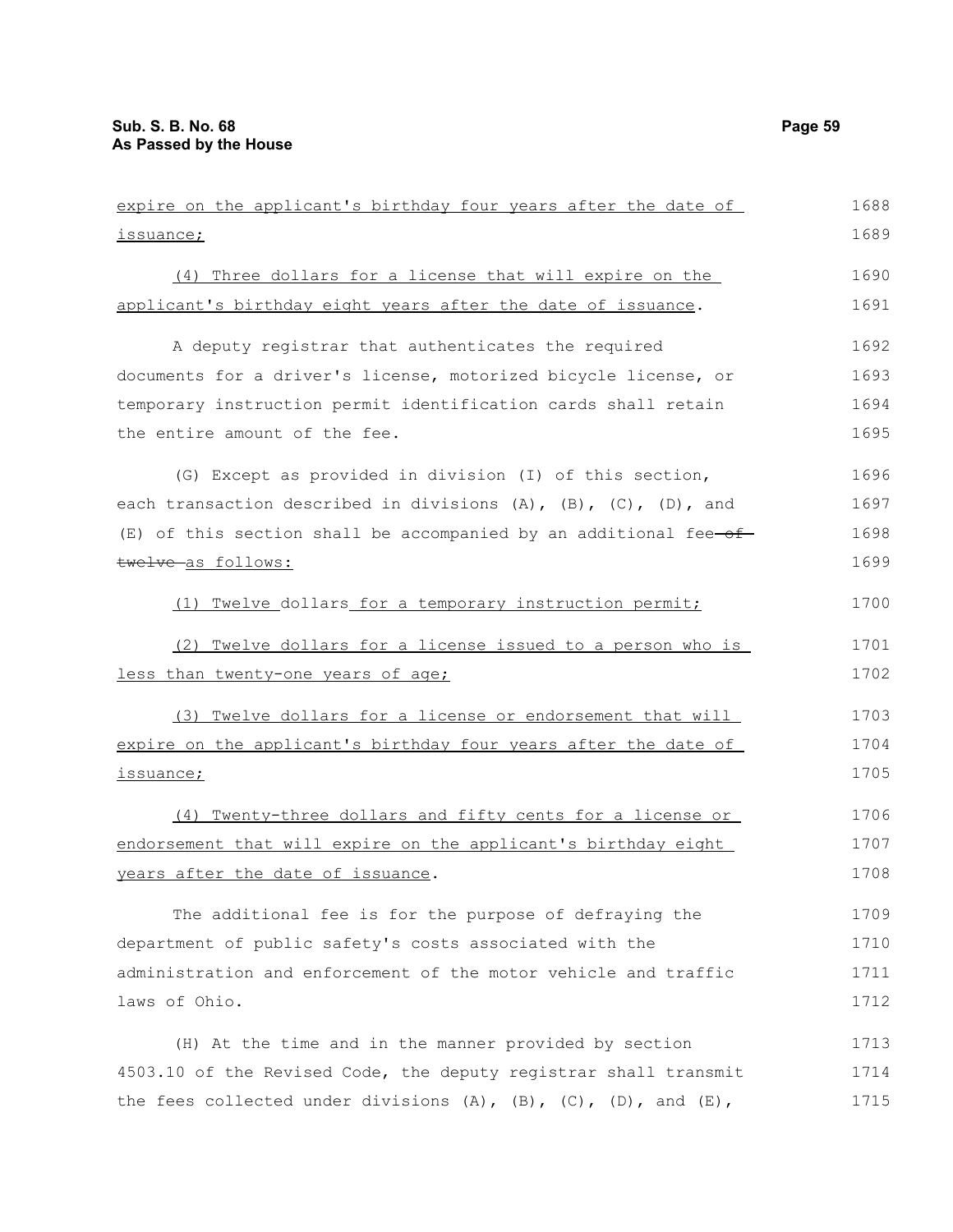expire on the applicant's birthday four years after the date of issuance;

(4) Three dollars for a license that will expire on the applicant's birthday eight years after the date of issuance.

A deputy registrar that authenticates the required documents for a driver's license, motorized bicycle license, or temporary instruction permit identification cards shall retain the entire amount of the fee.

(G) Except as provided in division (I) of this section, each transaction described in divisions (A), (B), (C), (D), and (E) of this section shall be accompanied by an additional fee ~~of twelve~~ as follows:

(1) Twelve dollars for a temporary instruction permit;

(2) Twelve dollars for a license issued to a person who is less than twenty-one years of age;

(3) Twelve dollars for a license or endorsement that will expire on the applicant's birthday four years after the date of issuance;

(4) Twenty-three dollars and fifty cents for a license or endorsement that will expire on the applicant's birthday eight years after the date of issuance.

The additional fee is for the purpose of defraying the department of public safety's costs associated with the administration and enforcement of the motor vehicle and traffic laws of Ohio.

(H) At the time and in the manner provided by section 4503.10 of the Revised Code, the deputy registrar shall transmit the fees collected under divisions (A), (B), (C), (D), and (E),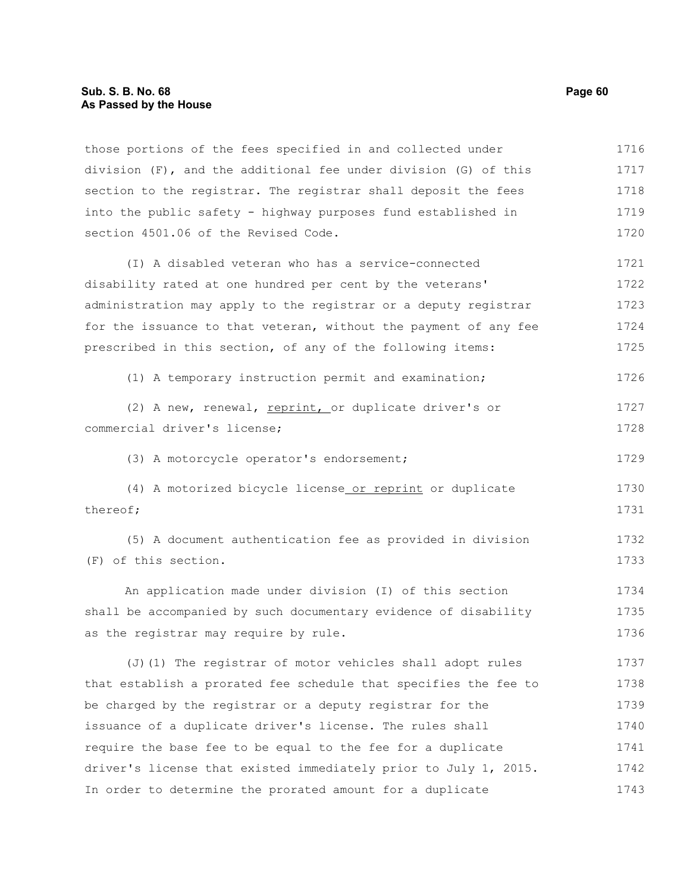those portions of the fees specified in and collected under division (F), and the additional fee under division (G) of this section to the registrar. The registrar shall deposit the fees into the public safety - highway purposes fund established in section 4501.06 of the Revised Code.

(I) A disabled veteran who has a service-connected disability rated at one hundred per cent by the veterans' administration may apply to the registrar or a deputy registrar for the issuance to that veteran, without the payment of any fee prescribed in this section, of any of the following items:

(1) A temporary instruction permit and examination;

(2) A new, renewal, <u>reprint,</u> or duplicate driver's or commercial driver's license;

(3) A motorcycle operator's endorsement;

(4) A motorized bicycle license<u> or reprint</u> or duplicate thereof;

(5) A document authentication fee as provided in division (F) of this section.

An application made under division (I) of this section shall be accompanied by such documentary evidence of disability as the registrar may require by rule.

(J)(1) The registrar of motor vehicles shall adopt rules that establish a prorated fee schedule that specifies the fee to be charged by the registrar or a deputy registrar for the issuance of a duplicate driver's license. The rules shall require the base fee to be equal to the fee for a duplicate driver's license that existed immediately prior to July 1, 2015. In order to determine the prorated amount for a duplicate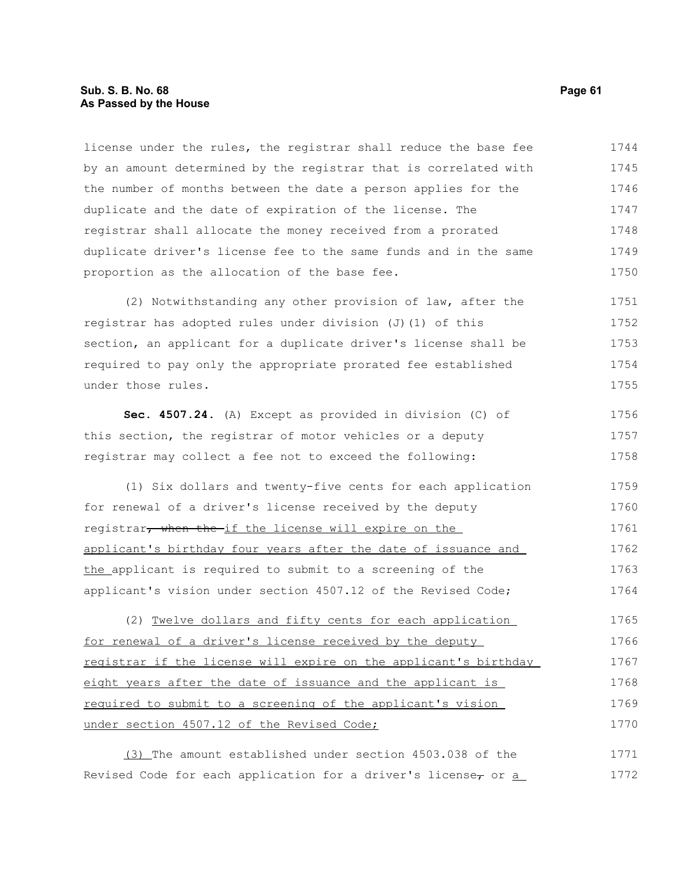license under the rules, the registrar shall reduce the base fee by an amount determined by the registrar that is correlated with the number of months between the date a person applies for the duplicate and the date of expiration of the license. The registrar shall allocate the money received from a prorated duplicate driver's license fee to the same funds and in the same proportion as the allocation of the base fee.

(2) Notwithstanding any other provision of law, after the registrar has adopted rules under division (J)(1) of this section, an applicant for a duplicate driver's license shall be required to pay only the appropriate prorated fee established under those rules.

**Sec. 4507.24.** (A) Except as provided in division (C) of this section, the registrar of motor vehicles or a deputy registrar may collect a fee not to exceed the following:

(1) Six dollars and twenty-five cents for each application for renewal of a driver's license received by the deputy registrar~~, when the~~ if the license will expire on the applicant's birthday four years after the date of issuance and the applicant is required to submit to a screening of the applicant's vision under section 4507.12 of the Revised Code;

(2) Twelve dollars and fifty cents for each application for renewal of a driver's license received by the deputy registrar if the license will expire on the applicant's birthday eight years after the date of issuance and the applicant is required to submit to a screening of the applicant's vision under section 4507.12 of the Revised Code;

(3) The amount established under section 4503.038 of the Revised Code for each application for a driver's license~~,~~ or a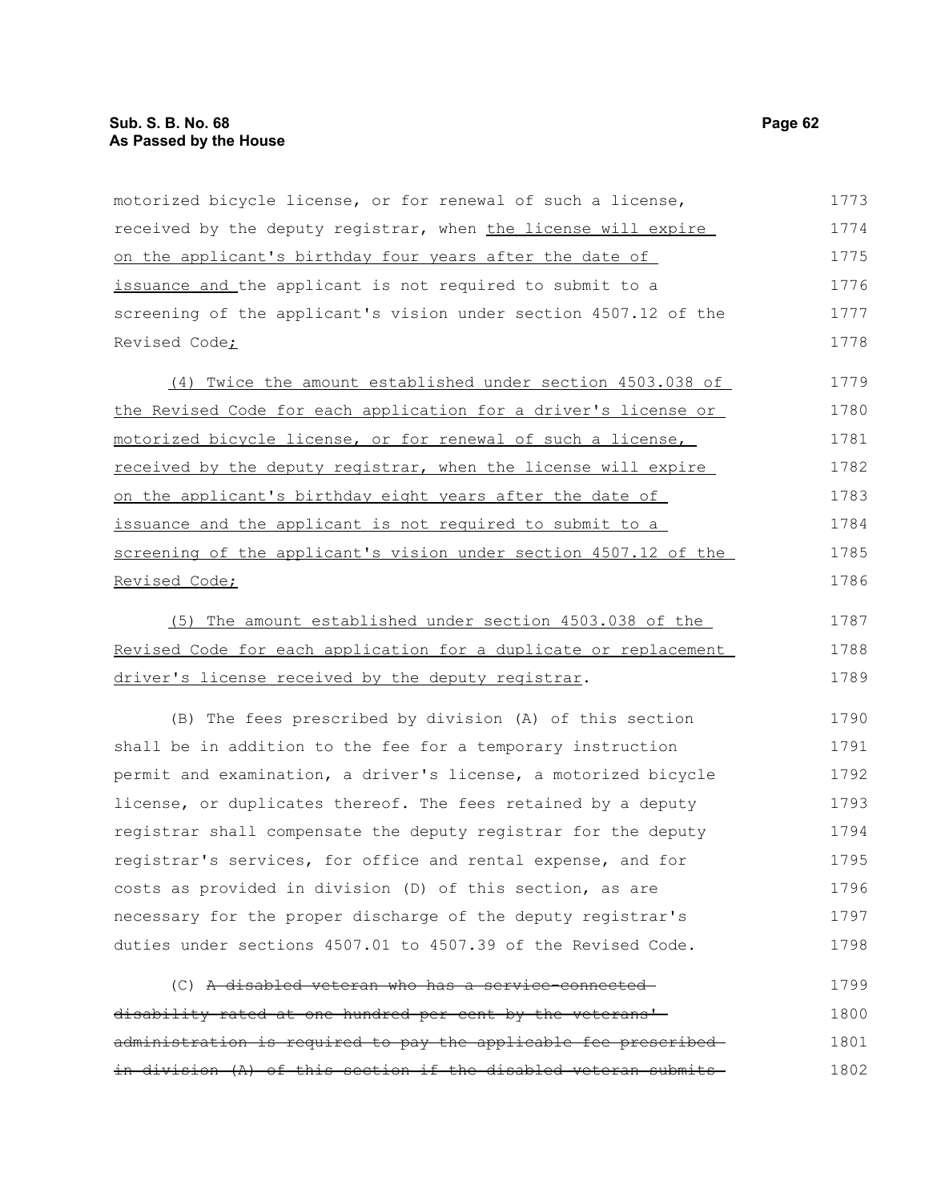motorized bicycle license, or for renewal of such a license, received by the deputy registrar, when <u>the license will expire on the applicant's birthday four years after the date of issuance and</u> the applicant is not required to submit to a screening of the applicant's vision under section 4507.12 of the Revised Code<u>;</u>

<u>(4) Twice the amount established under section 4503.038 of the Revised Code for each application for a driver's license or motorized bicycle license, or for renewal of such a license, received by the deputy registrar, when the license will expire on the applicant's birthday eight years after the date of issuance and the applicant is not required to submit to a screening of the applicant's vision under section 4507.12 of the Revised Code;</u>

<u>(5) The amount established under section 4503.038 of the Revised Code for each application for a duplicate or replacement driver's license received by the deputy registrar</u>.

(B) The fees prescribed by division (A) of this section shall be in addition to the fee for a temporary instruction permit and examination, a driver's license, a motorized bicycle license, or duplicates thereof. The fees retained by a deputy registrar shall compensate the deputy registrar for the deputy registrar's services, for office and rental expense, and for costs as provided in division (D) of this section, as are necessary for the proper discharge of the deputy registrar's duties under sections 4507.01 to 4507.39 of the Revised Code.

(C) ~~A disabled veteran who has a service-connected disability rated at one hundred per cent by the veterans' administration is required to pay the applicable fee prescribed in division (A) of this section if the disabled veteran submits~~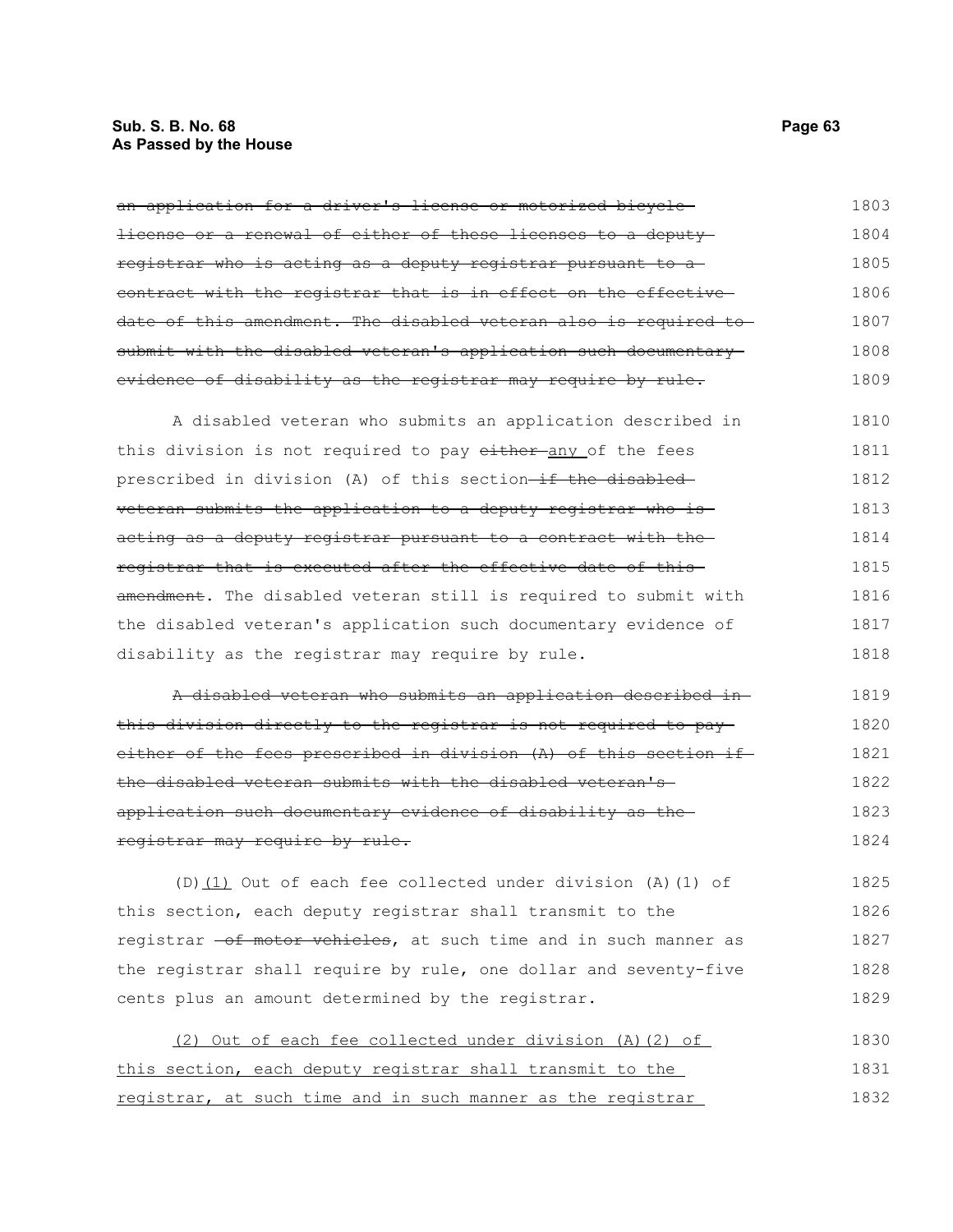~~an application for a driver's license or motorized bicycle license or a renewal of either of these licenses to a deputy registrar who is acting as a deputy registrar pursuant to a contract with the registrar that is in effect on the effective date of this amendment. The disabled veteran also is required to submit with the disabled veteran's application such documentary evidence of disability as the registrar may require by rule.~~

A disabled veteran who submits an application described in this division is not required to pay ~~either~~ <u>any</u> of the fees prescribed in division (A) of this section ~~if the disabled veteran submits the application to a deputy registrar who is acting as a deputy registrar pursuant to a contract with the registrar that is executed after the effective date of this amendment~~. The disabled veteran still is required to submit with the disabled veteran's application such documentary evidence of disability as the registrar may require by rule.

~~A disabled veteran who submits an application described in this division directly to the registrar is not required to pay either of the fees prescribed in division (A) of this section if the disabled veteran submits with the disabled veteran's application such documentary evidence of disability as the registrar may require by rule.~~

(D)<u>(1)</u> Out of each fee collected under division (A)(1) of this section, each deputy registrar shall transmit to the registrar ~~of motor vehicles~~, at such time and in such manner as the registrar shall require by rule, one dollar and seventy-five cents plus an amount determined by the registrar.

<u>(2) Out of each fee collected under division (A)(2) of this section, each deputy registrar shall transmit to the registrar, at such time and in such manner as the registrar</u>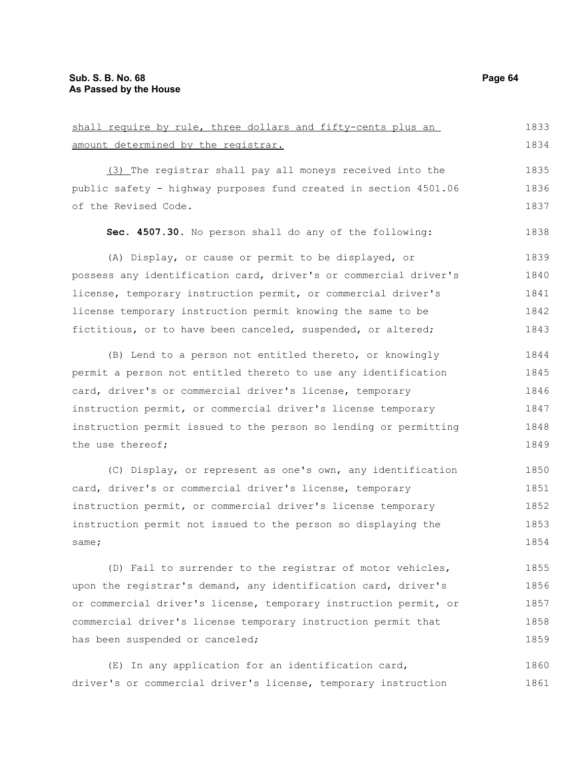shall require by rule, three dollars and fifty-cents plus an amount determined by the registrar.

(3) The registrar shall pay all moneys received into the public safety - highway purposes fund created in section 4501.06 of the Revised Code.

**Sec. 4507.30.** No person shall do any of the following:

(A) Display, or cause or permit to be displayed, or possess any identification card, driver's or commercial driver's license, temporary instruction permit, or commercial driver's license temporary instruction permit knowing the same to be fictitious, or to have been canceled, suspended, or altered;

(B) Lend to a person not entitled thereto, or knowingly permit a person not entitled thereto to use any identification card, driver's or commercial driver's license, temporary instruction permit, or commercial driver's license temporary instruction permit issued to the person so lending or permitting the use thereof;

(C) Display, or represent as one's own, any identification card, driver's or commercial driver's license, temporary instruction permit, or commercial driver's license temporary instruction permit not issued to the person so displaying the same;

(D) Fail to surrender to the registrar of motor vehicles, upon the registrar's demand, any identification card, driver's or commercial driver's license, temporary instruction permit, or commercial driver's license temporary instruction permit that has been suspended or canceled;

(E) In any application for an identification card, driver's or commercial driver's license, temporary instruction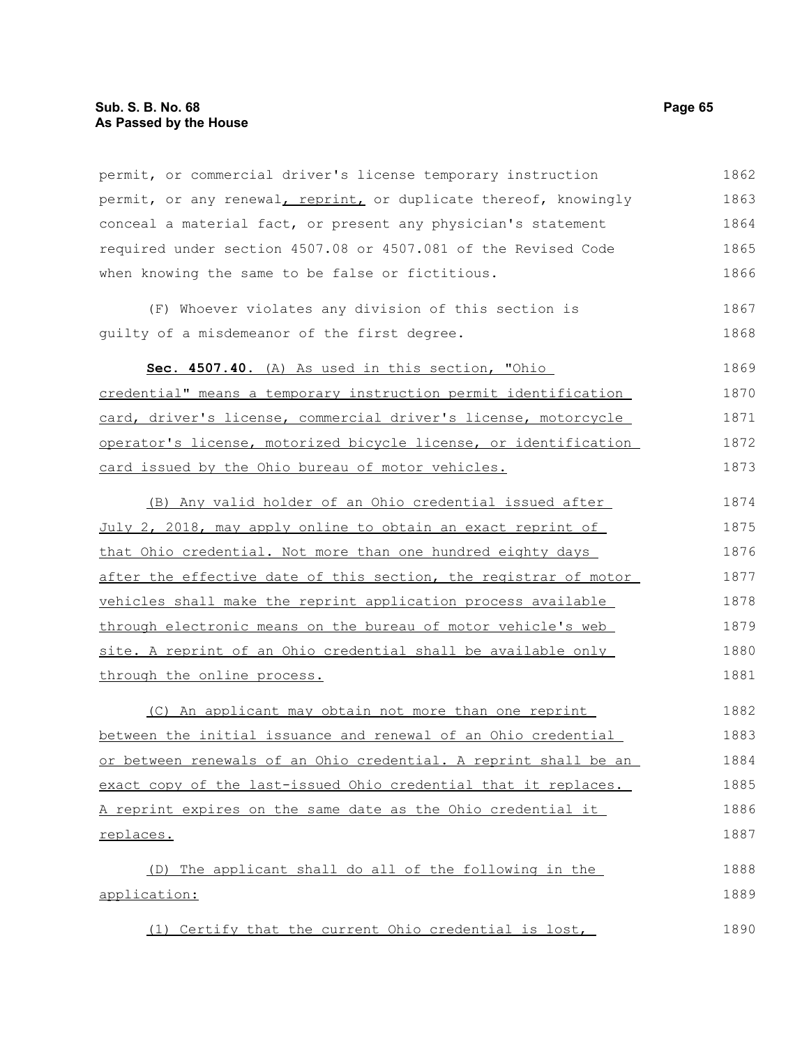permit, or commercial driver's license temporary instruction permit, or any renewal, reprint, or duplicate thereof, knowingly conceal a material fact, or present any physician's statement required under section 4507.08 or 4507.081 of the Revised Code when knowing the same to be false or fictitious.

(F) Whoever violates any division of this section is guilty of a misdemeanor of the first degree.

**Sec. 4507.40.** (A) As used in this section, "Ohio credential" means a temporary instruction permit identification card, driver's license, commercial driver's license, motorcycle operator's license, motorized bicycle license, or identification card issued by the Ohio bureau of motor vehicles.

(B) Any valid holder of an Ohio credential issued after July 2, 2018, may apply online to obtain an exact reprint of that Ohio credential. Not more than one hundred eighty days after the effective date of this section, the registrar of motor vehicles shall make the reprint application process available through electronic means on the bureau of motor vehicle's web site. A reprint of an Ohio credential shall be available only through the online process.

(C) An applicant may obtain not more than one reprint between the initial issuance and renewal of an Ohio credential or between renewals of an Ohio credential. A reprint shall be an exact copy of the last-issued Ohio credential that it replaces. A reprint expires on the same date as the Ohio credential it replaces.

(D) The applicant shall do all of the following in the application:

(1) Certify that the current Ohio credential is lost,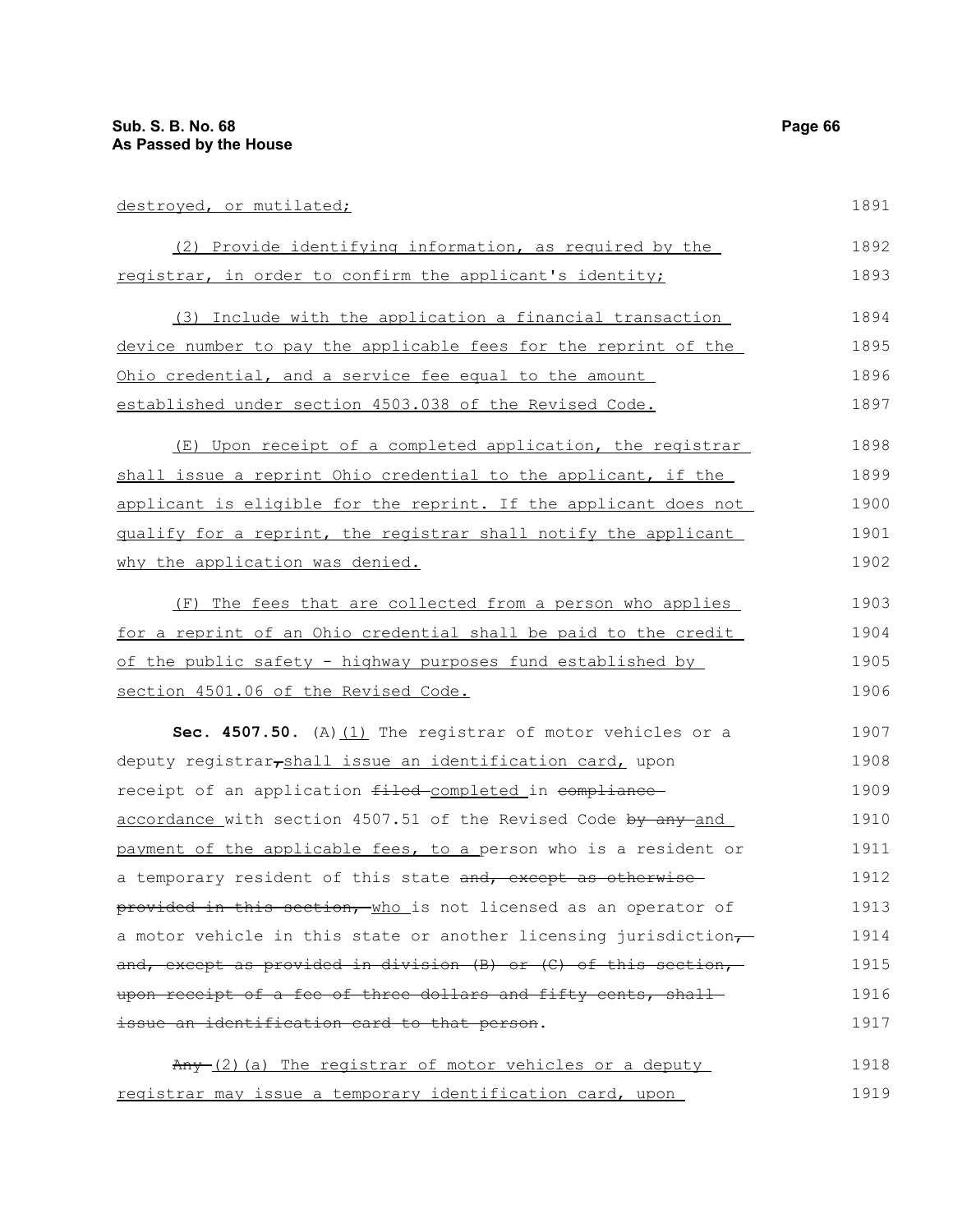destroyed, or mutilated;

(2) Provide identifying information, as required by the registrar, in order to confirm the applicant's identity;

(3) Include with the application a financial transaction device number to pay the applicable fees for the reprint of the Ohio credential, and a service fee equal to the amount established under section 4503.038 of the Revised Code.

(E) Upon receipt of a completed application, the registrar shall issue a reprint Ohio credential to the applicant, if the applicant is eligible for the reprint. If the applicant does not qualify for a reprint, the registrar shall notify the applicant why the application was denied.

(F) The fees that are collected from a person who applies for a reprint of an Ohio credential shall be paid to the credit of the public safety - highway purposes fund established by section 4501.06 of the Revised Code.

**Sec. 4507.50.** (A)(1) The registrar of motor vehicles or a deputy registrar, shall issue an identification card, upon receipt of an application filed completed in compliance accordance with section 4507.51 of the Revised Code by any and payment of the applicable fees, to a person who is a resident or a temporary resident of this state and, except as otherwise provided in this section, who is not licensed as an operator of a motor vehicle in this state or another licensing jurisdiction, and, except as provided in division (B) or (C) of this section, upon receipt of a fee of three dollars and fifty cents, shall issue an identification card to that person.

Any (2)(a) The registrar of motor vehicles or a deputy registrar may issue a temporary identification card, upon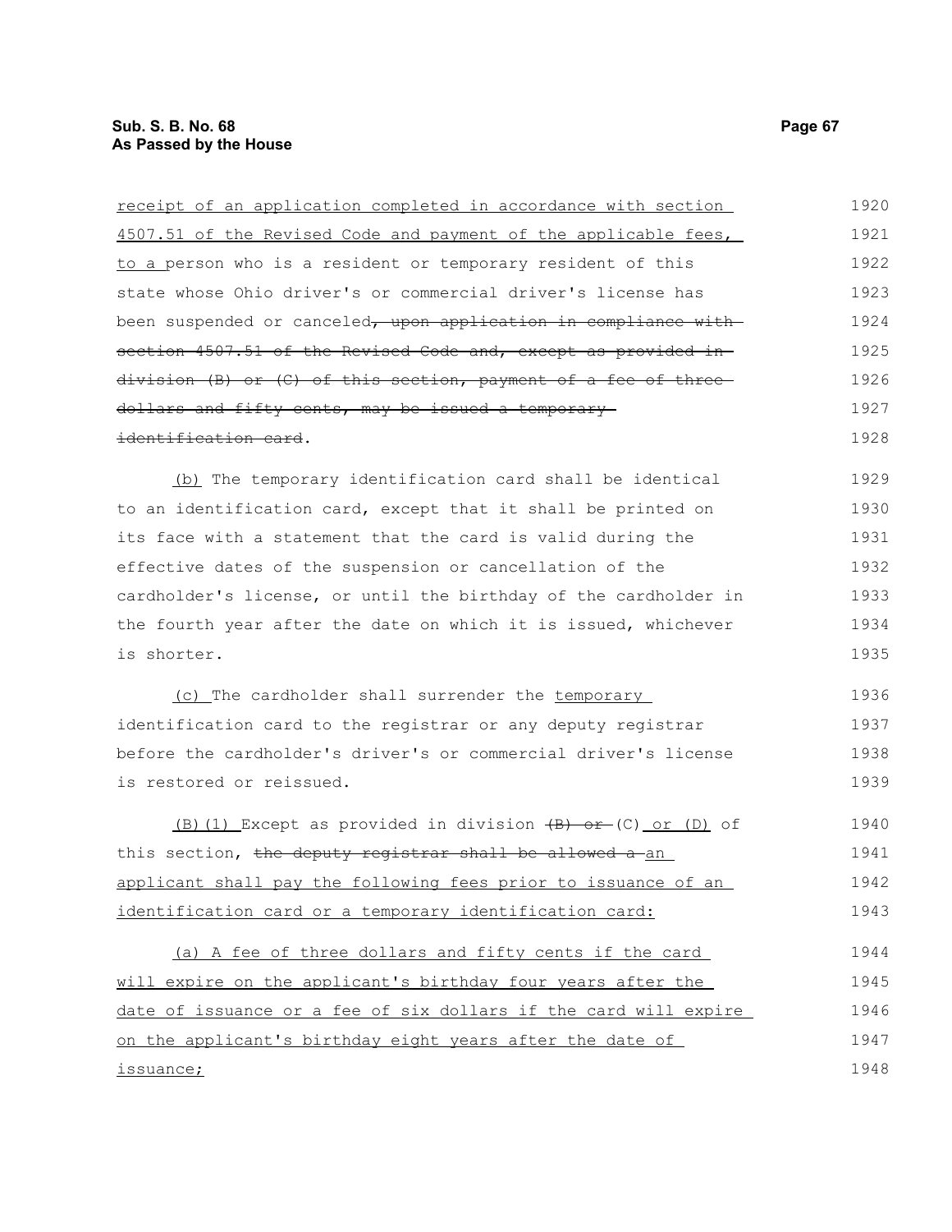receipt of an application completed in accordance with section 4507.51 of the Revised Code and payment of the applicable fees, to a person who is a resident or temporary resident of this state whose Ohio driver's or commercial driver's license has been suspended or canceled~~, upon application in compliance with section 4507.51 of the Revised Code and, except as provided in division (B) or (C) of this section, payment of a fee of three dollars and fifty cents, may be issued a temporary identification card~~.

(b) The temporary identification card shall be identical to an identification card, except that it shall be printed on its face with a statement that the card is valid during the effective dates of the suspension or cancellation of the cardholder's license, or until the birthday of the cardholder in the fourth year after the date on which it is issued, whichever is shorter.

(c) The cardholder shall surrender the temporary identification card to the registrar or any deputy registrar before the cardholder's driver's or commercial driver's license is restored or reissued.

(B)(1) Except as provided in division ~~(B) or~~ (C) or (D) of this section, ~~the deputy registrar shall be allowed a~~ an applicant shall pay the following fees prior to issuance of an identification card or a temporary identification card:

(a) A fee of three dollars and fifty cents if the card will expire on the applicant's birthday four years after the date of issuance or a fee of six dollars if the card will expire on the applicant's birthday eight years after the date of issuance;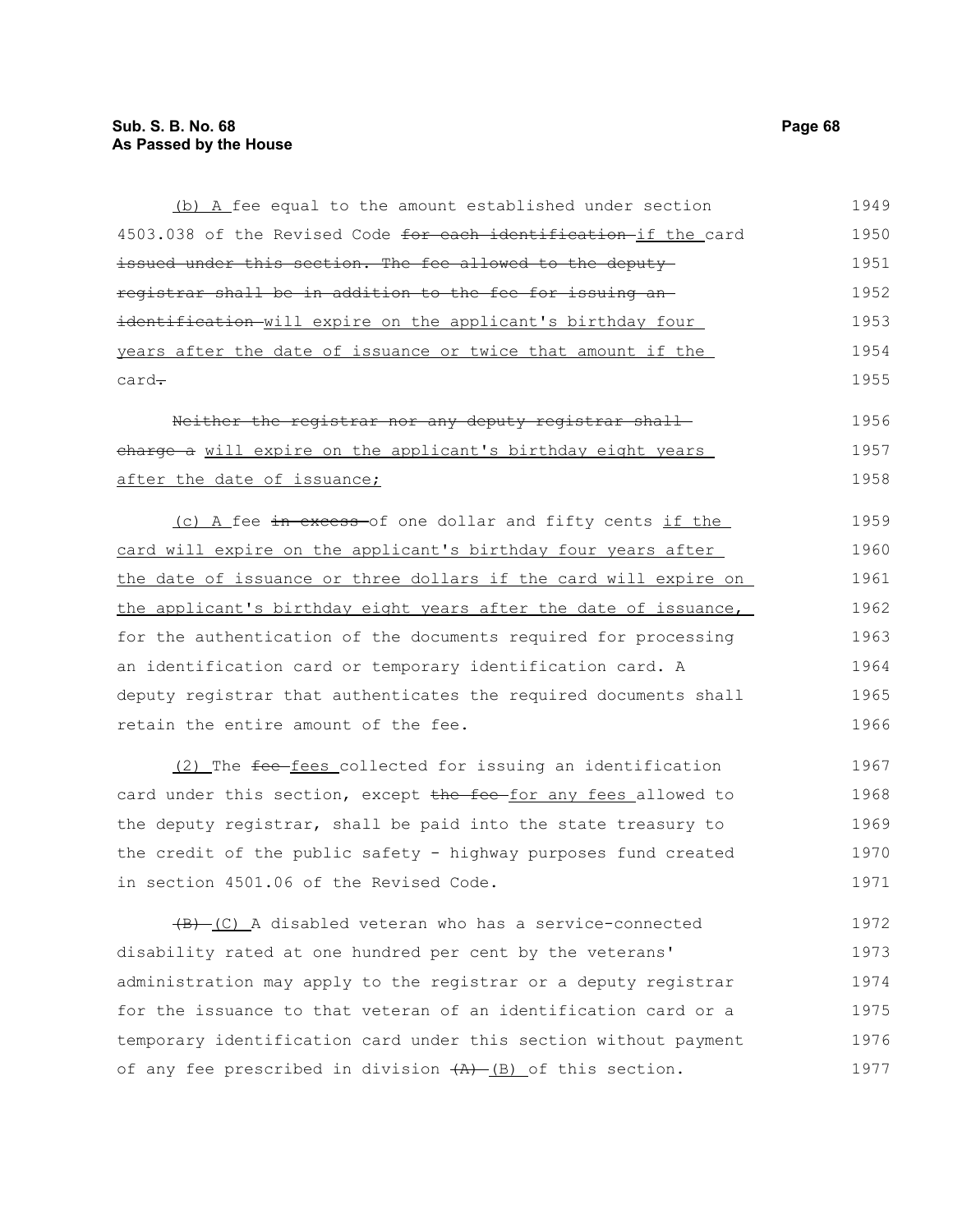(b) A fee equal to the amount established under section 4503.038 of the Revised Code ~~for each identification~~ if the card ~~issued under this section. The fee allowed to the deputy registrar shall be in addition to the fee for issuing an identification~~ will expire on the applicant's birthday four years after the date of issuance or twice that amount if the card~~.~~

~~Neither the registrar nor any deputy registrar shall charge a~~ will expire on the applicant's birthday eight years after the date of issuance;

(c) A fee ~~in excess~~ of one dollar and fifty cents if the card will expire on the applicant's birthday four years after the date of issuance or three dollars if the card will expire on the applicant's birthday eight years after the date of issuance, for the authentication of the documents required for processing an identification card or temporary identification card. A deputy registrar that authenticates the required documents shall retain the entire amount of the fee.

(2) The ~~fee~~ fees collected for issuing an identification card under this section, except ~~the fee~~ for any fees allowed to the deputy registrar, shall be paid into the state treasury to the credit of the public safety - highway purposes fund created in section 4501.06 of the Revised Code.

~~(B)~~ (C) A disabled veteran who has a service-connected disability rated at one hundred per cent by the veterans' administration may apply to the registrar or a deputy registrar for the issuance to that veteran of an identification card or a temporary identification card under this section without payment of any fee prescribed in division ~~(A)~~ (B) of this section.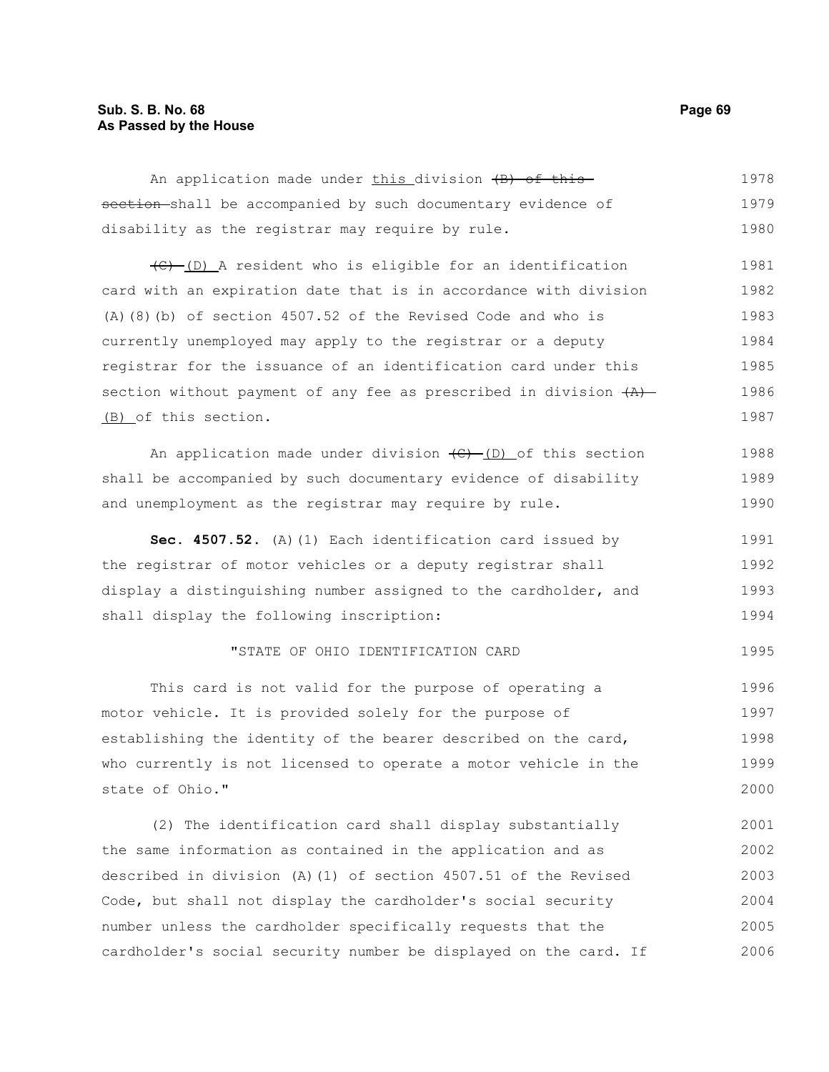An application made under this division ~~(B) of this section~~ shall be accompanied by such documentary evidence of disability as the registrar may require by rule.

~~(C)~~ (D) A resident who is eligible for an identification card with an expiration date that is in accordance with division (A)(8)(b) of section 4507.52 of the Revised Code and who is currently unemployed may apply to the registrar or a deputy registrar for the issuance of an identification card under this section without payment of any fee as prescribed in division ~~(A)~~ (B) of this section.

An application made under division ~~(C)~~ (D) of this section shall be accompanied by such documentary evidence of disability and unemployment as the registrar may require by rule.

**Sec. 4507.52.** (A)(1) Each identification card issued by the registrar of motor vehicles or a deputy registrar shall display a distinguishing number assigned to the cardholder, and shall display the following inscription:

"STATE OF OHIO IDENTIFICATION CARD

This card is not valid for the purpose of operating a motor vehicle. It is provided solely for the purpose of establishing the identity of the bearer described on the card, who currently is not licensed to operate a motor vehicle in the state of Ohio."

(2) The identification card shall display substantially the same information as contained in the application and as described in division (A)(1) of section 4507.51 of the Revised Code, but shall not display the cardholder's social security number unless the cardholder specifically requests that the cardholder's social security number be displayed on the card. If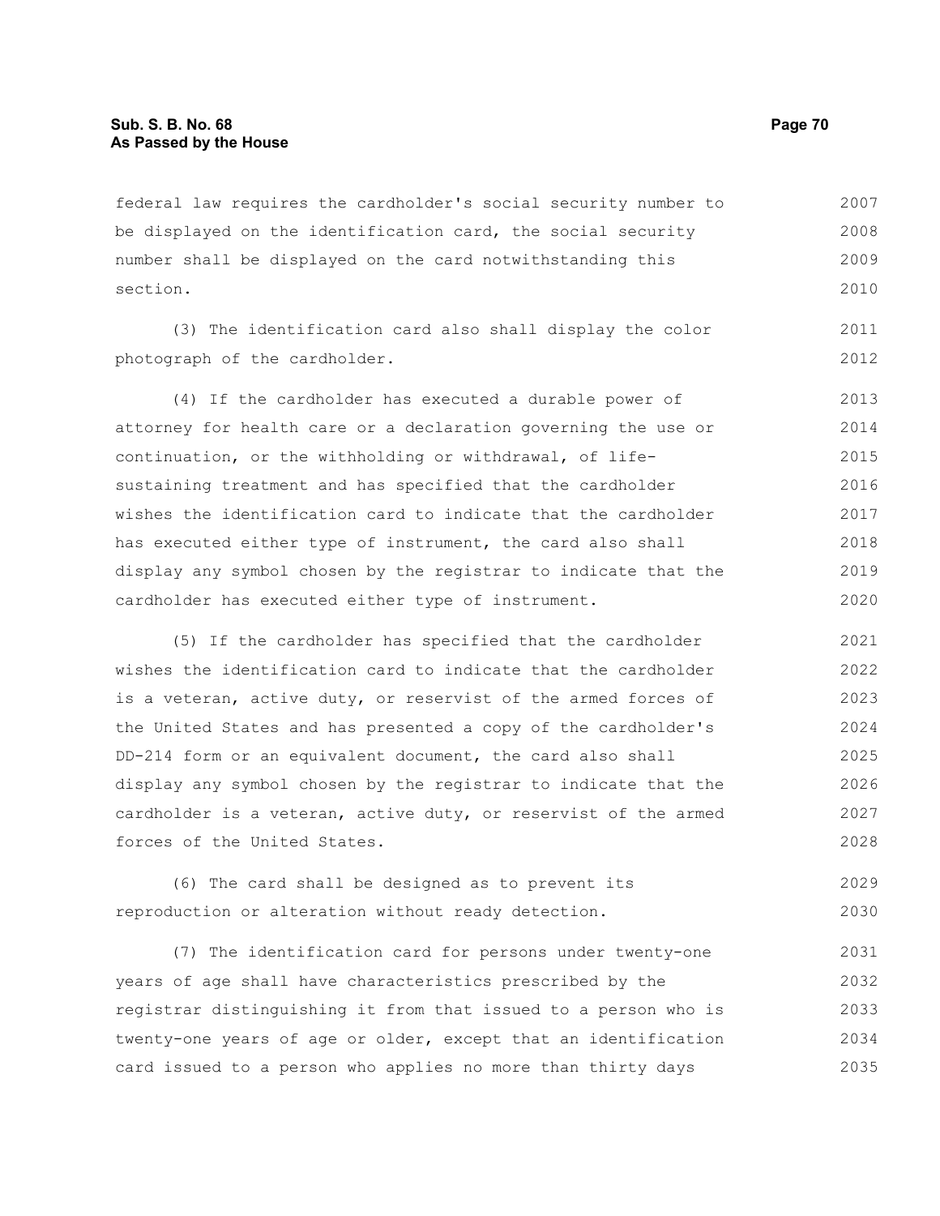federal law requires the cardholder's social security number to be displayed on the identification card, the social security number shall be displayed on the card notwithstanding this section.

(3) The identification card also shall display the color photograph of the cardholder.

(4) If the cardholder has executed a durable power of attorney for health care or a declaration governing the use or continuation, or the withholding or withdrawal, of life-sustaining treatment and has specified that the cardholder wishes the identification card to indicate that the cardholder has executed either type of instrument, the card also shall display any symbol chosen by the registrar to indicate that the cardholder has executed either type of instrument.

(5) If the cardholder has specified that the cardholder wishes the identification card to indicate that the cardholder is a veteran, active duty, or reservist of the armed forces of the United States and has presented a copy of the cardholder's DD-214 form or an equivalent document, the card also shall display any symbol chosen by the registrar to indicate that the cardholder is a veteran, active duty, or reservist of the armed forces of the United States.

(6) The card shall be designed as to prevent its reproduction or alteration without ready detection.

(7) The identification card for persons under twenty-one years of age shall have characteristics prescribed by the registrar distinguishing it from that issued to a person who is twenty-one years of age or older, except that an identification card issued to a person who applies no more than thirty days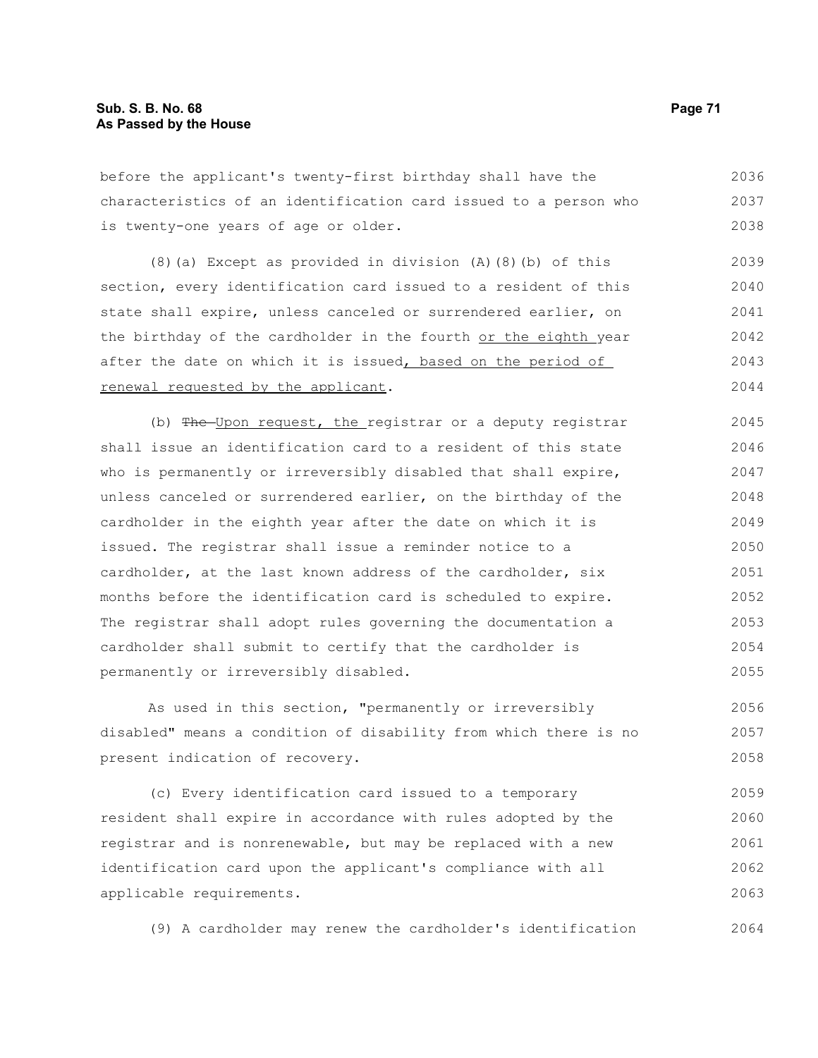before the applicant's twenty-first birthday shall have the characteristics of an identification card issued to a person who is twenty-one years of age or older.

(8)(a) Except as provided in division (A)(8)(b) of this section, every identification card issued to a resident of this state shall expire, unless canceled or surrendered earlier, on the birthday of the cardholder in the fourth <u>or the eighth</u> year after the date on which it is issued<u>, based on the period of renewal requested by the applicant</u>.

(b) ~~The~~ <u>Upon request, the</u> registrar or a deputy registrar shall issue an identification card to a resident of this state who is permanently or irreversibly disabled that shall expire, unless canceled or surrendered earlier, on the birthday of the cardholder in the eighth year after the date on which it is issued. The registrar shall issue a reminder notice to a cardholder, at the last known address of the cardholder, six months before the identification card is scheduled to expire. The registrar shall adopt rules governing the documentation a cardholder shall submit to certify that the cardholder is permanently or irreversibly disabled.

As used in this section, "permanently or irreversibly disabled" means a condition of disability from which there is no present indication of recovery.

(c) Every identification card issued to a temporary resident shall expire in accordance with rules adopted by the registrar and is nonrenewable, but may be replaced with a new identification card upon the applicant's compliance with all applicable requirements.

(9) A cardholder may renew the cardholder's identification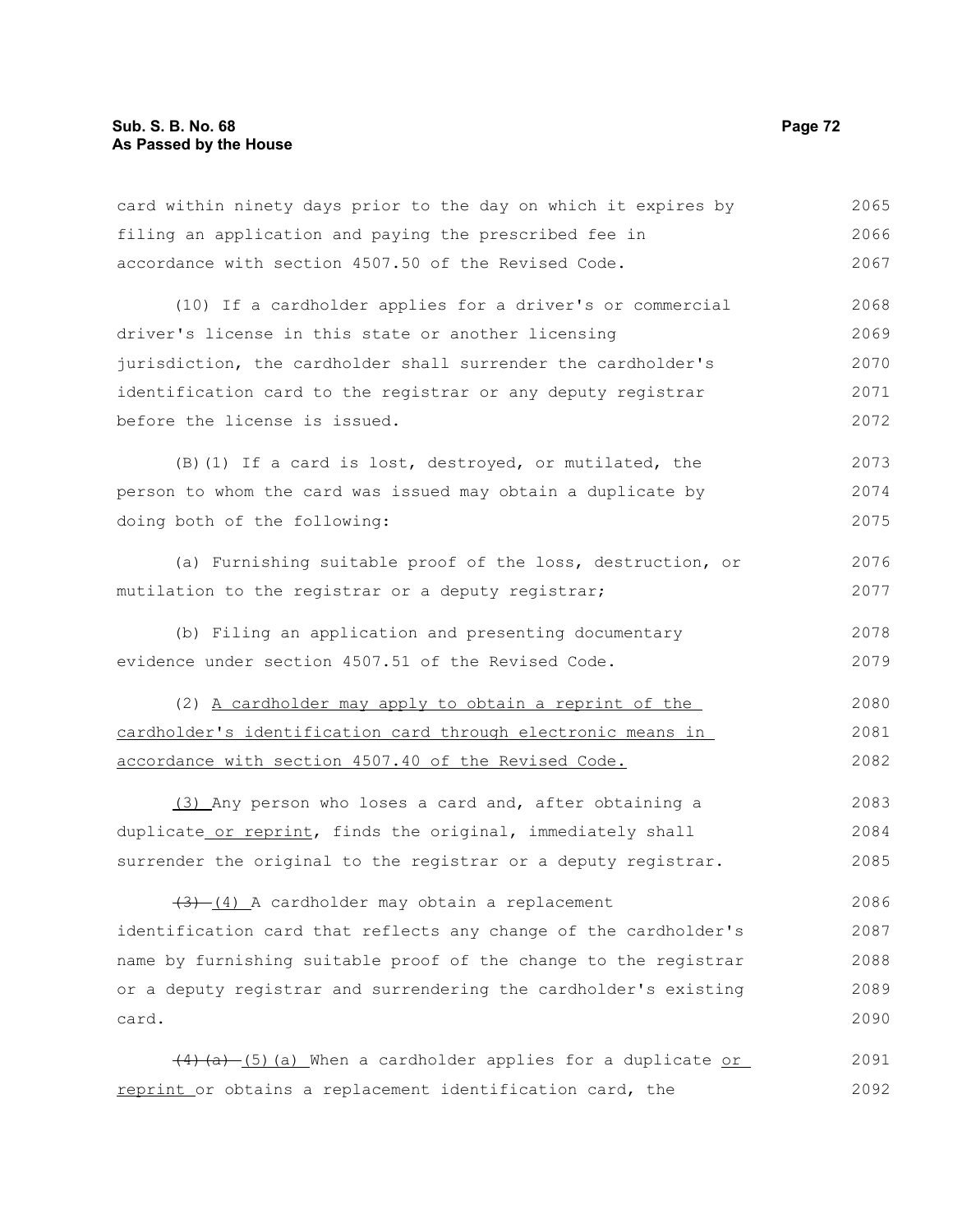card within ninety days prior to the day on which it expires by filing an application and paying the prescribed fee in accordance with section 4507.50 of the Revised Code.

(10) If a cardholder applies for a driver's or commercial driver's license in this state or another licensing jurisdiction, the cardholder shall surrender the cardholder's identification card to the registrar or any deputy registrar before the license is issued.

(B)(1) If a card is lost, destroyed, or mutilated, the person to whom the card was issued may obtain a duplicate by doing both of the following:

(a) Furnishing suitable proof of the loss, destruction, or mutilation to the registrar or a deputy registrar;

(b) Filing an application and presenting documentary evidence under section 4507.51 of the Revised Code.

(2) A cardholder may apply to obtain a reprint of the cardholder's identification card through electronic means in accordance with section 4507.40 of the Revised Code.

(3) Any person who loses a card and, after obtaining a duplicate or reprint, finds the original, immediately shall surrender the original to the registrar or a deputy registrar.

~~(3)~~ (4) A cardholder may obtain a replacement identification card that reflects any change of the cardholder's name by furnishing suitable proof of the change to the registrar or a deputy registrar and surrendering the cardholder's existing card.

~~(4)(a)~~ (5)(a) When a cardholder applies for a duplicate or reprint or obtains a replacement identification card, the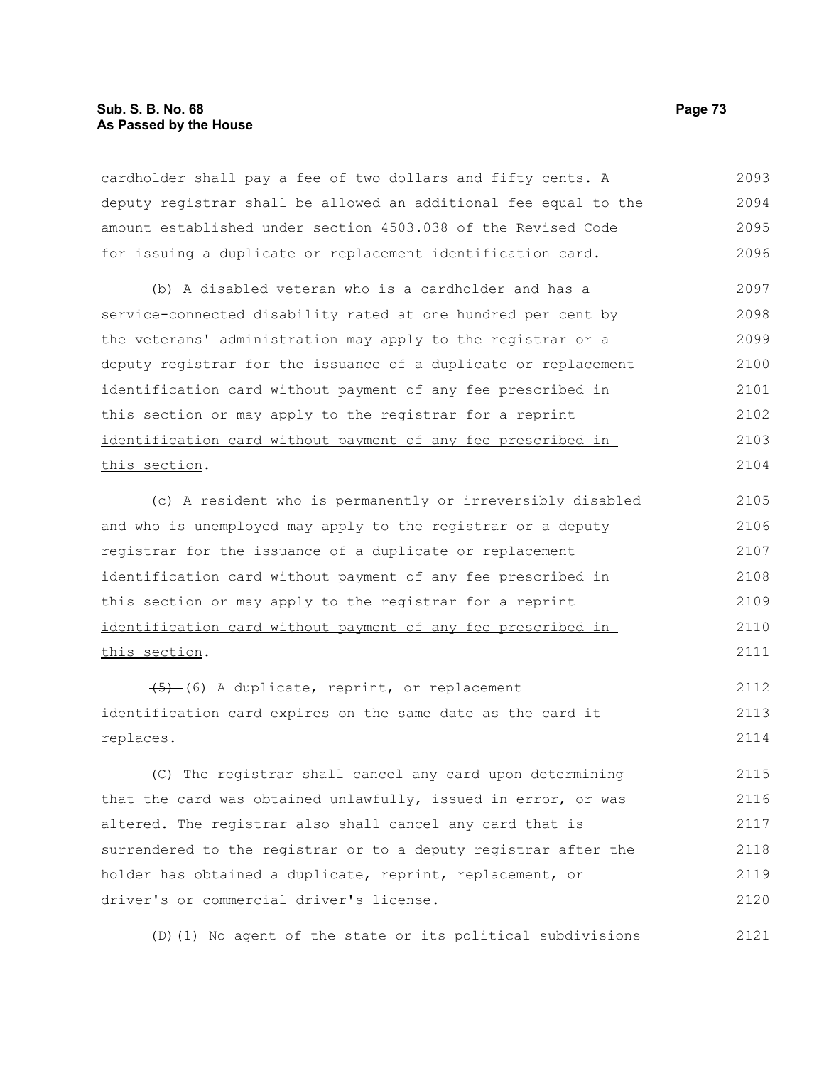cardholder shall pay a fee of two dollars and fifty cents. A deputy registrar shall be allowed an additional fee equal to the amount established under section 4503.038 of the Revised Code for issuing a duplicate or replacement identification card.

(b) A disabled veteran who is a cardholder and has a service-connected disability rated at one hundred per cent by the veterans' administration may apply to the registrar or a deputy registrar for the issuance of a duplicate or replacement identification card without payment of any fee prescribed in this section or may apply to the registrar for a reprint identification card without payment of any fee prescribed in this section.

(c) A resident who is permanently or irreversibly disabled and who is unemployed may apply to the registrar or a deputy registrar for the issuance of a duplicate or replacement identification card without payment of any fee prescribed in this section or may apply to the registrar for a reprint identification card without payment of any fee prescribed in this section.

~~(5)~~ (6) A duplicate, reprint, or replacement identification card expires on the same date as the card it replaces.

(C) The registrar shall cancel any card upon determining that the card was obtained unlawfully, issued in error, or was altered. The registrar also shall cancel any card that is surrendered to the registrar or to a deputy registrar after the holder has obtained a duplicate, reprint, replacement, or driver's or commercial driver's license.

(D)(1) No agent of the state or its political subdivisions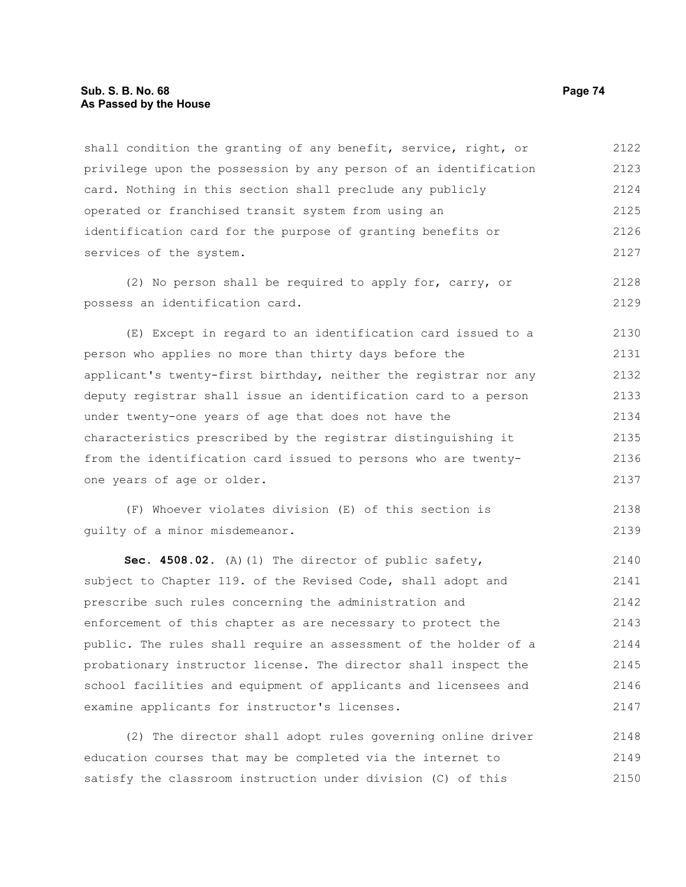shall condition the granting of any benefit, service, right, or privilege upon the possession by any person of an identification card. Nothing in this section shall preclude any publicly operated or franchised transit system from using an identification card for the purpose of granting benefits or services of the system.

(2) No person shall be required to apply for, carry, or possess an identification card.

(E) Except in regard to an identification card issued to a person who applies no more than thirty days before the applicant's twenty-first birthday, neither the registrar nor any deputy registrar shall issue an identification card to a person under twenty-one years of age that does not have the characteristics prescribed by the registrar distinguishing it from the identification card issued to persons who are twenty-one years of age or older.

(F) Whoever violates division (E) of this section is guilty of a minor misdemeanor.

**Sec. 4508.02.** (A)(1) The director of public safety, subject to Chapter 119. of the Revised Code, shall adopt and prescribe such rules concerning the administration and enforcement of this chapter as are necessary to protect the public. The rules shall require an assessment of the holder of a probationary instructor license. The director shall inspect the school facilities and equipment of applicants and licensees and examine applicants for instructor's licenses.

(2) The director shall adopt rules governing online driver education courses that may be completed via the internet to satisfy the classroom instruction under division (C) of this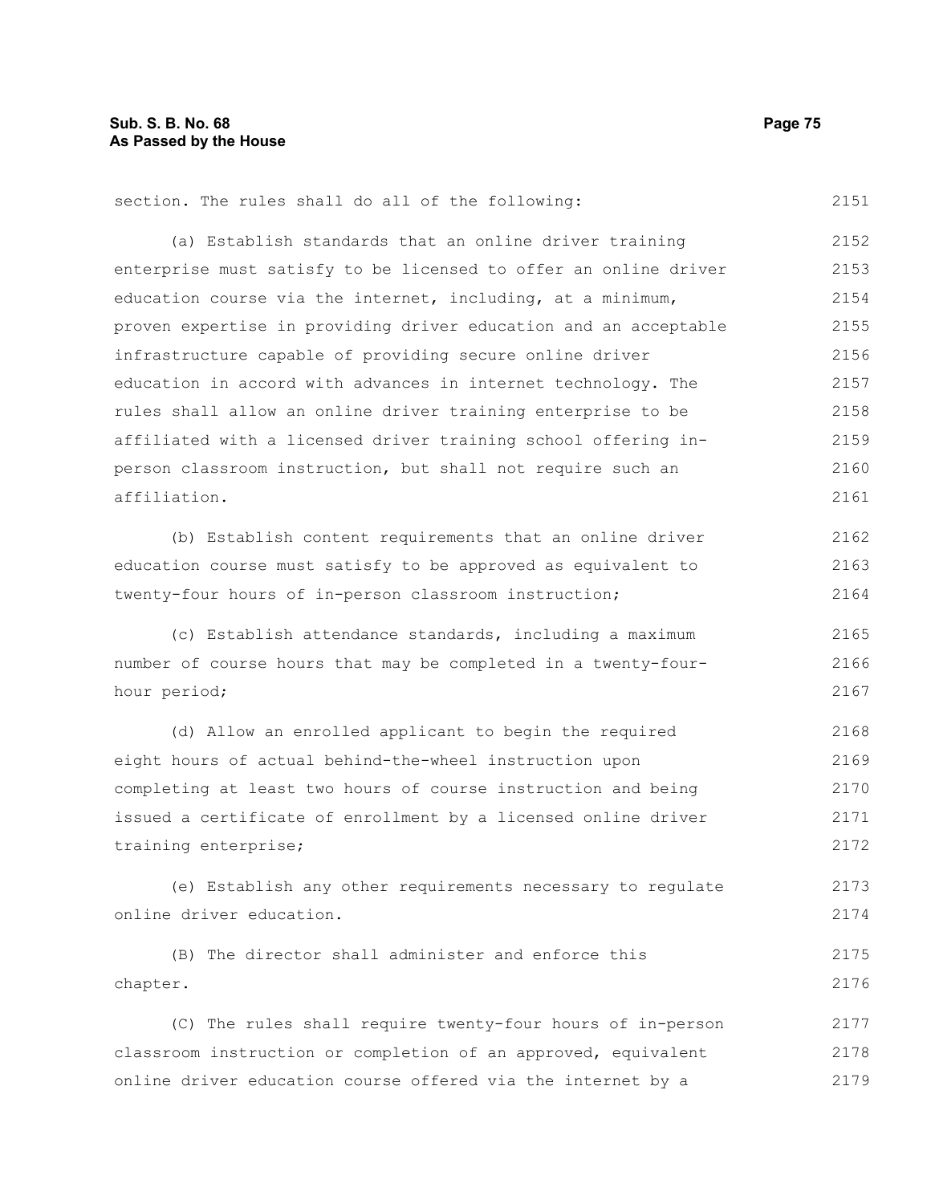section. The rules shall do all of the following:

(a) Establish standards that an online driver training enterprise must satisfy to be licensed to offer an online driver education course via the internet, including, at a minimum, proven expertise in providing driver education and an acceptable infrastructure capable of providing secure online driver education in accord with advances in internet technology. The rules shall allow an online driver training enterprise to be affiliated with a licensed driver training school offering in-person classroom instruction, but shall not require such an affiliation.

(b) Establish content requirements that an online driver education course must satisfy to be approved as equivalent to twenty-four hours of in-person classroom instruction;

(c) Establish attendance standards, including a maximum number of course hours that may be completed in a twenty-four-hour period;

(d) Allow an enrolled applicant to begin the required eight hours of actual behind-the-wheel instruction upon completing at least two hours of course instruction and being issued a certificate of enrollment by a licensed online driver training enterprise;

(e) Establish any other requirements necessary to regulate online driver education.

(B) The director shall administer and enforce this chapter.

(C) The rules shall require twenty-four hours of in-person classroom instruction or completion of an approved, equivalent online driver education course offered via the internet by a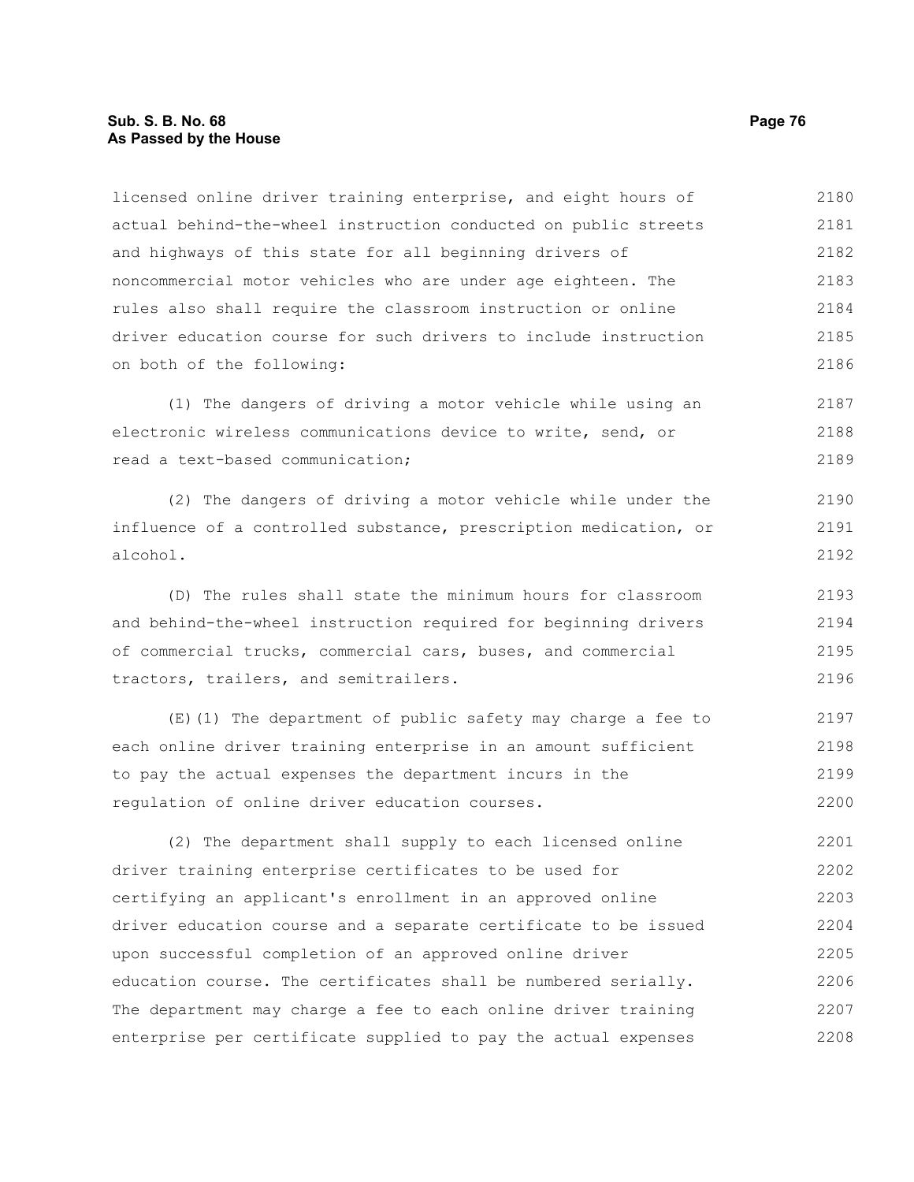licensed online driver training enterprise, and eight hours of actual behind-the-wheel instruction conducted on public streets and highways of this state for all beginning drivers of noncommercial motor vehicles who are under age eighteen. The rules also shall require the classroom instruction or online driver education course for such drivers to include instruction on both of the following:

(1) The dangers of driving a motor vehicle while using an electronic wireless communications device to write, send, or read a text-based communication;

(2) The dangers of driving a motor vehicle while under the influence of a controlled substance, prescription medication, or alcohol.

(D) The rules shall state the minimum hours for classroom and behind-the-wheel instruction required for beginning drivers of commercial trucks, commercial cars, buses, and commercial tractors, trailers, and semitrailers.

(E)(1) The department of public safety may charge a fee to each online driver training enterprise in an amount sufficient to pay the actual expenses the department incurs in the regulation of online driver education courses.

(2) The department shall supply to each licensed online driver training enterprise certificates to be used for certifying an applicant's enrollment in an approved online driver education course and a separate certificate to be issued upon successful completion of an approved online driver education course. The certificates shall be numbered serially. The department may charge a fee to each online driver training enterprise per certificate supplied to pay the actual expenses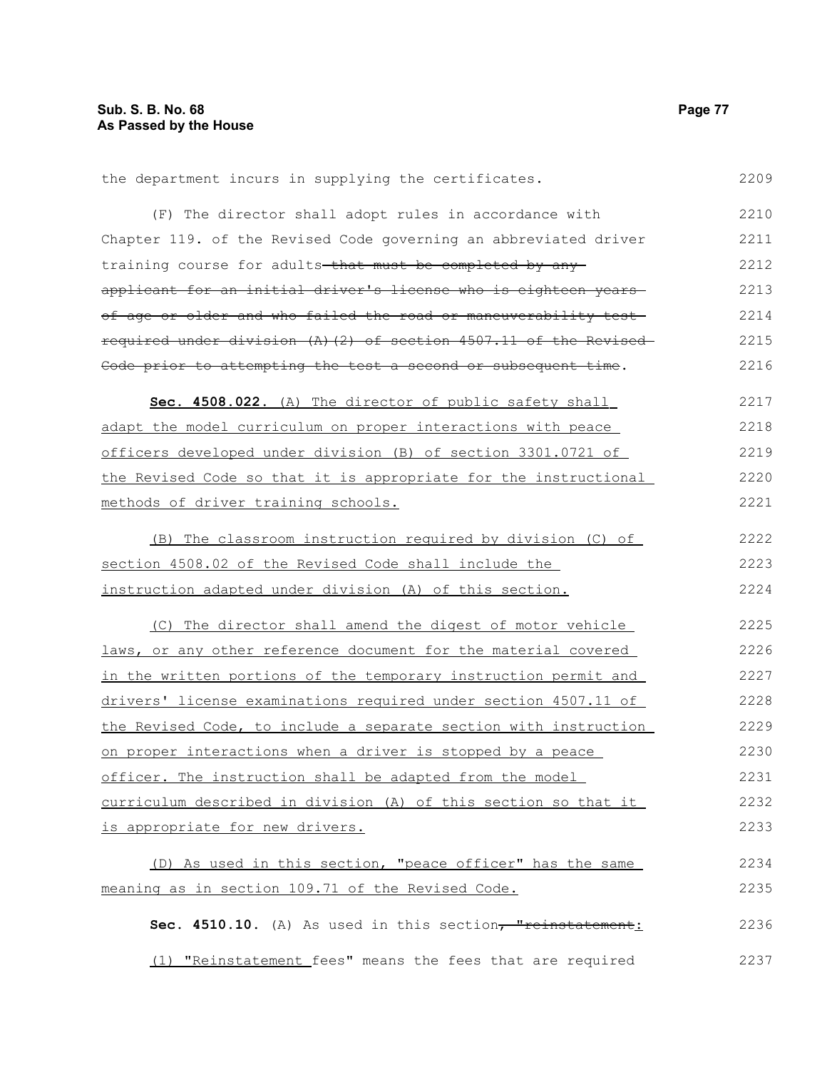the department incurs in supplying the certificates.

(F) The director shall adopt rules in accordance with Chapter 119. of the Revised Code governing an abbreviated driver training course for adults ~~that must be completed by any applicant for an initial driver's license who is eighteen years of age or older and who failed the road or maneuverability test required under division (A)(2) of section 4507.11 of the Revised Code prior to attempting the test a second or subsequent time~~.

<u>**Sec. 4508.022.** (A) The director of public safety shall adapt the model curriculum on proper interactions with peace officers developed under division (B) of section 3301.0721 of the Revised Code so that it is appropriate for the instructional methods of driver training schools.</u>

<u>(B) The classroom instruction required by division (C) of section 4508.02 of the Revised Code shall include the instruction adapted under division (A) of this section.</u>

<u>(C) The director shall amend the digest of motor vehicle laws, or any other reference document for the material covered in the written portions of the temporary instruction permit and drivers' license examinations required under section 4507.11 of the Revised Code, to include a separate section with instruction on proper interactions when a driver is stopped by a peace officer. The instruction shall be adapted from the model curriculum described in division (A) of this section so that it is appropriate for new drivers.</u>

<u>(D) As used in this section, "peace officer" has the same meaning as in section 109.71 of the Revised Code.</u>

**Sec. 4510.10.** (A) As used in this section~~, "reinstatement~~<u>:</u>

<u>(1) "Reinstatement</u> fees" means the fees that are required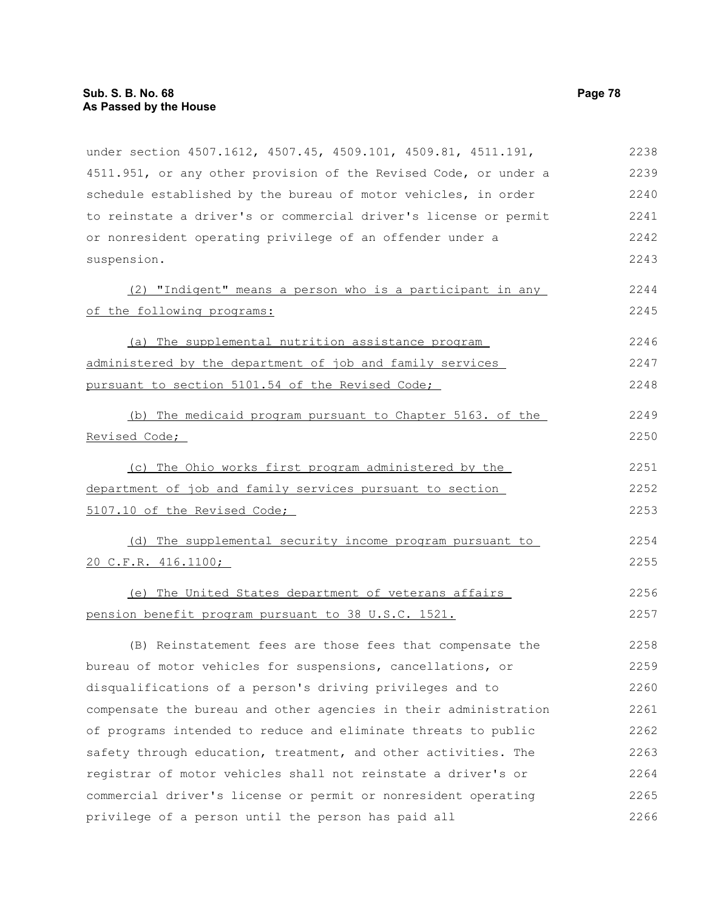under section 4507.1612, 4507.45, 4509.101, 4509.81, 4511.191, 4511.951, or any other provision of the Revised Code, or under a schedule established by the bureau of motor vehicles, in order to reinstate a driver's or commercial driver's license or permit or nonresident operating privilege of an offender under a suspension.

(2) "Indigent" means a person who is a participant in any of the following programs:

(a) The supplemental nutrition assistance program administered by the department of job and family services pursuant to section 5101.54 of the Revised Code;

(b) The medicaid program pursuant to Chapter 5163. of the Revised Code;

(c) The Ohio works first program administered by the department of job and family services pursuant to section 5107.10 of the Revised Code;

(d) The supplemental security income program pursuant to 20 C.F.R. 416.1100;

(e) The United States department of veterans affairs pension benefit program pursuant to 38 U.S.C. 1521.

(B) Reinstatement fees are those fees that compensate the bureau of motor vehicles for suspensions, cancellations, or disqualifications of a person's driving privileges and to compensate the bureau and other agencies in their administration of programs intended to reduce and eliminate threats to public safety through education, treatment, and other activities. The registrar of motor vehicles shall not reinstate a driver's or commercial driver's license or permit or nonresident operating privilege of a person until the person has paid all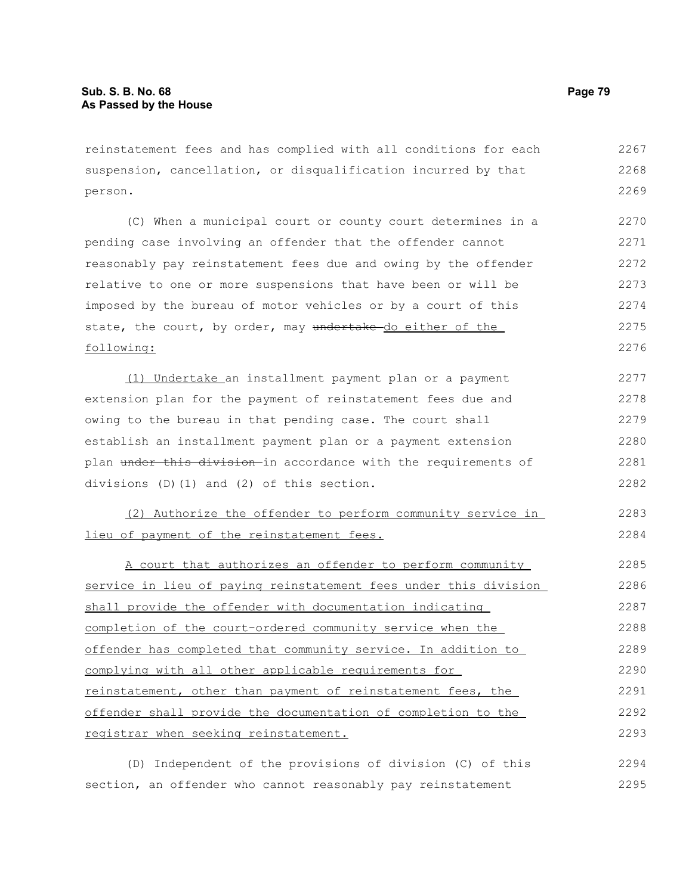reinstatement fees and has complied with all conditions for each suspension, cancellation, or disqualification incurred by that person.

(C) When a municipal court or county court determines in a pending case involving an offender that the offender cannot reasonably pay reinstatement fees due and owing by the offender relative to one or more suspensions that have been or will be imposed by the bureau of motor vehicles or by a court of this state, the court, by order, may ~~undertake~~ do either of the following:

(1) Undertake an installment payment plan or a payment extension plan for the payment of reinstatement fees due and owing to the bureau in that pending case. The court shall establish an installment payment plan or a payment extension plan ~~under this division~~ in accordance with the requirements of divisions (D)(1) and (2) of this section.

(2) Authorize the offender to perform community service in lieu of payment of the reinstatement fees.

A court that authorizes an offender to perform community service in lieu of paying reinstatement fees under this division shall provide the offender with documentation indicating completion of the court-ordered community service when the offender has completed that community service. In addition to complying with all other applicable requirements for reinstatement, other than payment of reinstatement fees, the offender shall provide the documentation of completion to the registrar when seeking reinstatement.

(D) Independent of the provisions of division (C) of this section, an offender who cannot reasonably pay reinstatement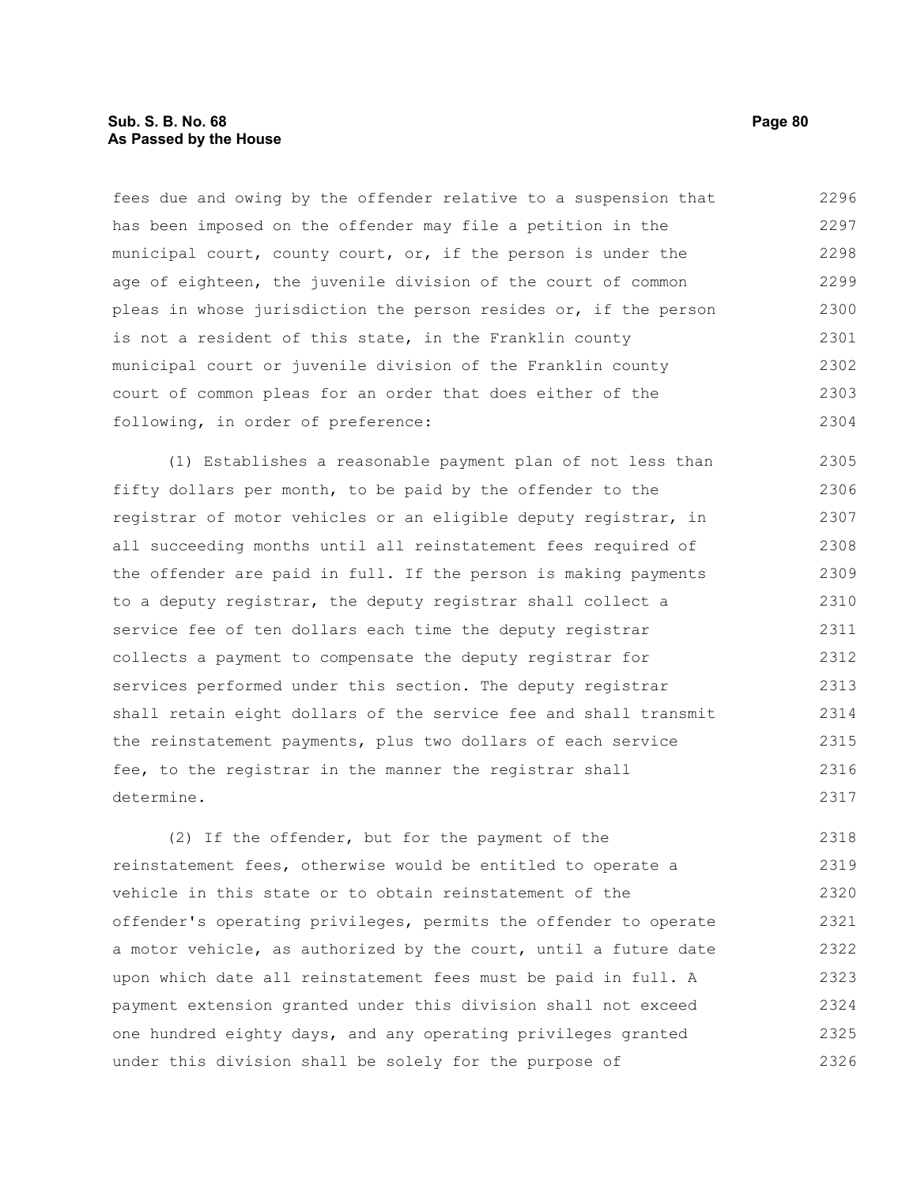fees due and owing by the offender relative to a suspension that has been imposed on the offender may file a petition in the municipal court, county court, or, if the person is under the age of eighteen, the juvenile division of the court of common pleas in whose jurisdiction the person resides or, if the person is not a resident of this state, in the Franklin county municipal court or juvenile division of the Franklin county court of common pleas for an order that does either of the following, in order of preference:

(1) Establishes a reasonable payment plan of not less than fifty dollars per month, to be paid by the offender to the registrar of motor vehicles or an eligible deputy registrar, in all succeeding months until all reinstatement fees required of the offender are paid in full. If the person is making payments to a deputy registrar, the deputy registrar shall collect a service fee of ten dollars each time the deputy registrar collects a payment to compensate the deputy registrar for services performed under this section. The deputy registrar shall retain eight dollars of the service fee and shall transmit the reinstatement payments, plus two dollars of each service fee, to the registrar in the manner the registrar shall determine.

(2) If the offender, but for the payment of the reinstatement fees, otherwise would be entitled to operate a vehicle in this state or to obtain reinstatement of the offender's operating privileges, permits the offender to operate a motor vehicle, as authorized by the court, until a future date upon which date all reinstatement fees must be paid in full. A payment extension granted under this division shall not exceed one hundred eighty days, and any operating privileges granted under this division shall be solely for the purpose of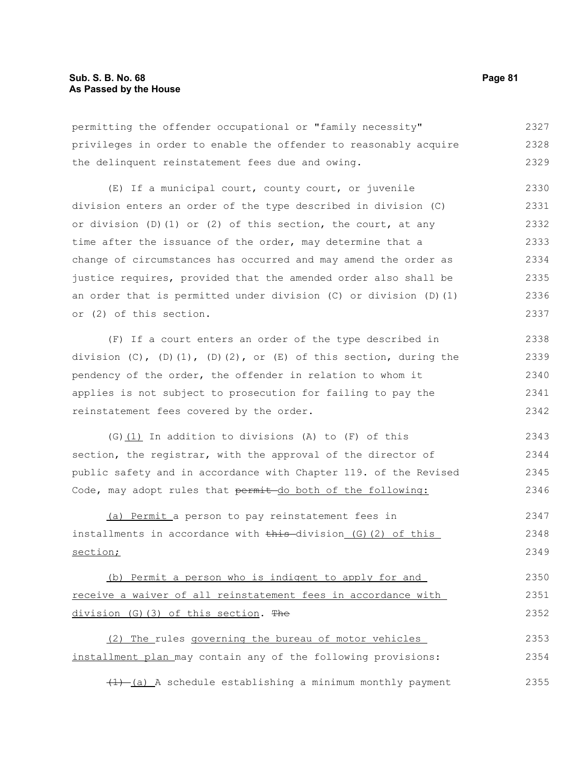permitting the offender occupational or "family necessity" privileges in order to enable the offender to reasonably acquire the delinquent reinstatement fees due and owing.

(E) If a municipal court, county court, or juvenile division enters an order of the type described in division (C) or division (D)(1) or (2) of this section, the court, at any time after the issuance of the order, may determine that a change of circumstances has occurred and may amend the order as justice requires, provided that the amended order also shall be an order that is permitted under division (C) or division (D)(1) or (2) of this section.

(F) If a court enters an order of the type described in division (C), (D)(1), (D)(2), or (E) of this section, during the pendency of the order, the offender in relation to whom it applies is not subject to prosecution for failing to pay the reinstatement fees covered by the order.

(G)<u>(1)</u> In addition to divisions (A) to (F) of this section, the registrar, with the approval of the director of public safety and in accordance with Chapter 119. of the Revised Code, may adopt rules that ~~permit~~ <u>do both of the following:</u>

<u>(a) Permit</u> a person to pay reinstatement fees in installments in accordance with ~~this~~ division <u>(G)(2) of this section;</u>

<u>(b) Permit a person who is indigent to apply for and receive a waiver of all reinstatement fees in accordance with division (G)(3) of this section</u>. ~~The~~

<u>(2) The</u> rules <u>governing the bureau of motor vehicles installment plan</u> may contain any of the following provisions:

~~(1)~~ <u>(a)</u> A schedule establishing a minimum monthly payment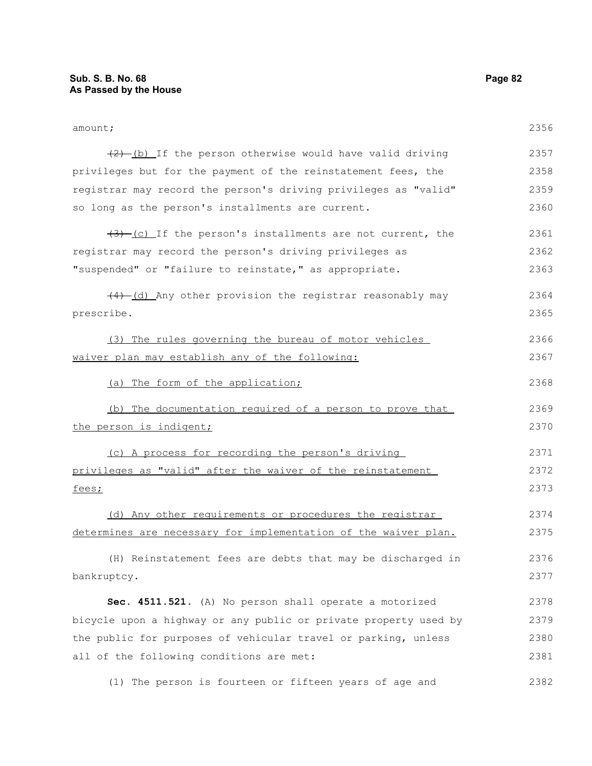amount;

~~(2)~~ (b) If the person otherwise would have valid driving privileges but for the payment of the reinstatement fees, the registrar may record the person's driving privileges as "valid" so long as the person's installments are current.

~~(3)~~ (c) If the person's installments are not current, the registrar may record the person's driving privileges as "suspended" or "failure to reinstate," as appropriate.

~~(4)~~ (d) Any other provision the registrar reasonably may prescribe.

(3) The rules governing the bureau of motor vehicles waiver plan may establish any of the following:

(a) The form of the application;

(b) The documentation required of a person to prove that the person is indigent;

(c) A process for recording the person's driving privileges as "valid" after the waiver of the reinstatement fees;

(d) Any other requirements or procedures the registrar determines are necessary for implementation of the waiver plan.

(H) Reinstatement fees are debts that may be discharged in bankruptcy.

**Sec. 4511.521.** (A) No person shall operate a motorized bicycle upon a highway or any public or private property used by the public for purposes of vehicular travel or parking, unless all of the following conditions are met:

(1) The person is fourteen or fifteen years of age and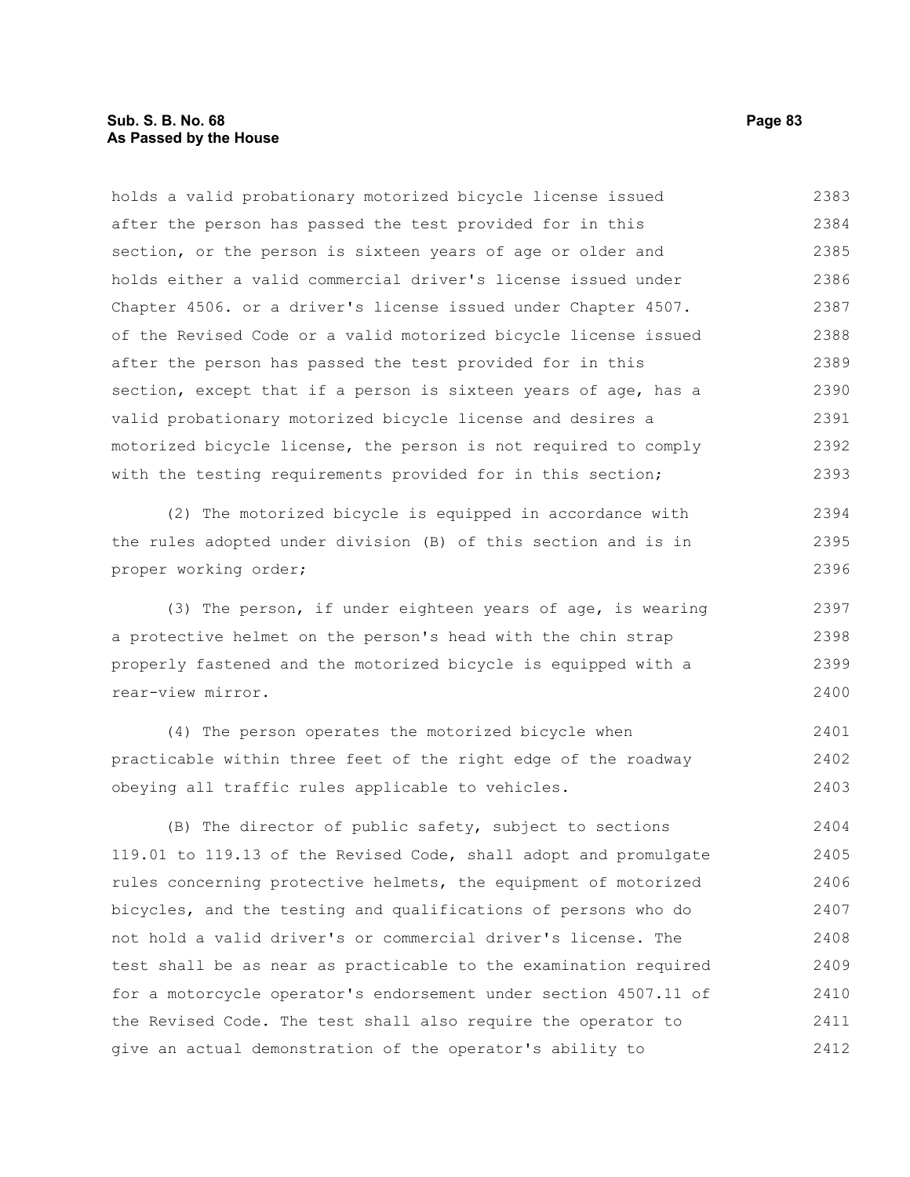holds a valid probationary motorized bicycle license issued after the person has passed the test provided for in this section, or the person is sixteen years of age or older and holds either a valid commercial driver's license issued under Chapter 4506. or a driver's license issued under Chapter 4507. of the Revised Code or a valid motorized bicycle license issued after the person has passed the test provided for in this section, except that if a person is sixteen years of age, has a valid probationary motorized bicycle license and desires a motorized bicycle license, the person is not required to comply with the testing requirements provided for in this section;

(2) The motorized bicycle is equipped in accordance with the rules adopted under division (B) of this section and is in proper working order;

(3) The person, if under eighteen years of age, is wearing a protective helmet on the person's head with the chin strap properly fastened and the motorized bicycle is equipped with a rear-view mirror.

(4) The person operates the motorized bicycle when practicable within three feet of the right edge of the roadway obeying all traffic rules applicable to vehicles.

(B) The director of public safety, subject to sections 119.01 to 119.13 of the Revised Code, shall adopt and promulgate rules concerning protective helmets, the equipment of motorized bicycles, and the testing and qualifications of persons who do not hold a valid driver's or commercial driver's license. The test shall be as near as practicable to the examination required for a motorcycle operator's endorsement under section 4507.11 of the Revised Code. The test shall also require the operator to give an actual demonstration of the operator's ability to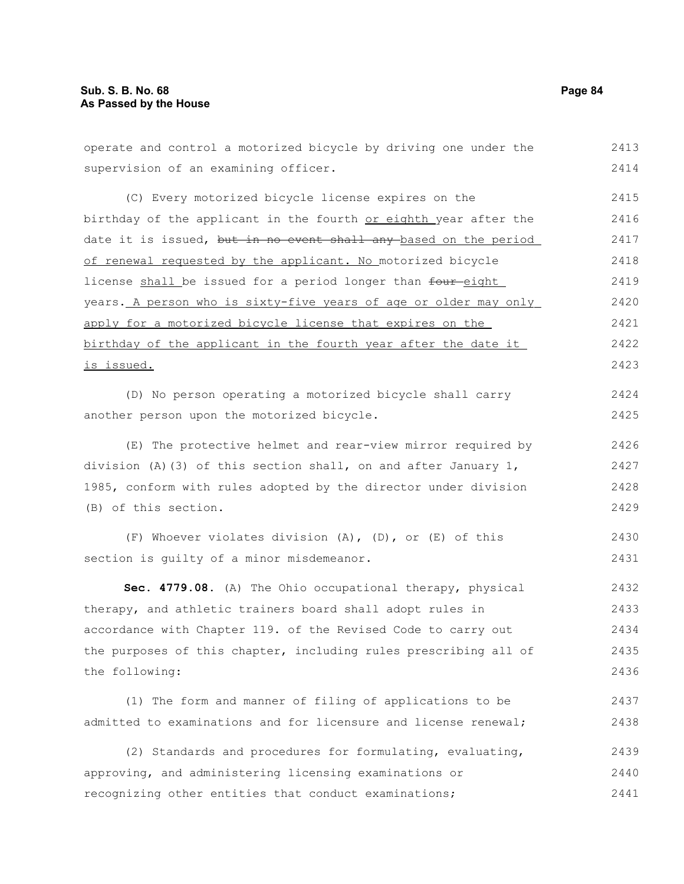operate and control a motorized bicycle by driving one under the supervision of an examining officer.

(C) Every motorized bicycle license expires on the birthday of the applicant in the fourth or eighth year after the date it is issued, ~~but in no event shall any~~ based on the period of renewal requested by the applicant. No motorized bicycle license shall be issued for a period longer than ~~four~~ eight years. A person who is sixty-five years of age or older may only apply for a motorized bicycle license that expires on the birthday of the applicant in the fourth year after the date it is issued.

(D) No person operating a motorized bicycle shall carry another person upon the motorized bicycle.

(E) The protective helmet and rear-view mirror required by division (A)(3) of this section shall, on and after January 1, 1985, conform with rules adopted by the director under division (B) of this section.

(F) Whoever violates division (A), (D), or (E) of this section is guilty of a minor misdemeanor.

**Sec. 4779.08.** (A) The Ohio occupational therapy, physical therapy, and athletic trainers board shall adopt rules in accordance with Chapter 119. of the Revised Code to carry out the purposes of this chapter, including rules prescribing all of the following:

(1) The form and manner of filing of applications to be admitted to examinations and for licensure and license renewal;

(2) Standards and procedures for formulating, evaluating, approving, and administering licensing examinations or recognizing other entities that conduct examinations;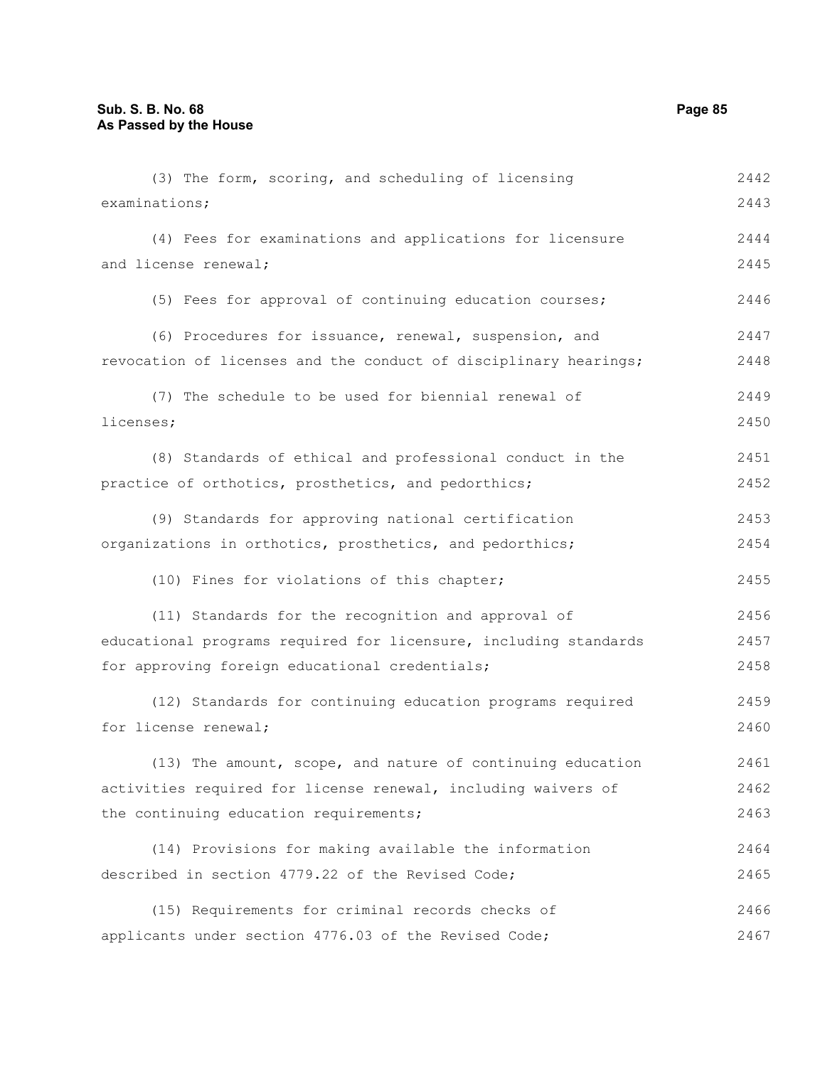(3) The form, scoring, and scheduling of licensing examinations;

(4) Fees for examinations and applications for licensure and license renewal;

(5) Fees for approval of continuing education courses;

(6) Procedures for issuance, renewal, suspension, and revocation of licenses and the conduct of disciplinary hearings;

(7) The schedule to be used for biennial renewal of licenses;

(8) Standards of ethical and professional conduct in the practice of orthotics, prosthetics, and pedorthics;

(9) Standards for approving national certification organizations in orthotics, prosthetics, and pedorthics;

(10) Fines for violations of this chapter;

(11) Standards for the recognition and approval of educational programs required for licensure, including standards for approving foreign educational credentials;

(12) Standards for continuing education programs required for license renewal;

(13) The amount, scope, and nature of continuing education activities required for license renewal, including waivers of the continuing education requirements;

(14) Provisions for making available the information described in section 4779.22 of the Revised Code;

(15) Requirements for criminal records checks of applicants under section 4776.03 of the Revised Code;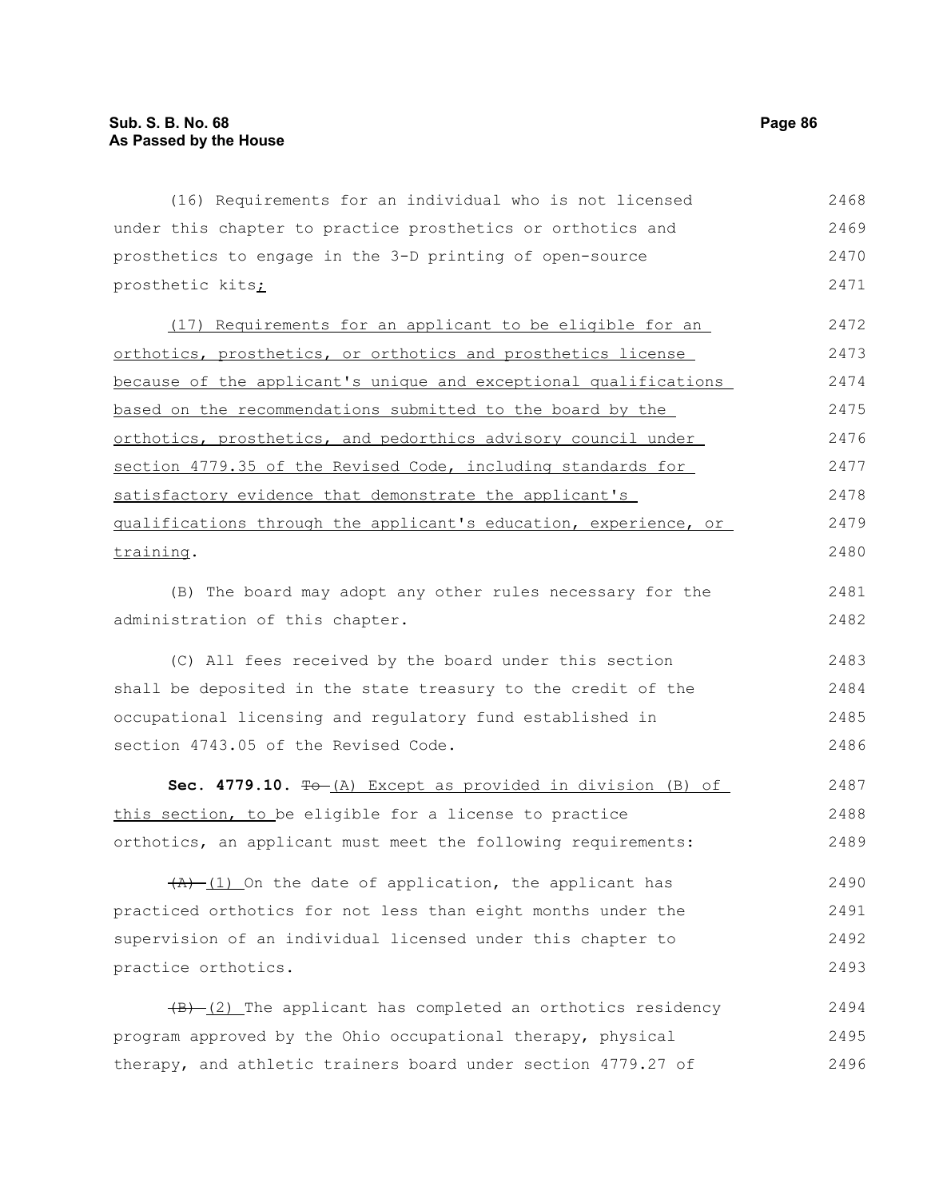(16) Requirements for an individual who is not licensed under this chapter to practice prosthetics or orthotics and prosthetics to engage in the 3-D printing of open-source prosthetic kits;

(17) Requirements for an applicant to be eligible for an orthotics, prosthetics, or orthotics and prosthetics license because of the applicant's unique and exceptional qualifications based on the recommendations submitted to the board by the orthotics, prosthetics, and pedorthics advisory council under section 4779.35 of the Revised Code, including standards for satisfactory evidence that demonstrate the applicant's qualifications through the applicant's education, experience, or training.

(B) The board may adopt any other rules necessary for the administration of this chapter.

(C) All fees received by the board under this section shall be deposited in the state treasury to the credit of the occupational licensing and regulatory fund established in section 4743.05 of the Revised Code.

**Sec. 4779.10.** ~~To~~ (A) Except as provided in division (B) of this section, to be eligible for a license to practice orthotics, an applicant must meet the following requirements:

~~(A)~~ (1) On the date of application, the applicant has practiced orthotics for not less than eight months under the supervision of an individual licensed under this chapter to practice orthotics.

~~(B)~~ (2) The applicant has completed an orthotics residency program approved by the Ohio occupational therapy, physical therapy, and athletic trainers board under section 4779.27 of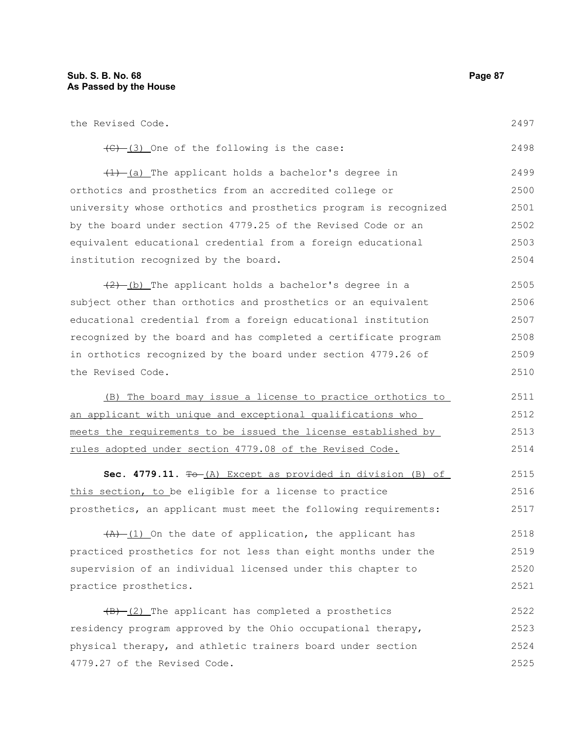the Revised Code.

~~(C)~~ (3) One of the following is the case:

~~(1)~~ (a) The applicant holds a bachelor's degree in orthotics and prosthetics from an accredited college or university whose orthotics and prosthetics program is recognized by the board under section 4779.25 of the Revised Code or an equivalent educational credential from a foreign educational institution recognized by the board.

~~(2)~~ (b) The applicant holds a bachelor's degree in a subject other than orthotics and prosthetics or an equivalent educational credential from a foreign educational institution recognized by the board and has completed a certificate program in orthotics recognized by the board under section 4779.26 of the Revised Code.

(B) The board may issue a license to practice orthotics to an applicant with unique and exceptional qualifications who meets the requirements to be issued the license established by rules adopted under section 4779.08 of the Revised Code.

**Sec. 4779.11.** ~~To~~ (A) Except as provided in division (B) of this section, to be eligible for a license to practice prosthetics, an applicant must meet the following requirements:

~~(A)~~ (1) On the date of application, the applicant has practiced prosthetics for not less than eight months under the supervision of an individual licensed under this chapter to practice prosthetics.

~~(B)~~ (2) The applicant has completed a prosthetics residency program approved by the Ohio occupational therapy, physical therapy, and athletic trainers board under section 4779.27 of the Revised Code.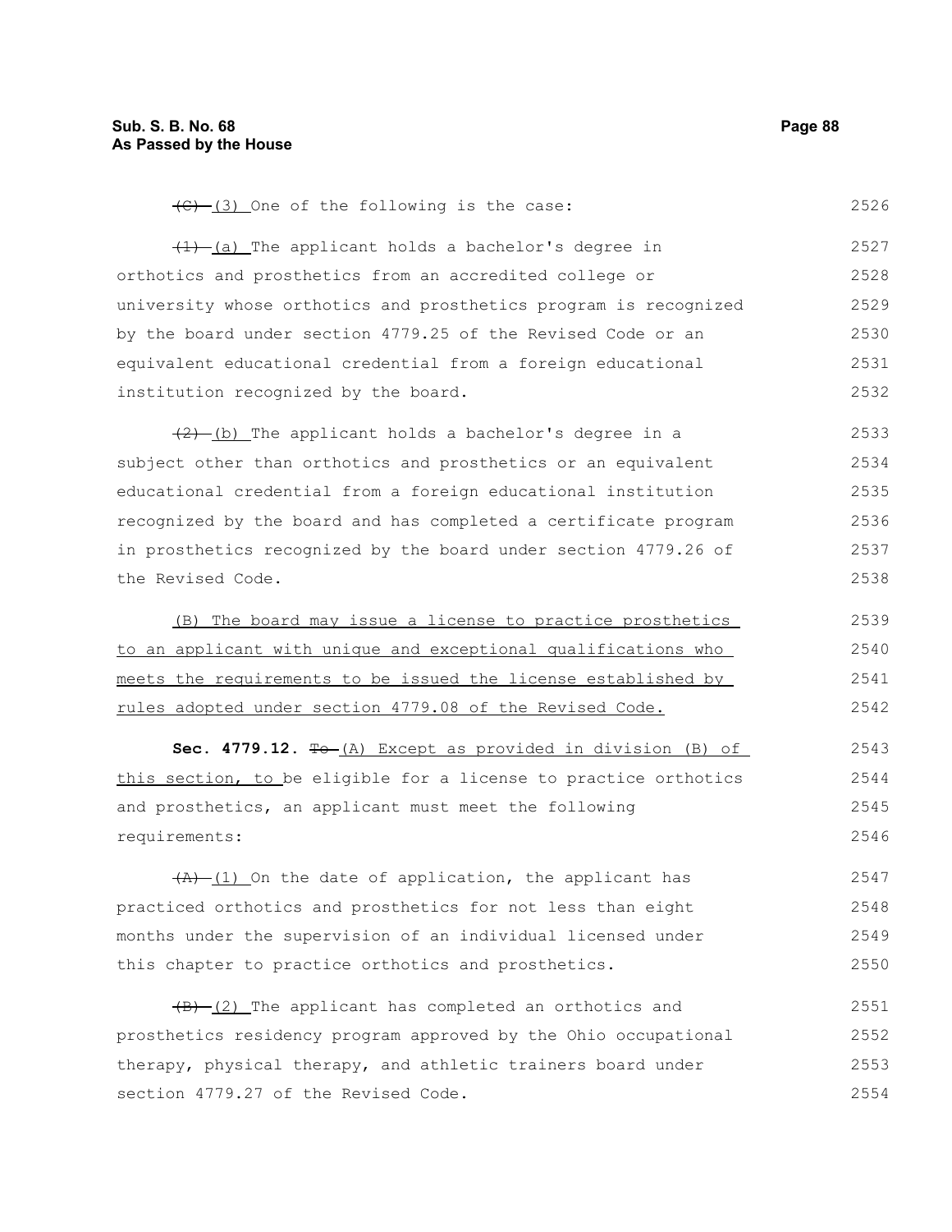~~(C)~~ (3) One of the following is the case:

~~(1)~~ (a) The applicant holds a bachelor's degree in orthotics and prosthetics from an accredited college or university whose orthotics and prosthetics program is recognized by the board under section 4779.25 of the Revised Code or an equivalent educational credential from a foreign educational institution recognized by the board.

~~(2)~~ (b) The applicant holds a bachelor's degree in a subject other than orthotics and prosthetics or an equivalent educational credential from a foreign educational institution recognized by the board and has completed a certificate program in prosthetics recognized by the board under section 4779.26 of the Revised Code.

<u>(B) The board may issue a license to practice prosthetics to an applicant with unique and exceptional qualifications who meets the requirements to be issued the license established by rules adopted under section 4779.08 of the Revised Code.</u>

**Sec. 4779.12.** ~~To~~ <u>(A) Except as provided in division (B) of this section, to</u> be eligible for a license to practice orthotics and prosthetics, an applicant must meet the following requirements:

~~(A)~~ (1) On the date of application, the applicant has practiced orthotics and prosthetics for not less than eight months under the supervision of an individual licensed under this chapter to practice orthotics and prosthetics.

~~(B)~~ (2) The applicant has completed an orthotics and prosthetics residency program approved by the Ohio occupational therapy, physical therapy, and athletic trainers board under section 4779.27 of the Revised Code.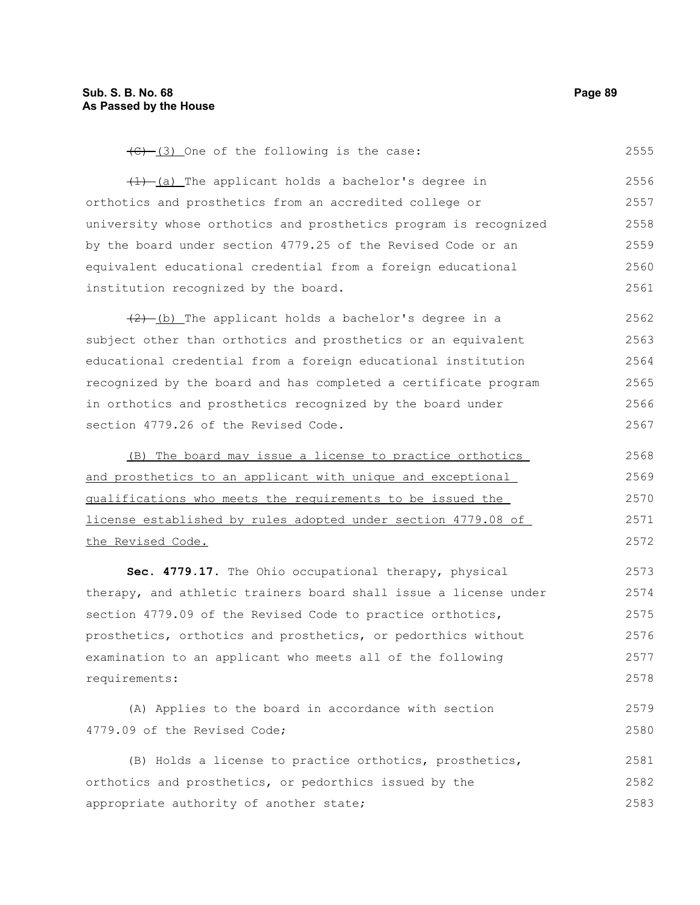~~(C)~~ (3) One of the following is the case:

~~(1)~~ (a) The applicant holds a bachelor's degree in orthotics and prosthetics from an accredited college or university whose orthotics and prosthetics program is recognized by the board under section 4779.25 of the Revised Code or an equivalent educational credential from a foreign educational institution recognized by the board.

~~(2)~~ (b) The applicant holds a bachelor's degree in a subject other than orthotics and prosthetics or an equivalent educational credential from a foreign educational institution recognized by the board and has completed a certificate program in orthotics and prosthetics recognized by the board under section 4779.26 of the Revised Code.

<u>(B) The board may issue a license to practice orthotics and prosthetics to an applicant with unique and exceptional qualifications who meets the requirements to be issued the license established by rules adopted under section 4779.08 of the Revised Code.</u>

**Sec. 4779.17.** The Ohio occupational therapy, physical therapy, and athletic trainers board shall issue a license under section 4779.09 of the Revised Code to practice orthotics, prosthetics, orthotics and prosthetics, or pedorthics without examination to an applicant who meets all of the following requirements:

(A) Applies to the board in accordance with section 4779.09 of the Revised Code;

(B) Holds a license to practice orthotics, prosthetics, orthotics and prosthetics, or pedorthics issued by the appropriate authority of another state;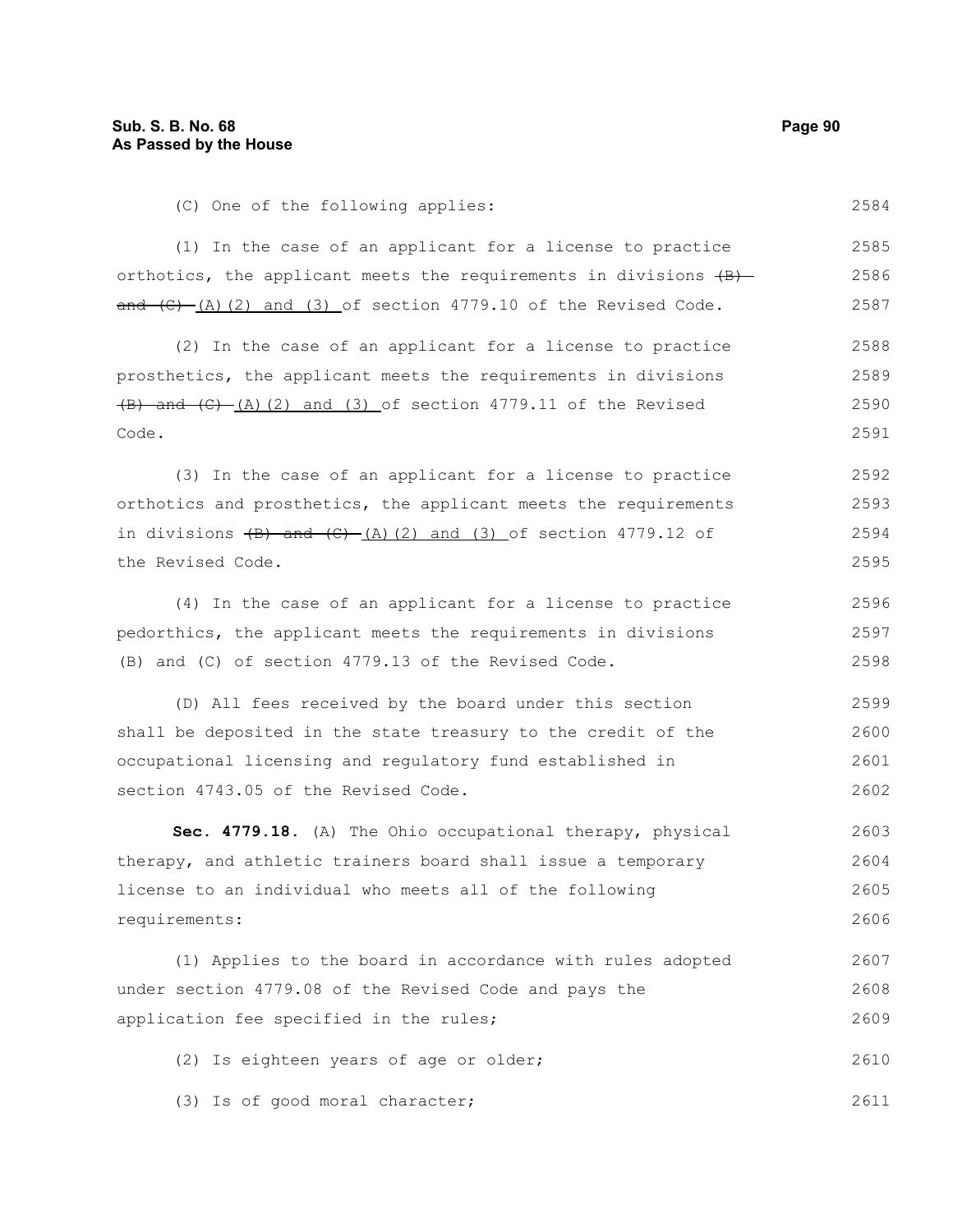(C) One of the following applies:

(1) In the case of an applicant for a license to practice orthotics, the applicant meets the requirements in divisions ~~(B) and (C)~~ (A)(2) and (3) of section 4779.10 of the Revised Code.

(2) In the case of an applicant for a license to practice prosthetics, the applicant meets the requirements in divisions ~~(B) and (C)~~ (A)(2) and (3) of section 4779.11 of the Revised Code.

(3) In the case of an applicant for a license to practice orthotics and prosthetics, the applicant meets the requirements in divisions ~~(B) and (C)~~ (A)(2) and (3) of section 4779.12 of the Revised Code.

(4) In the case of an applicant for a license to practice pedorthics, the applicant meets the requirements in divisions (B) and (C) of section 4779.13 of the Revised Code.

(D) All fees received by the board under this section shall be deposited in the state treasury to the credit of the occupational licensing and regulatory fund established in section 4743.05 of the Revised Code.

**Sec. 4779.18.** (A) The Ohio occupational therapy, physical therapy, and athletic trainers board shall issue a temporary license to an individual who meets all of the following requirements:

(1) Applies to the board in accordance with rules adopted under section 4779.08 of the Revised Code and pays the application fee specified in the rules;

(2) Is eighteen years of age or older;

(3) Is of good moral character;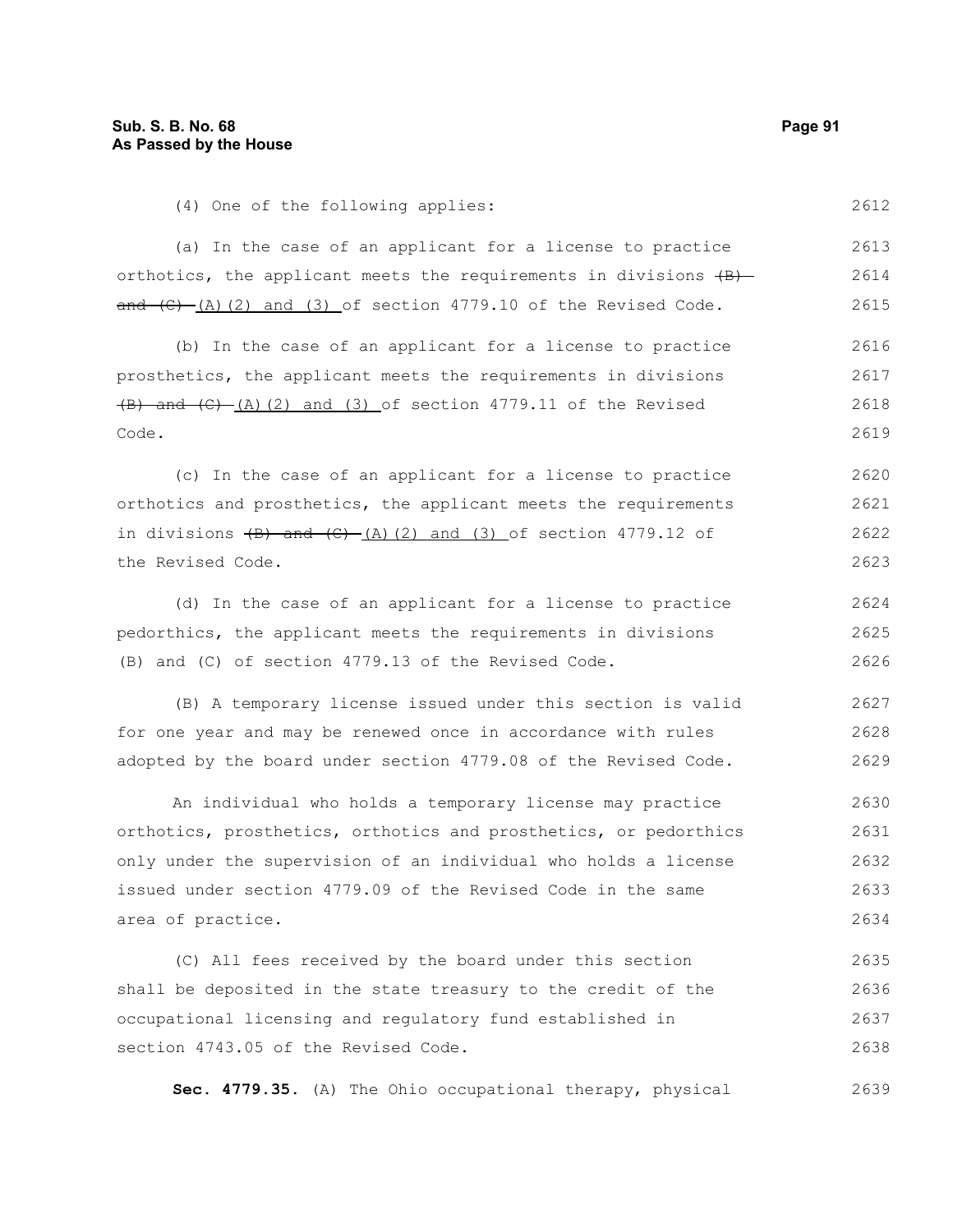(4) One of the following applies:

(a) In the case of an applicant for a license to practice orthotics, the applicant meets the requirements in divisions ~~(B) and (C)~~ (A)(2) and (3) of section 4779.10 of the Revised Code.

(b) In the case of an applicant for a license to practice prosthetics, the applicant meets the requirements in divisions ~~(B) and (C)~~ (A)(2) and (3) of section 4779.11 of the Revised Code.

(c) In the case of an applicant for a license to practice orthotics and prosthetics, the applicant meets the requirements in divisions ~~(B) and (C)~~ (A)(2) and (3) of section 4779.12 of the Revised Code.

(d) In the case of an applicant for a license to practice pedorthics, the applicant meets the requirements in divisions (B) and (C) of section 4779.13 of the Revised Code.

(B) A temporary license issued under this section is valid for one year and may be renewed once in accordance with rules adopted by the board under section 4779.08 of the Revised Code.

An individual who holds a temporary license may practice orthotics, prosthetics, orthotics and prosthetics, or pedorthics only under the supervision of an individual who holds a license issued under section 4779.09 of the Revised Code in the same area of practice.

(C) All fees received by the board under this section shall be deposited in the state treasury to the credit of the occupational licensing and regulatory fund established in section 4743.05 of the Revised Code.

**Sec. 4779.35.** (A) The Ohio occupational therapy, physical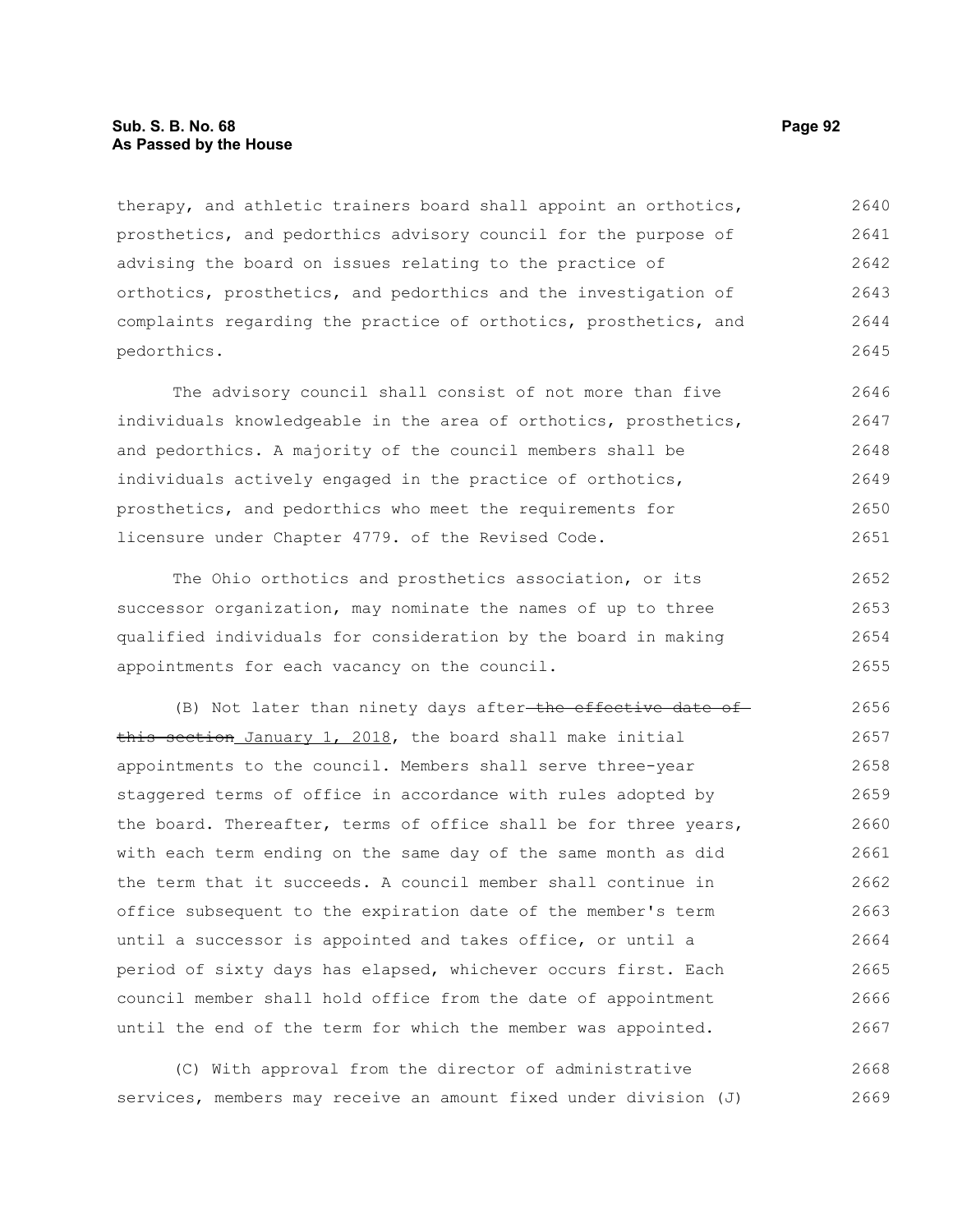therapy, and athletic trainers board shall appoint an orthotics, prosthetics, and pedorthics advisory council for the purpose of advising the board on issues relating to the practice of orthotics, prosthetics, and pedorthics and the investigation of complaints regarding the practice of orthotics, prosthetics, and pedorthics.

The advisory council shall consist of not more than five individuals knowledgeable in the area of orthotics, prosthetics, and pedorthics. A majority of the council members shall be individuals actively engaged in the practice of orthotics, prosthetics, and pedorthics who meet the requirements for licensure under Chapter 4779. of the Revised Code.

The Ohio orthotics and prosthetics association, or its successor organization, may nominate the names of up to three qualified individuals for consideration by the board in making appointments for each vacancy on the council.

(B) Not later than ninety days after ~~the effective date of this section~~ January 1, 2018, the board shall make initial appointments to the council. Members shall serve three-year staggered terms of office in accordance with rules adopted by the board. Thereafter, terms of office shall be for three years, with each term ending on the same day of the same month as did the term that it succeeds. A council member shall continue in office subsequent to the expiration date of the member's term until a successor is appointed and takes office, or until a period of sixty days has elapsed, whichever occurs first. Each council member shall hold office from the date of appointment until the end of the term for which the member was appointed.

(C) With approval from the director of administrative services, members may receive an amount fixed under division (J)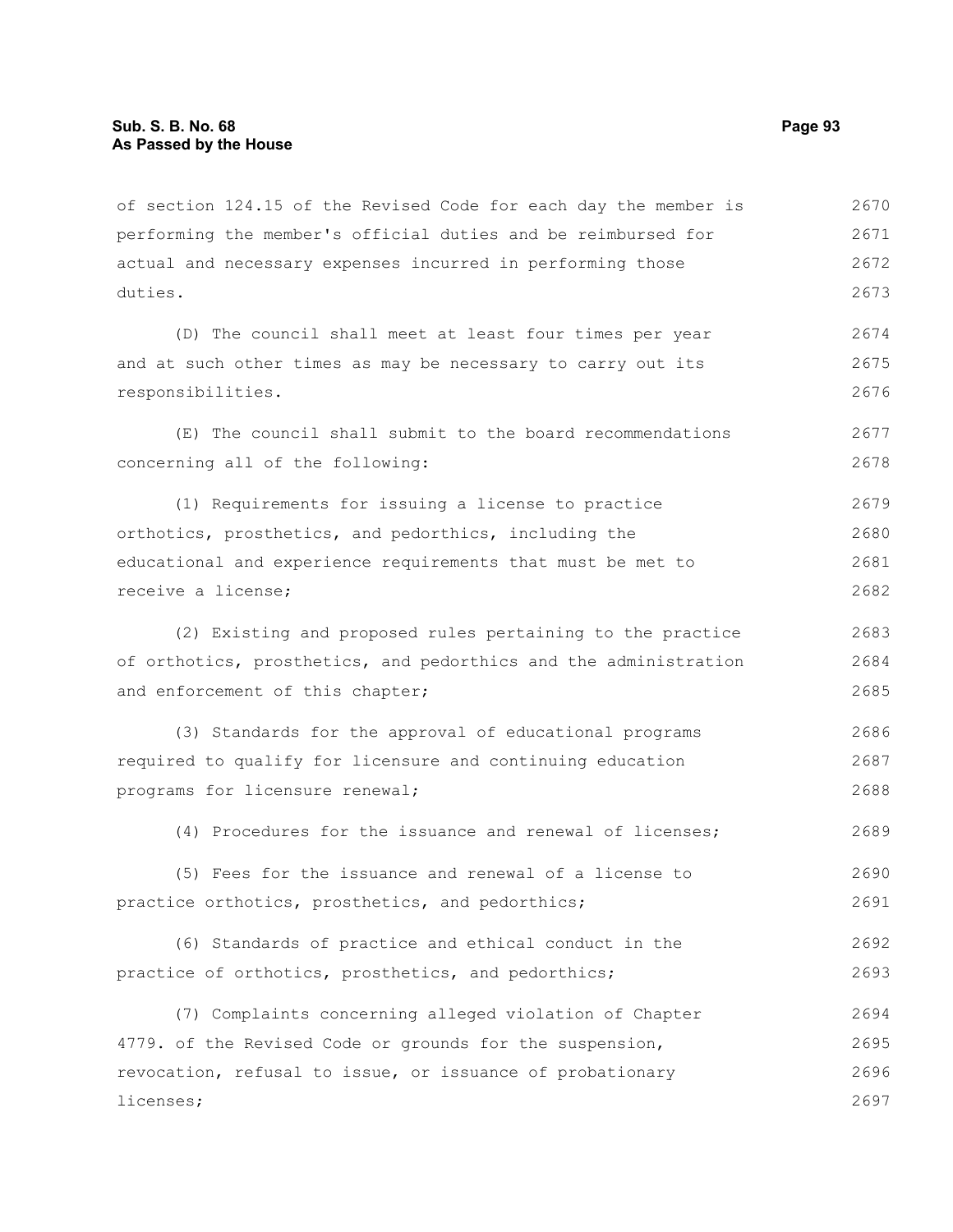of section 124.15 of the Revised Code for each day the member is performing the member's official duties and be reimbursed for actual and necessary expenses incurred in performing those duties.

(D) The council shall meet at least four times per year and at such other times as may be necessary to carry out its responsibilities.

(E) The council shall submit to the board recommendations concerning all of the following:

(1) Requirements for issuing a license to practice orthotics, prosthetics, and pedorthics, including the educational and experience requirements that must be met to receive a license;

(2) Existing and proposed rules pertaining to the practice of orthotics, prosthetics, and pedorthics and the administration and enforcement of this chapter;

(3) Standards for the approval of educational programs required to qualify for licensure and continuing education programs for licensure renewal;

(4) Procedures for the issuance and renewal of licenses;

(5) Fees for the issuance and renewal of a license to practice orthotics, prosthetics, and pedorthics;

(6) Standards of practice and ethical conduct in the practice of orthotics, prosthetics, and pedorthics;

(7) Complaints concerning alleged violation of Chapter 4779. of the Revised Code or grounds for the suspension, revocation, refusal to issue, or issuance of probationary licenses;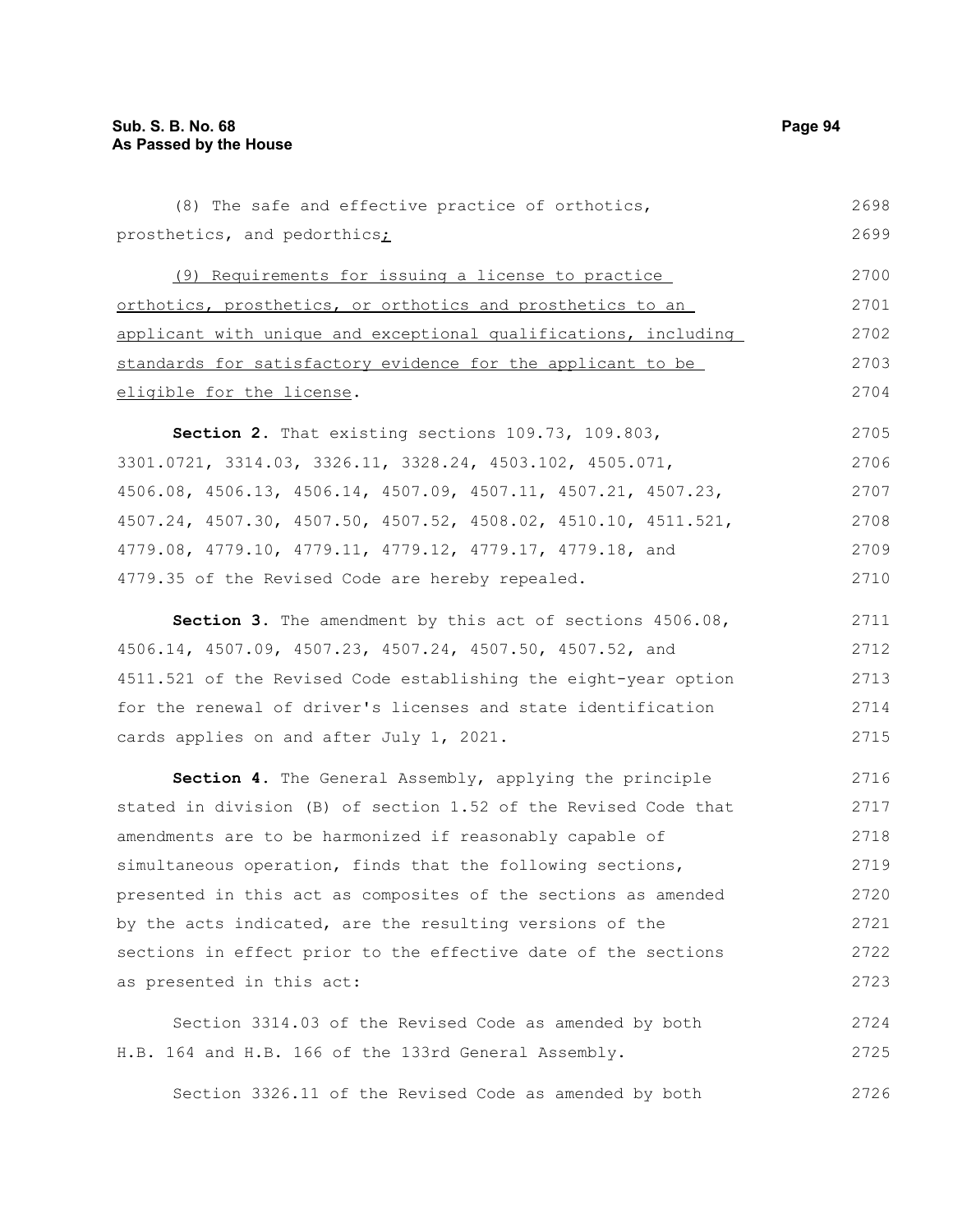(8) The safe and effective practice of orthotics, prosthetics, and pedorthics;

(9) Requirements for issuing a license to practice orthotics, prosthetics, or orthotics and prosthetics to an applicant with unique and exceptional qualifications, including standards for satisfactory evidence for the applicant to be eligible for the license.

**Section 2.** That existing sections 109.73, 109.803, 3301.0721, 3314.03, 3326.11, 3328.24, 4503.102, 4505.071, 4506.08, 4506.13, 4506.14, 4507.09, 4507.11, 4507.21, 4507.23, 4507.24, 4507.30, 4507.50, 4507.52, 4508.02, 4510.10, 4511.521, 4779.08, 4779.10, 4779.11, 4779.12, 4779.17, 4779.18, and 4779.35 of the Revised Code are hereby repealed.

**Section 3.** The amendment by this act of sections 4506.08, 4506.14, 4507.09, 4507.23, 4507.24, 4507.50, 4507.52, and 4511.521 of the Revised Code establishing the eight-year option for the renewal of driver's licenses and state identification cards applies on and after July 1, 2021.

**Section 4.** The General Assembly, applying the principle stated in division (B) of section 1.52 of the Revised Code that amendments are to be harmonized if reasonably capable of simultaneous operation, finds that the following sections, presented in this act as composites of the sections as amended by the acts indicated, are the resulting versions of the sections in effect prior to the effective date of the sections as presented in this act:

Section 3314.03 of the Revised Code as amended by both H.B. 164 and H.B. 166 of the 133rd General Assembly.

Section 3326.11 of the Revised Code as amended by both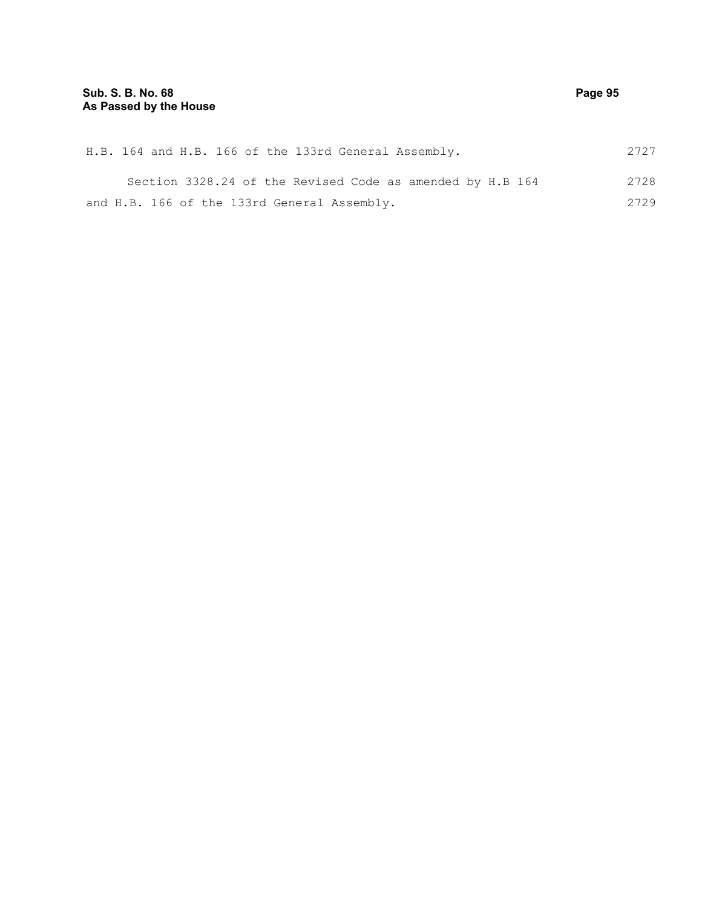H.B. 164 and H.B. 166 of the 133rd General Assembly. 2727

Section 3328.24 of the Revised Code as amended by H.B 164 2728
and H.B. 166 of the 133rd General Assembly. 2729